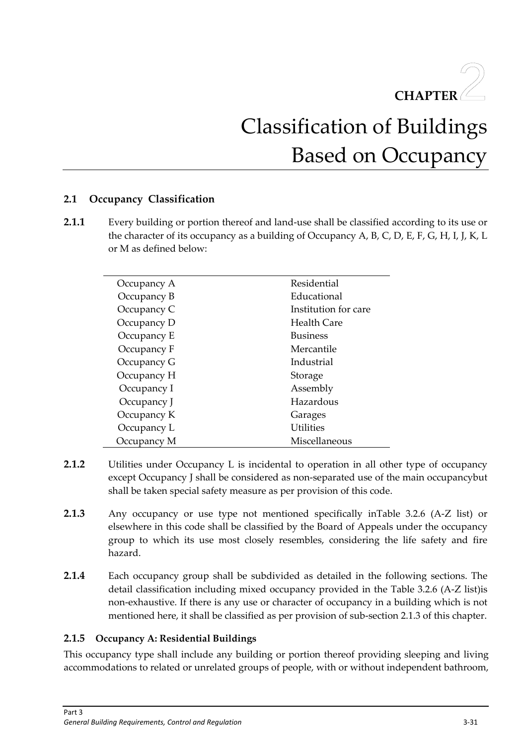# CHAPTER 2

# Classification of Buildings Based on Occupancy

## 2.1 Occupancy Classification

**2.1.1** Every building or portion thereof and land-use shall be classified according to its use or the character of its occupancy as a building of Occupancy A, B, C, D, E, F, G, H, I, J, K, L or M as defined below:

| | |
|---|---|
| Occupancy A | Residential |
| Occupancy B | Educational |
| Occupancy C | Institution for care |
| Occupancy D | Health Care |
| Occupancy E | Business |
| Occupancy F | Mercantile |
| Occupancy G | Industrial |
| Occupancy H | Storage |
| Occupancy I | Assembly |
| Occupancy J | Hazardous |
| Occupancy K | Garages |
| Occupancy L | Utilities |
| Occupancy M | Miscellaneous |

**2.1.2** Utilities under Occupancy L is incidental to operation in all other type of occupancy except Occupancy J shall be considered as non-separated use of the main occupancybut shall be taken special safety measure as per provision of this code.

**2.1.3** Any occupancy or use type not mentioned specifically inTable 3.2.6 (A-Z list) or elsewhere in this code shall be classified by the Board of Appeals under the occupancy group to which its use most closely resembles, considering the life safety and fire hazard.

**2.1.4** Each occupancy group shall be subdivided as detailed in the following sections. The detail classification including mixed occupancy provided in the Table 3.2.6 (A-Z list)is non-exhaustive. If there is any use or character of occupancy in a building which is not mentioned here, it shall be classified as per provision of sub-section 2.1.3 of this chapter.

### 2.1.5 Occupancy A: Residential Buildings

This occupancy type shall include any building or portion thereof providing sleeping and living accommodations to related or unrelated groups of people, with or without independent bathroom,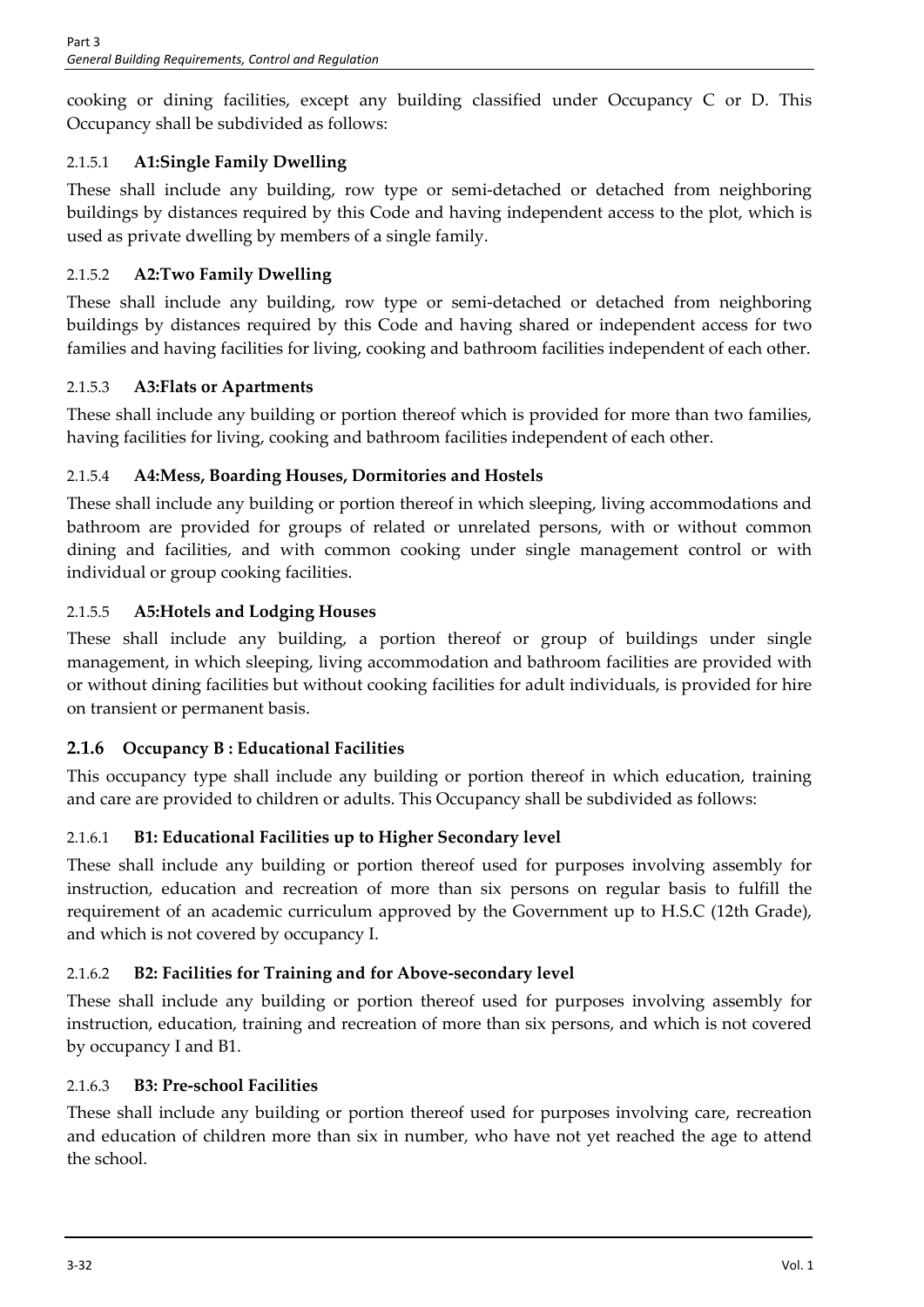cooking or dining facilities, except any building classified under Occupancy C or D. This Occupancy shall be subdivided as follows:

#### 2.1.5.1 **A1:Single Family Dwelling**

These shall include any building, row type or semi-detached or detached from neighboring buildings by distances required by this Code and having independent access to the plot, which is used as private dwelling by members of a single family.

#### 2.1.5.2 **A2:Two Family Dwelling**

These shall include any building, row type or semi-detached or detached from neighboring buildings by distances required by this Code and having shared or independent access for two families and having facilities for living, cooking and bathroom facilities independent of each other.

#### 2.1.5.3 **A3:Flats or Apartments**

These shall include any building or portion thereof which is provided for more than two families, having facilities for living, cooking and bathroom facilities independent of each other.

#### 2.1.5.4 **A4:Mess, Boarding Houses, Dormitories and Hostels**

These shall include any building or portion thereof in which sleeping, living accommodations and bathroom are provided for groups of related or unrelated persons, with or without common dining and facilities, and with common cooking under single management control or with individual or group cooking facilities.

#### 2.1.5.5 **A5:Hotels and Lodging Houses**

These shall include any building, a portion thereof or group of buildings under single management, in which sleeping, living accommodation and bathroom facilities are provided with or without dining facilities but without cooking facilities for adult individuals, is provided for hire on transient or permanent basis.

### 2.1.6 Occupancy B : Educational Facilities

This occupancy type shall include any building or portion thereof in which education, training and care are provided to children or adults. This Occupancy shall be subdivided as follows:

#### 2.1.6.1 **B1: Educational Facilities up to Higher Secondary level**

These shall include any building or portion thereof used for purposes involving assembly for instruction, education and recreation of more than six persons on regular basis to fulfill the requirement of an academic curriculum approved by the Government up to H.S.C (12th Grade), and which is not covered by occupancy I.

#### 2.1.6.2 **B2: Facilities for Training and for Above-secondary level**

These shall include any building or portion thereof used for purposes involving assembly for instruction, education, training and recreation of more than six persons, and which is not covered by occupancy I and B1.

#### 2.1.6.3 **B3: Pre-school Facilities**

These shall include any building or portion thereof used for purposes involving care, recreation and education of children more than six in number, who have not yet reached the age to attend the school.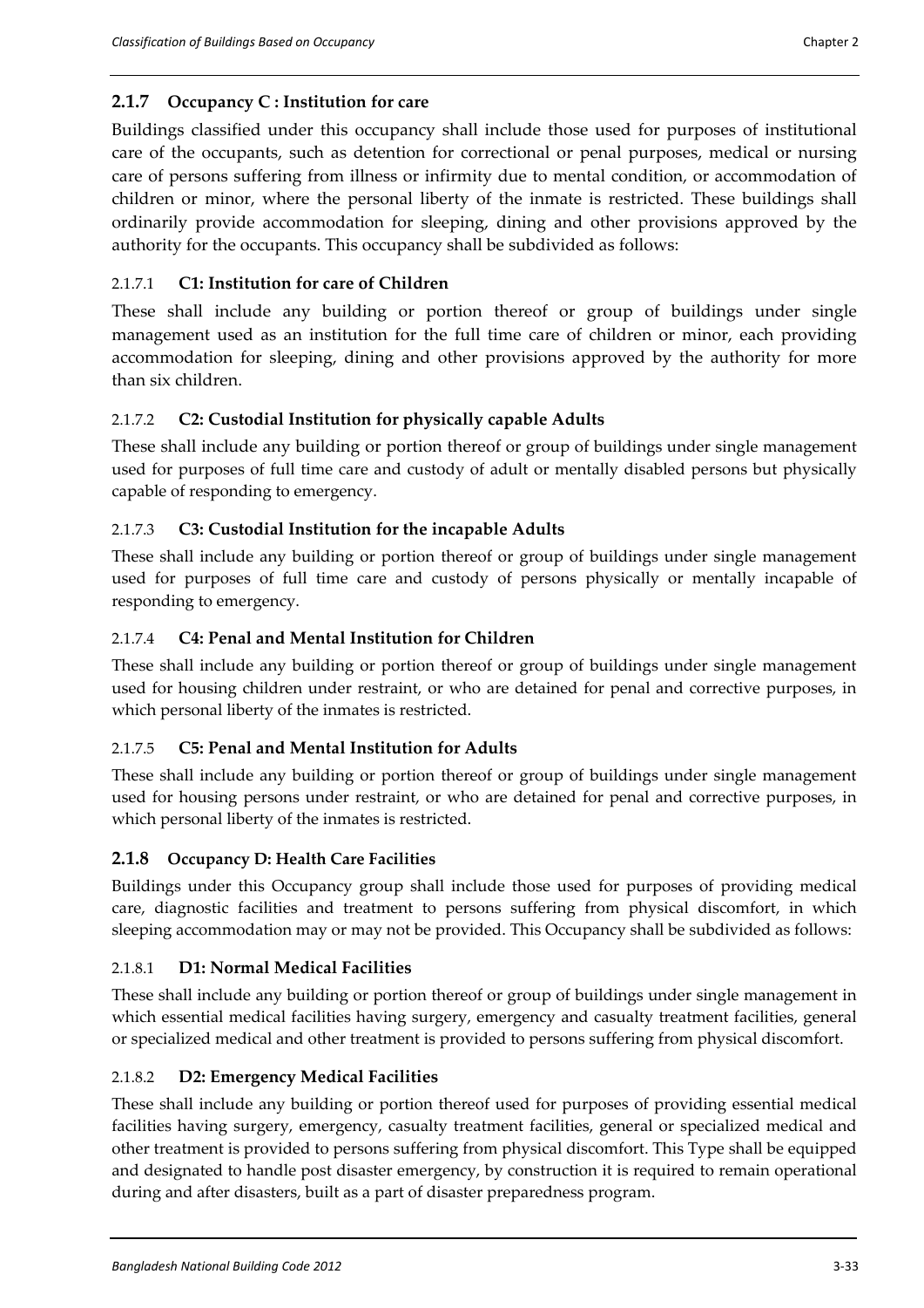### 2.1.7 Occupancy C : Institution for care

Buildings classified under this occupancy shall include those used for purposes of institutional care of the occupants, such as detention for correctional or penal purposes, medical or nursing care of persons suffering from illness or infirmity due to mental condition, or accommodation of children or minor, where the personal liberty of the inmate is restricted. These buildings shall ordinarily provide accommodation for sleeping, dining and other provisions approved by the authority for the occupants. This occupancy shall be subdivided as follows:

#### 2.1.7.1 C1: Institution for care of Children

These shall include any building or portion thereof or group of buildings under single management used as an institution for the full time care of children or minor, each providing accommodation for sleeping, dining and other provisions approved by the authority for more than six children.

#### 2.1.7.2 C2: Custodial Institution for physically capable Adults

These shall include any building or portion thereof or group of buildings under single management used for purposes of full time care and custody of adult or mentally disabled persons but physically capable of responding to emergency.

#### 2.1.7.3 C3: Custodial Institution for the incapable Adults

These shall include any building or portion thereof or group of buildings under single management used for purposes of full time care and custody of persons physically or mentally incapable of responding to emergency.

#### 2.1.7.4 C4: Penal and Mental Institution for Children

These shall include any building or portion thereof or group of buildings under single management used for housing children under restraint, or who are detained for penal and corrective purposes, in which personal liberty of the inmates is restricted.

#### 2.1.7.5 C5: Penal and Mental Institution for Adults

These shall include any building or portion thereof or group of buildings under single management used for housing persons under restraint, or who are detained for penal and corrective purposes, in which personal liberty of the inmates is restricted.

### 2.1.8 Occupancy D: Health Care Facilities

Buildings under this Occupancy group shall include those used for purposes of providing medical care, diagnostic facilities and treatment to persons suffering from physical discomfort, in which sleeping accommodation may or may not be provided. This Occupancy shall be subdivided as follows:

#### 2.1.8.1 D1: Normal Medical Facilities

These shall include any building or portion thereof or group of buildings under single management in which essential medical facilities having surgery, emergency and casualty treatment facilities, general or specialized medical and other treatment is provided to persons suffering from physical discomfort.

#### 2.1.8.2 D2: Emergency Medical Facilities

These shall include any building or portion thereof used for purposes of providing essential medical facilities having surgery, emergency, casualty treatment facilities, general or specialized medical and other treatment is provided to persons suffering from physical discomfort. This Type shall be equipped and designated to handle post disaster emergency, by construction it is required to remain operational during and after disasters, built as a part of disaster preparedness program.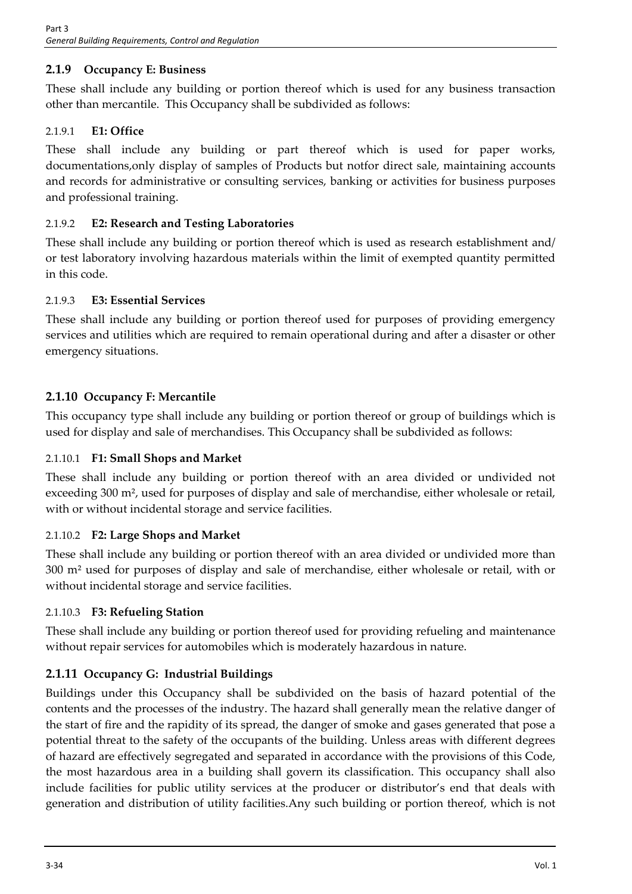### 2.1.9 Occupancy E: Business

These shall include any building or portion thereof which is used for any business transaction other than mercantile. This Occupancy shall be subdivided as follows:

#### 2.1.9.1 E1: Office

These shall include any building or part thereof which is used for paper works, documentations,only display of samples of Products but notfor direct sale, maintaining accounts and records for administrative or consulting services, banking or activities for business purposes and professional training.

#### 2.1.9.2 E2: Research and Testing Laboratories

These shall include any building or portion thereof which is used as research establishment and/ or test laboratory involving hazardous materials within the limit of exempted quantity permitted in this code.

#### 2.1.9.3 E3: Essential Services

These shall include any building or portion thereof used for purposes of providing emergency services and utilities which are required to remain operational during and after a disaster or other emergency situations.

### 2.1.10 Occupancy F: Mercantile

This occupancy type shall include any building or portion thereof or group of buildings which is used for display and sale of merchandises. This Occupancy shall be subdivided as follows:

#### 2.1.10.1 F1: Small Shops and Market

These shall include any building or portion thereof with an area divided or undivided not exceeding 300 m², used for purposes of display and sale of merchandise, either wholesale or retail, with or without incidental storage and service facilities.

#### 2.1.10.2 F2: Large Shops and Market

These shall include any building or portion thereof with an area divided or undivided more than 300 m² used for purposes of display and sale of merchandise, either wholesale or retail, with or without incidental storage and service facilities.

#### 2.1.10.3 F3: Refueling Station

These shall include any building or portion thereof used for providing refueling and maintenance without repair services for automobiles which is moderately hazardous in nature.

### 2.1.11 Occupancy G: Industrial Buildings

Buildings under this Occupancy shall be subdivided on the basis of hazard potential of the contents and the processes of the industry. The hazard shall generally mean the relative danger of the start of fire and the rapidity of its spread, the danger of smoke and gases generated that pose a potential threat to the safety of the occupants of the building. Unless areas with different degrees of hazard are effectively segregated and separated in accordance with the provisions of this Code, the most hazardous area in a building shall govern its classification. This occupancy shall also include facilities for public utility services at the producer or distributor's end that deals with generation and distribution of utility facilities.Any such building or portion thereof, which is not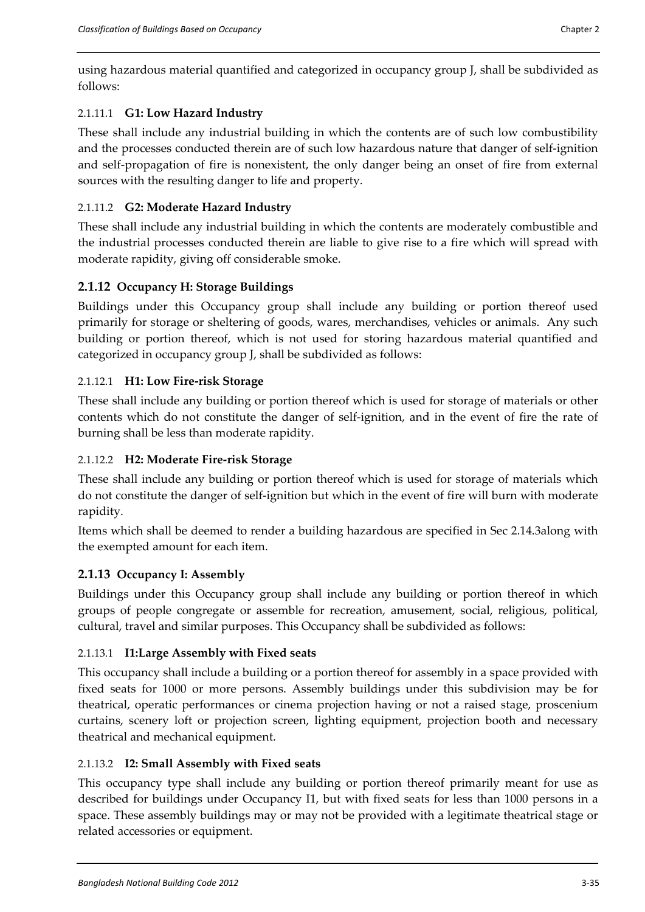using hazardous material quantified and categorized in occupancy group J, shall be subdivided as follows:

#### 2.1.11.1 **G1: Low Hazard Industry**

These shall include any industrial building in which the contents are of such low combustibility and the processes conducted therein are of such low hazardous nature that danger of self-ignition and self-propagation of fire is nonexistent, the only danger being an onset of fire from external sources with the resulting danger to life and property.

#### 2.1.11.2 **G2: Moderate Hazard Industry**

These shall include any industrial building in which the contents are moderately combustible and the industrial processes conducted therein are liable to give rise to a fire which will spread with moderate rapidity, giving off considerable smoke.

### 2.1.12 Occupancy H: Storage Buildings

Buildings under this Occupancy group shall include any building or portion thereof used primarily for storage or sheltering of goods, wares, merchandises, vehicles or animals. Any such building or portion thereof, which is not used for storing hazardous material quantified and categorized in occupancy group J, shall be subdivided as follows:

#### 2.1.12.1 **H1: Low Fire-risk Storage**

These shall include any building or portion thereof which is used for storage of materials or other contents which do not constitute the danger of self-ignition, and in the event of fire the rate of burning shall be less than moderate rapidity.

#### 2.1.12.2 **H2: Moderate Fire-risk Storage**

These shall include any building or portion thereof which is used for storage of materials which do not constitute the danger of self-ignition but which in the event of fire will burn with moderate rapidity.

Items which shall be deemed to render a building hazardous are specified in Sec 2.14.3along with the exempted amount for each item.

### 2.1.13 Occupancy I: Assembly

Buildings under this Occupancy group shall include any building or portion thereof in which groups of people congregate or assemble for recreation, amusement, social, religious, political, cultural, travel and similar purposes. This Occupancy shall be subdivided as follows:

#### 2.1.13.1 **I1:Large Assembly with Fixed seats**

This occupancy shall include a building or a portion thereof for assembly in a space provided with fixed seats for 1000 or more persons. Assembly buildings under this subdivision may be for theatrical, operatic performances or cinema projection having or not a raised stage, proscenium curtains, scenery loft or projection screen, lighting equipment, projection booth and necessary theatrical and mechanical equipment.

#### 2.1.13.2 **I2: Small Assembly with Fixed seats**

This occupancy type shall include any building or portion thereof primarily meant for use as described for buildings under Occupancy I1, but with fixed seats for less than 1000 persons in a space. These assembly buildings may or may not be provided with a legitimate theatrical stage or related accessories or equipment.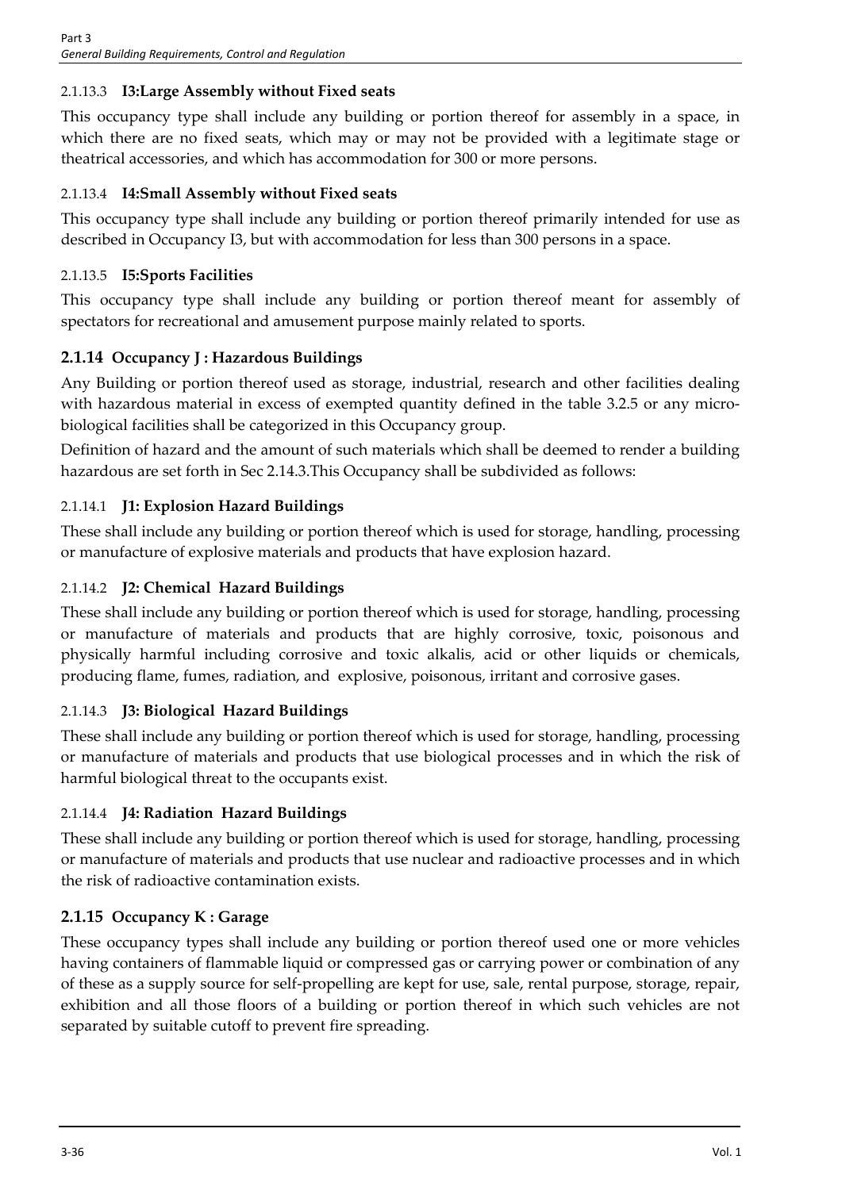#### 2.1.13.3 I3:Large Assembly without Fixed seats

This occupancy type shall include any building or portion thereof for assembly in a space, in which there are no fixed seats, which may or may not be provided with a legitimate stage or theatrical accessories, and which has accommodation for 300 or more persons.

#### 2.1.13.4 I4:Small Assembly without Fixed seats

This occupancy type shall include any building or portion thereof primarily intended for use as described in Occupancy I3, but with accommodation for less than 300 persons in a space.

#### 2.1.13.5 I5:Sports Facilities

This occupancy type shall include any building or portion thereof meant for assembly of spectators for recreational and amusement purpose mainly related to sports.

### 2.1.14 Occupancy J : Hazardous Buildings

Any Building or portion thereof used as storage, industrial, research and other facilities dealing with hazardous material in excess of exempted quantity defined in the table 3.2.5 or any micro-biological facilities shall be categorized in this Occupancy group.

Definition of hazard and the amount of such materials which shall be deemed to render a building hazardous are set forth in Sec 2.14.3.This Occupancy shall be subdivided as follows:

#### 2.1.14.1 J1: Explosion Hazard Buildings

These shall include any building or portion thereof which is used for storage, handling, processing or manufacture of explosive materials and products that have explosion hazard.

#### 2.1.14.2 J2: Chemical Hazard Buildings

These shall include any building or portion thereof which is used for storage, handling, processing or manufacture of materials and products that are highly corrosive, toxic, poisonous and physically harmful including corrosive and toxic alkalis, acid or other liquids or chemicals, producing flame, fumes, radiation, and explosive, poisonous, irritant and corrosive gases.

#### 2.1.14.3 J3: Biological Hazard Buildings

These shall include any building or portion thereof which is used for storage, handling, processing or manufacture of materials and products that use biological processes and in which the risk of harmful biological threat to the occupants exist.

#### 2.1.14.4 J4: Radiation Hazard Buildings

These shall include any building or portion thereof which is used for storage, handling, processing or manufacture of materials and products that use nuclear and radioactive processes and in which the risk of radioactive contamination exists.

### 2.1.15 Occupancy K : Garage

These occupancy types shall include any building or portion thereof used one or more vehicles having containers of flammable liquid or compressed gas or carrying power or combination of any of these as a supply source for self-propelling are kept for use, sale, rental purpose, storage, repair, exhibition and all those floors of a building or portion thereof in which such vehicles are not separated by suitable cutoff to prevent fire spreading.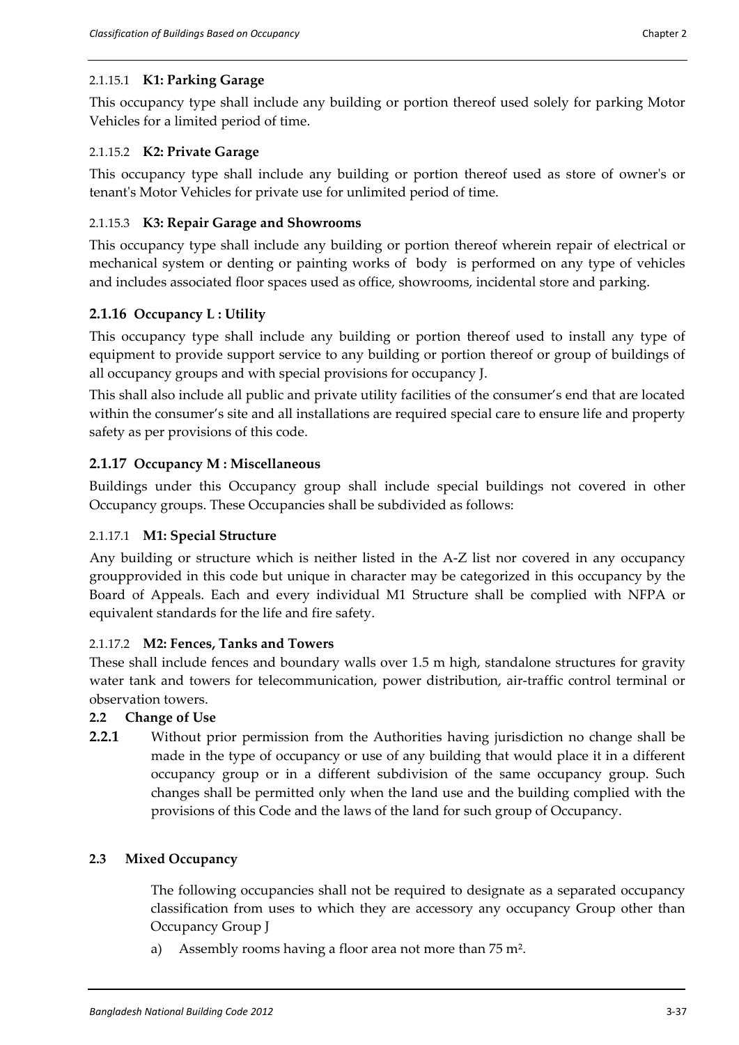#### 2.1.15.1 K1: Parking Garage

This occupancy type shall include any building or portion thereof used solely for parking Motor Vehicles for a limited period of time.

#### 2.1.15.2 K2: Private Garage

This occupancy type shall include any building or portion thereof used as store of owner's or tenant's Motor Vehicles for private use for unlimited period of time.

#### 2.1.15.3 K3: Repair Garage and Showrooms

This occupancy type shall include any building or portion thereof wherein repair of electrical or mechanical system or denting or painting works of body is performed on any type of vehicles and includes associated floor spaces used as office, showrooms, incidental store and parking.

### 2.1.16 Occupancy L : Utility

This occupancy type shall include any building or portion thereof used to install any type of equipment to provide support service to any building or portion thereof or group of buildings of all occupancy groups and with special provisions for occupancy J.

This shall also include all public and private utility facilities of the consumer's end that are located within the consumer's site and all installations are required special care to ensure life and property safety as per provisions of this code.

### 2.1.17 Occupancy M : Miscellaneous

Buildings under this Occupancy group shall include special buildings not covered in other Occupancy groups. These Occupancies shall be subdivided as follows:

#### 2.1.17.1 M1: Special Structure

Any building or structure which is neither listed in the A-Z list nor covered in any occupancy groupprovided in this code but unique in character may be categorized in this occupancy by the Board of Appeals. Each and every individual M1 Structure shall be complied with NFPA or equivalent standards for the life and fire safety.

#### 2.1.17.2 M2: Fences, Tanks and Towers

These shall include fences and boundary walls over 1.5 m high, standalone structures for gravity water tank and towers for telecommunication, power distribution, air-traffic control terminal or observation towers.

## 2.2 Change of Use

**2.2.1** Without prior permission from the Authorities having jurisdiction no change shall be made in the type of occupancy or use of any building that would place it in a different occupancy group or in a different subdivision of the same occupancy group. Such changes shall be permitted only when the land use and the building complied with the provisions of this Code and the laws of the land for such group of Occupancy.

## 2.3 Mixed Occupancy

The following occupancies shall not be required to designate as a separated occupancy classification from uses to which they are accessory any occupancy Group other than Occupancy Group J

a) Assembly rooms having a floor area not more than 75 m².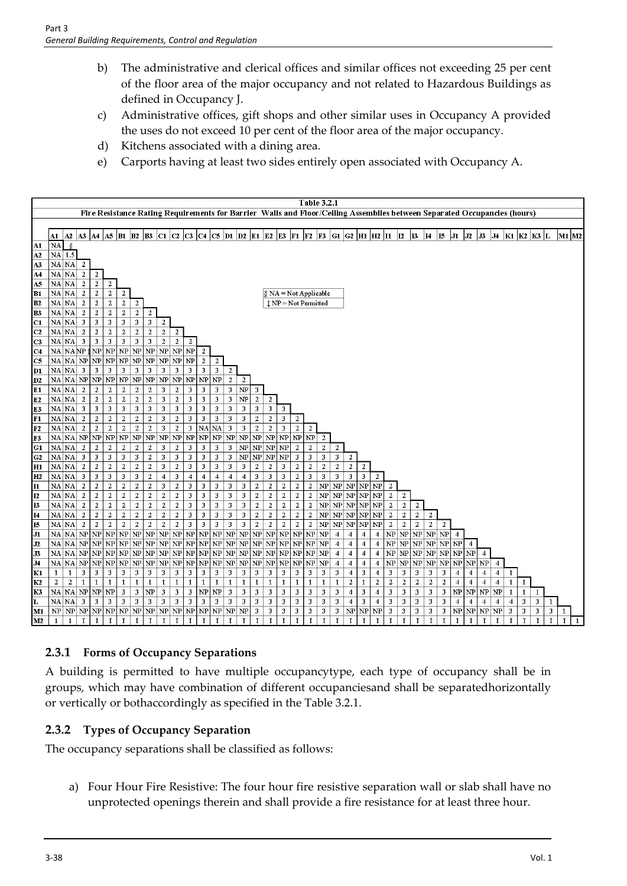b) The administrative and clerical offices and similar offices not exceeding 25 per cent of the floor area of the major occupancy and not related to Hazardous Buildings as defined in Occupancy J.

c) Administrative offices, gift shops and other similar uses in Occupancy A provided the uses do not exceed 10 per cent of the floor area of the major occupancy.

d) Kitchens associated with a dining area.

e) Carports having at least two sides entirely open associated with Occupancy A.

**Table 3.2.1**

**Fire Resistance Rating Requirements for Barrier Walls and Floor/Ceiling Assemblies between Separated Occupancies (hours)**

| | A1 | A2 | A3 | A4 | A5 | B1 | B2 | B3 | C1 | C2 | C3 | C4 | C5 | D1 | D2 | E1 | E2 | E3 | F1 | F2 | F3 | G1 | G2 | H1 | H2 | I1 | I2 | I3 | I4 | I5 | J1 | J2 | J3 | J4 | K1 | K2 | K3 | L | M1 | M2 |
|---|---|---|---|---|---|---|---|---|---|---|---|---|---|---|---|---|---|---|---|---|---|---|---|---|---|---|---|---|---|---|---|---|---|---|---|---|---|---|---|---|
| A1 | NA | § | | | | | | | | | | | | | | | | | | | | | | | | | | | | | | | | | | | | | | |
| A2 | NA | 1.5 | | | | | | | | | | | | | | | | | | | | | | | | | | | | | | | | | | | | | | |
| A3 | NA | NA | 2 | | | | | | | | | | | | | | | | | | | | | | | | | | | | | | | | | | | | | |
| A4 | NA | NA | 2 | 2 | | | | | | | | | | | | | | | | | | | | | | | | | | | | | | | | | | | | |
| A5 | NA | NA | 2 | 2 | 2 | | | | | | | | | | | | | | | | | | | | | | | | | | | | | | | | | | | |
| B1 | NA | NA | 2 | 2 | 2 | 2 | | | | | | | | | | | | | | | | | | | | | | | | | | | | | | | | | | |
| B2 | NA | NA | 2 | 2 | 2 | 2 | 2 | | | | | | | | | | | | | | | | | | | | | | | | | | | | | | | | | |
| B3 | NA | NA | 2 | 2 | 2 | 2 | 2 | 2 | | | | | | | | | | | | | | | | | | | | | | | | | | | | | | | | |
| C1 | NA | NA | 3 | 3 | 3 | 3 | 3 | 3 | 2 | | | | | | | | | | | | | | | | | | | | | | | | | | | | | | | |
| C2 | NA | NA | 2 | 2 | 2 | 2 | 2 | 2 | 2 | 2 | | | | | | | | | | | | | | | | | | | | | | | | | | | | | | |
| C3 | NA | NA | 3 | 3 | 3 | 3 | 3 | 3 | 2 | 2 | 2 | | | | | | | | | | | | | | | | | | | | | | | | | | | | | |
| C4 | NA | NA | NP‡ | NP | NP | NP | NP | NP | NP | NP | NP | 2 | | | | | | | | | | | | | | | | | | | | | | | | | | | | |
| C5 | NA | NA | NP | NP | NP | NP | NP | NP | NP | NP | NP | 2 | 2 | | | | | | | | | | | | | | | | | | | | | | | | | | | |
| D1 | NA | NA | 3 | 3 | 3 | 3 | 3 | 3 | 3 | 3 | 3 | 3 | 3 | 2 | | | | | | | | | | | | | | | | | | | | | | | | | | |
| D2 | NA | NA | NP | NP | NP | NP | NP | NP | NP | NP | NP | NP | NP | 2 | 2 | | | | | | | | | | | | | | | | | | | | | | | | | |
| E1 | NA | NA | 2 | 2 | 2 | 2 | 2 | 2 | 3 | 2 | 3 | 3 | 3 | 3 | NP | 3 | | | | | | | | | | | | | | | | | | | | | | | | |
| E2 | NA | NA | 2 | 2 | 2 | 2 | 2 | 2 | 3 | 2 | 3 | 3 | 3 | 3 | NP | 2 | 2 | | | | | | | | | | | | | | | | | | | | | | | |
| E3 | NA | NA | 3 | 3 | 3 | 3 | 3 | 3 | 3 | 3 | 3 | 3 | 3 | 3 | 3 | 3 | 3 | 3 | | | | | | | | | | | | | | | | | | | | | | |
| F1 | NA | NA | 2 | 2 | 2 | 2 | 2 | 2 | 3 | 2 | 3 | 3 | 3 | 3 | 3 | 2 | 2 | 3 | 2 | | | | | | | | | | | | | | | | | | | | | |
| F2 | NA | NA | 2 | 2 | 2 | 2 | 2 | 2 | 3 | 2 | 3 | NA | NA | 3 | 3 | 2 | 2 | 3 | 2 | 2 | | | | | | | | | | | | | | | | | | | | |
| F3 | NA | NA | NP | NP | NP | NP | NP | NP | NP | NP | NP | NP | NP | NP | NP | NP | NP | NP | NP | NP | 2 | | | | | | | | | | | | | | | | | | | |
| G1 | NA | NA | 2 | 2 | 2 | 2 | 2 | 2 | 3 | 2 | 3 | 3 | 3 | 3 | NP | NP | NP | NP | 2 | 2 | 2 | 2 | | | | | | | | | | | | | | | | | | |
| G2 | NA | NA | 3 | 3 | 3 | 3 | 3 | 2 | 3 | 3 | 3 | 3 | 3 | 3 | NP | NP | NP | NP | 3 | 3 | 3 | 3 | 2 | | | | | | | | | | | | | | | | | |
| H1 | NA | NA | 2 | 2 | 2 | 2 | 2 | 2 | 3 | 2 | 3 | 3 | 3 | 3 | 3 | 2 | 2 | 3 | 2 | 2 | 2 | 2 | 2 | 2 | | | | | | | | | | | | | | | | |
| H2 | NA | NA | 3 | 3 | 3 | 3 | 3 | 2 | 4 | 3 | 4 | 4 | 4 | 4 | 4 | 3 | 3 | 3 | 2 | 3 | 3 | 3 | 3 | 3 | 2 | | | | | | | | | | | | | | | |
| I1 | NA | NA | 2 | 2 | 2 | 2 | 2 | 2 | 3 | 2 | 3 | 3 | 3 | 3 | 3 | 2 | 2 | 2 | 2 | 2 | NP | NP | NP | NP | NP | 2 | | | | | | | | | | | | | | |
| I2 | NA | NA | 2 | 2 | 2 | 2 | 2 | 2 | 2 | 2 | 3 | 3 | 3 | 3 | 3 | 2 | 2 | 2 | 2 | 2 | NP | NP | NP | NP | NP | 2 | 2 | | | | | | | | | | | | | |
| I3 | NA | NA | 2 | 2 | 2 | 2 | 2 | 2 | 2 | 2 | 3 | 3 | 3 | 3 | 3 | 2 | 2 | 2 | 2 | 2 | NP | NP | NP | NP | NP | 2 | 2 | 2 | | | | | | | | | | | | |
| I4 | NA | NA | 2 | 2 | 2 | 2 | 2 | 2 | 3 | 2 | 3 | 3 | 3 | 3 | 3 | 2 | 2 | 2 | 2 | 2 | NP | NP | NP | NP | NP | 2 | 2 | 2 | 2 | | | | | | | | | | | |
| I5 | NA | NA | 2 | 2 | 2 | 2 | 2 | 2 | 2 | 2 | 3 | 3 | 3 | 3 | 3 | 2 | 2 | 2 | 2 | 2 | NP | NP | NP | NP | NP | 2 | 2 | 2 | 2 | 2 | | | | | | | | | | |
| J1 | NA | NA | NP | NP | NP | NP | NP | NP | NP | NP | NP | NP | NP | NP | NP | NP | NP | NP | NP | NP | NP | 4 | 4 | 4 | 4 | NP | NP | NP | NP | NP | 4 | | | | | | | | | |
| J2 | NA | NA | NP | NP | NP | NP | NP | NP | NP | NP | NP | NP | NP | NP | NP | NP | NP | NP | NP | NP | NP | 4 | 4 | 4 | 4 | NP | NP | NP | NP | NP | NP | 4 | | | | | | | | |
| J3 | NA | NA | NP | NP | NP | NP | NP | NP | NP | NP | NP | NP | NP | NP | NP | NP | NP | NP | NP | NP | NP | 4 | 4 | 4 | 4 | NP | NP | NP | NP | NP | NP | NP | 4 | | | | | | | |
| J4 | NA | NA | NP | NP | NP | NP | NP | NP | NP | NP | NP | NP | NP | NP | NP | NP | NP | NP | NP | NP | NP | 4 | 4 | 4 | 4 | NP | NP | NP | NP | NP | NP | NP | NP | 4 | | | | | | |
| K1 | 1 | 1 | 3 | 3 | 3 | 3 | 3 | 3 | 3 | 3 | 3 | 3 | 3 | 3 | 3 | 3 | 3 | 3 | 3 | 3 | 3 | 3 | 4 | 3 | 4 | 3 | 3 | 3 | 3 | 3 | 4 | 4 | 4 | 4 | 1 | | | | | |
| K2 | 2 | 2 | 1 | 1 | 1 | 1 | 1 | 1 | 1 | 1 | 1 | 1 | 1 | 1 | 1 | 1 | 1 | 1 | 1 | 1 | 1 | 1 | 2 | 1 | 2 | 2 | 2 | 2 | 2 | 2 | 4 | 4 | 4 | 4 | 1 | 1 | | | | |
| K3 | NA | NA | NP | NP | NP | 3 | 3 | NP | 3 | 3 | 3 | NP | NP | 3 | 3 | 3 | 3 | 3 | 3 | 3 | 3 | 3 | 4 | 3 | 4 | 3 | 3 | 3 | 3 | 3 | NP | NP | NP | NP | 1 | 1 | 1 | | | |
| L | NA | NA | 3 | 3 | 3 | 3 | 3 | 3 | 3 | 3 | 3 | 3 | 3 | 3 | 3 | 3 | 3 | 3 | 3 | 3 | 3 | 3 | 4 | 3 | 4 | 3 | 3 | 3 | 3 | 3 | 4 | 4 | 4 | 4 | 4 | 3 | 3 | 1 | | |
| M1 | NP | NP | NP | NP | NP | NP | NP | NP | NP | NP | NP | NP | NP | NP | NP | 3 | 3 | 3 | 3 | 3 | 3 | 3 | NP | NP | NP | 3 | 3 | 3 | 3 | 3 | NP | NP | NP | NP | 3 | 3 | 3 | 3 | 1 | |
| M2 | 1 | 1 | I | I | I | I | I | I | I | I | I | I | I | I | I | I | I | I | I | I | I | I | I | I | I | I | I | I | I | I | I | I | I | I | I | I | I | I | I | 1 |

§ NA = Not Applicable

‡ NP = Not Permitted

### 2.3.1 Forms of Occupancy Separations

A building is permitted to have multiple occupancytype, each type of occupancy shall be in groups, which may have combination of different occupanciesand shall be separatedhorizontally or vertically or bothaccordingly as specified in the Table 3.2.1.

### 2.3.2 Types of Occupancy Separation

The occupancy separations shall be classified as follows:

a) Four Hour Fire Resistive: The four hour fire resistive separation wall or slab shall have no unprotected openings therein and shall provide a fire resistance for at least three hour.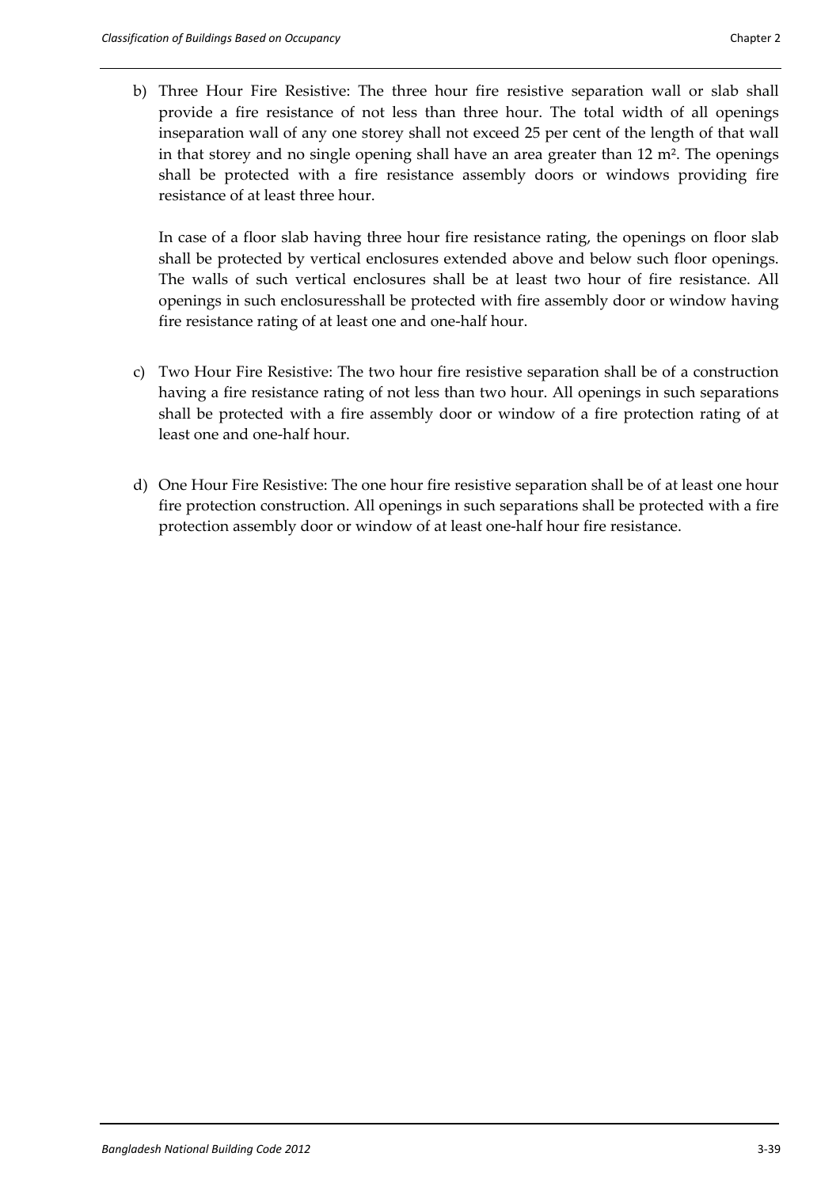b) Three Hour Fire Resistive: The three hour fire resistive separation wall or slab shall provide a fire resistance of not less than three hour. The total width of all openings inseparation wall of any one storey shall not exceed 25 per cent of the length of that wall in that storey and no single opening shall have an area greater than 12 m². The openings shall be protected with a fire resistance assembly doors or windows providing fire resistance of at least three hour.

   In case of a floor slab having three hour fire resistance rating, the openings on floor slab shall be protected by vertical enclosures extended above and below such floor openings. The walls of such vertical enclosures shall be at least two hour of fire resistance. All openings in such enclosuresshall be protected with fire assembly door or window having fire resistance rating of at least one and one-half hour.

c) Two Hour Fire Resistive: The two hour fire resistive separation shall be of a construction having a fire resistance rating of not less than two hour. All openings in such separations shall be protected with a fire assembly door or window of a fire protection rating of at least one and one-half hour.

d) One Hour Fire Resistive: The one hour fire resistive separation shall be of at least one hour fire protection construction. All openings in such separations shall be protected with a fire protection assembly door or window of at least one-half hour fire resistance.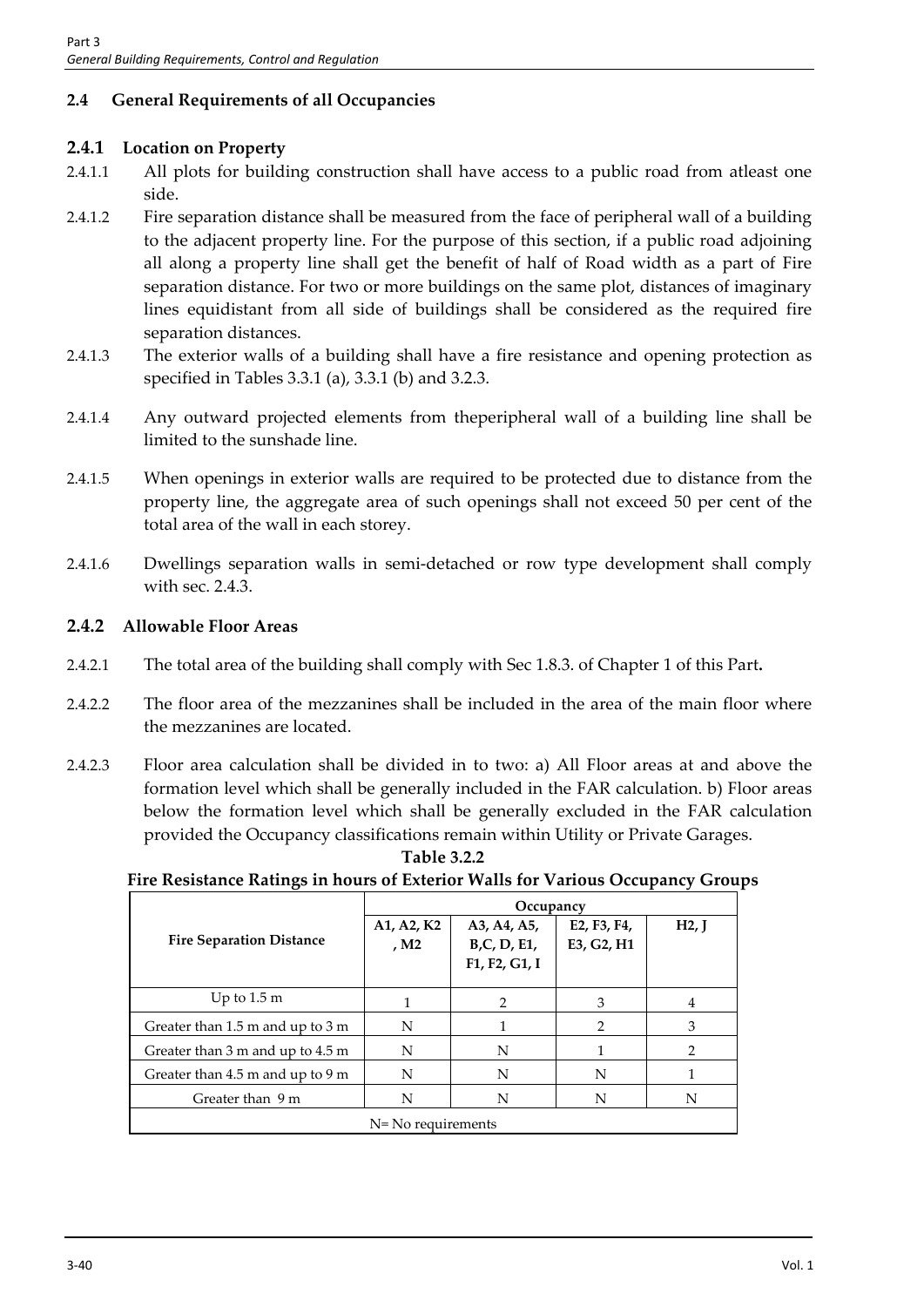## 2.4 General Requirements of all Occupancies

### 2.4.1 Location on Property

2.4.1.1 All plots for building construction shall have access to a public road from atleast one side.

2.4.1.2 Fire separation distance shall be measured from the face of peripheral wall of a building to the adjacent property line. For the purpose of this section, if a public road adjoining all along a property line shall get the benefit of half of Road width as a part of Fire separation distance. For two or more buildings on the same plot, distances of imaginary lines equidistant from all side of buildings shall be considered as the required fire separation distances.

2.4.1.3 The exterior walls of a building shall have a fire resistance and opening protection as specified in Tables 3.3.1 (a), 3.3.1 (b) and 3.2.3.

2.4.1.4 Any outward projected elements from theperipheral wall of a building line shall be limited to the sunshade line.

2.4.1.5 When openings in exterior walls are required to be protected due to distance from the property line, the aggregate area of such openings shall not exceed 50 per cent of the total area of the wall in each storey.

2.4.1.6 Dwellings separation walls in semi-detached or row type development shall comply with sec. 2.4.3.

### 2.4.2 Allowable Floor Areas

2.4.2.1 The total area of the building shall comply with Sec 1.8.3. of Chapter 1 of this Part**.**

2.4.2.2 The floor area of the mezzanines shall be included in the area of the main floor where the mezzanines are located.

2.4.2.3 Floor area calculation shall be divided in to two: a) All Floor areas at and above the formation level which shall be generally included in the FAR calculation. b) Floor areas below the formation level which shall be generally excluded in the FAR calculation provided the Occupancy classifications remain within Utility or Private Garages.

**Table 3.2.2**

**Fire Resistance Ratings in hours of Exterior Walls for Various Occupancy Groups**

| Fire Separation Distance | Occupancy | | | |
|---|---|---|---|---|
| | A1, A2, K2, M2 | A3, A4, A5, B,C, D, E1, F1, F2, G1, I | E2, F3, F4, E3, G2, H1 | H2, J |
| Up to 1.5 m | 1 | 2 | 3 | 4 |
| Greater than 1.5 m and up to 3 m | N | 1 | 2 | 3 |
| Greater than 3 m and up to 4.5 m | N | N | 1 | 2 |
| Greater than 4.5 m and up to 9 m | N | N | N | 1 |
| Greater than 9 m | N | N | N | N |
| N= No requirements | | | | |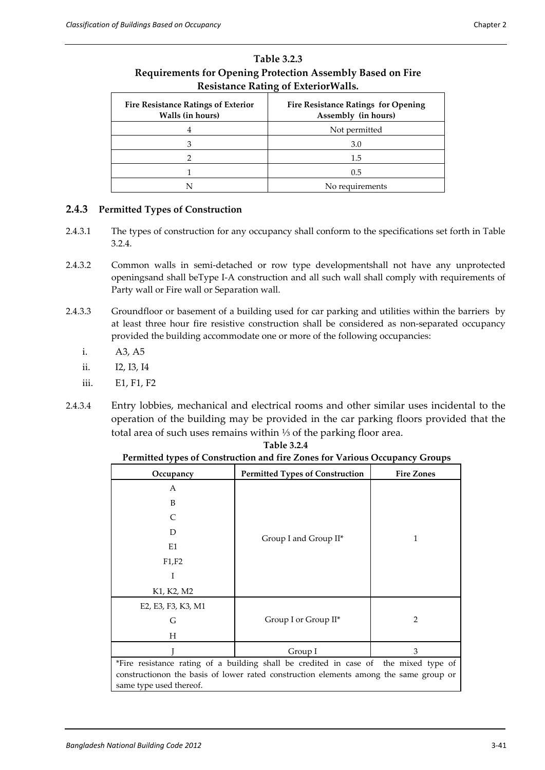**Table 3.2.3**
**Requirements for Opening Protection Assembly Based on Fire Resistance Rating of ExteriorWalls.**

| Fire Resistance Ratings of Exterior Walls (in hours) | Fire Resistance Ratings for Opening Assembly (in hours) |
|---|---|
| 4 | Not permitted |
| 3 | 3.0 |
| 2 | 1.5 |
| 1 | 0.5 |
| N | No requirements |

### 2.4.3 Permitted Types of Construction

2.4.3.1 The types of construction for any occupancy shall conform to the specifications set forth in Table 3.2.4.

2.4.3.2 Common walls in semi-detached or row type developmentshall not have any unprotected openingsand shall beType I-A construction and all such wall shall comply with requirements of Party wall or Fire wall or Separation wall.

2.4.3.3 Groundfloor or basement of a building used for car parking and utilities within the barriers by at least three hour fire resistive construction shall be considered as non-separated occupancy provided the building accommodate one or more of the following occupancies:

i. A3, A5
ii. I2, I3, I4
iii. E1, F1, F2

2.4.3.4 Entry lobbies, mechanical and electrical rooms and other similar uses incidental to the operation of the building may be provided in the car parking floors provided that the total area of such uses remains within ⅓ of the parking floor area.

**Table 3.2.4**
**Permitted types of Construction and fire Zones for Various Occupancy Groups**

| Occupancy | Permitted Types of Construction | Fire Zones |
|---|---|---|
| A<br>B<br>C<br>D<br>E1<br>F1,F2<br>I<br>K1, K2, M2 | Group I and Group II* | 1 |
| E2, E3, F3, K3, M1<br>G<br>H | Group I or Group II* | 2 |
| J | Group I | 3 |

*Fire resistance rating of a building shall be credited in case of the mixed type of constructionon the basis of lower rated construction elements among the same group or same type used thereof.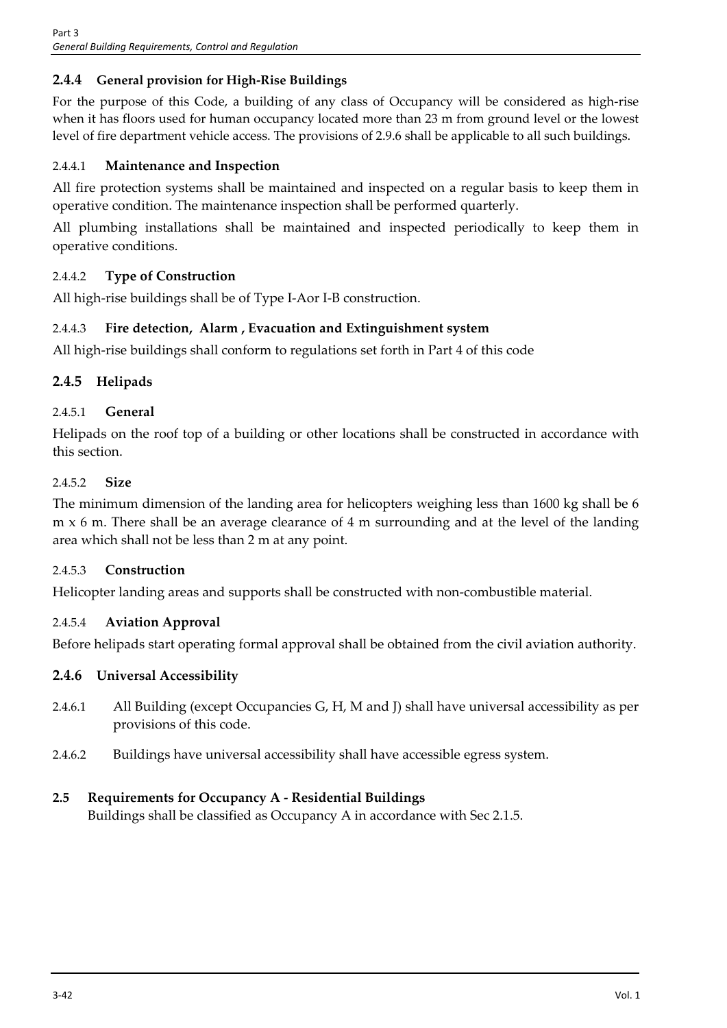### 2.4.4 General provision for High-Rise Buildings

For the purpose of this Code, a building of any class of Occupancy will be considered as high-rise when it has floors used for human occupancy located more than 23 m from ground level or the lowest level of fire department vehicle access. The provisions of 2.9.6 shall be applicable to all such buildings.

#### 2.4.4.1 Maintenance and Inspection

All fire protection systems shall be maintained and inspected on a regular basis to keep them in operative condition. The maintenance inspection shall be performed quarterly.

All plumbing installations shall be maintained and inspected periodically to keep them in operative conditions.

#### 2.4.4.2 Type of Construction

All high-rise buildings shall be of Type I-Aor I-B construction.

#### 2.4.4.3 Fire detection, Alarm , Evacuation and Extinguishment system

All high-rise buildings shall conform to regulations set forth in Part 4 of this code

### 2.4.5 Helipads

#### 2.4.5.1 General

Helipads on the roof top of a building or other locations shall be constructed in accordance with this section.

#### 2.4.5.2 Size

The minimum dimension of the landing area for helicopters weighing less than 1600 kg shall be 6 m x 6 m. There shall be an average clearance of 4 m surrounding and at the level of the landing area which shall not be less than 2 m at any point.

#### 2.4.5.3 Construction

Helicopter landing areas and supports shall be constructed with non-combustible material.

#### 2.4.5.4 Aviation Approval

Before helipads start operating formal approval shall be obtained from the civil aviation authority.

### 2.4.6 Universal Accessibility

2.4.6.1 All Building (except Occupancies G, H, M and J) shall have universal accessibility as per provisions of this code.

2.4.6.2 Buildings have universal accessibility shall have accessible egress system.

## 2.5 Requirements for Occupancy A - Residential Buildings

Buildings shall be classified as Occupancy A in accordance with Sec 2.1.5.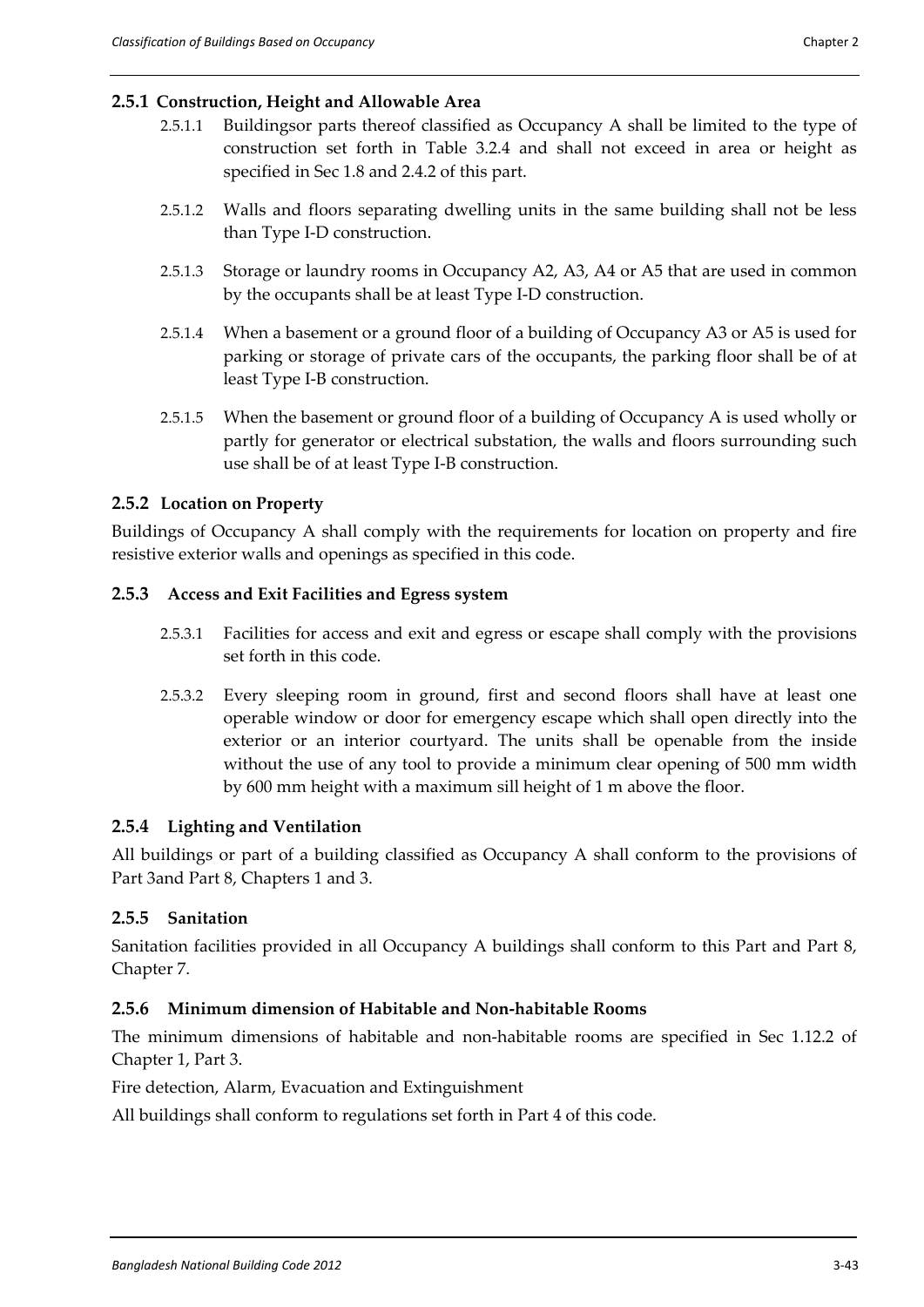### 2.5.1 Construction, Height and Allowable Area

2.5.1.1 Buildingsor parts thereof classified as Occupancy A shall be limited to the type of construction set forth in Table 3.2.4 and shall not exceed in area or height as specified in Sec 1.8 and 2.4.2 of this part.

2.5.1.2 Walls and floors separating dwelling units in the same building shall not be less than Type I-D construction.

2.5.1.3 Storage or laundry rooms in Occupancy A2, A3, A4 or A5 that are used in common by the occupants shall be at least Type I-D construction.

2.5.1.4 When a basement or a ground floor of a building of Occupancy A3 or A5 is used for parking or storage of private cars of the occupants, the parking floor shall be of at least Type I-B construction.

2.5.1.5 When the basement or ground floor of a building of Occupancy A is used wholly or partly for generator or electrical substation, the walls and floors surrounding such use shall be of at least Type I-B construction.

### 2.5.2 Location on Property

Buildings of Occupancy A shall comply with the requirements for location on property and fire resistive exterior walls and openings as specified in this code.

### 2.5.3 Access and Exit Facilities and Egress system

2.5.3.1 Facilities for access and exit and egress or escape shall comply with the provisions set forth in this code.

2.5.3.2 Every sleeping room in ground, first and second floors shall have at least one operable window or door for emergency escape which shall open directly into the exterior or an interior courtyard. The units shall be openable from the inside without the use of any tool to provide a minimum clear opening of 500 mm width by 600 mm height with a maximum sill height of 1 m above the floor.

### 2.5.4 Lighting and Ventilation

All buildings or part of a building classified as Occupancy A shall conform to the provisions of Part 3and Part 8, Chapters 1 and 3.

### 2.5.5 Sanitation

Sanitation facilities provided in all Occupancy A buildings shall conform to this Part and Part 8, Chapter 7.

### 2.5.6 Minimum dimension of Habitable and Non-habitable Rooms

The minimum dimensions of habitable and non-habitable rooms are specified in Sec 1.12.2 of Chapter 1, Part 3.

Fire detection, Alarm, Evacuation and Extinguishment

All buildings shall conform to regulations set forth in Part 4 of this code.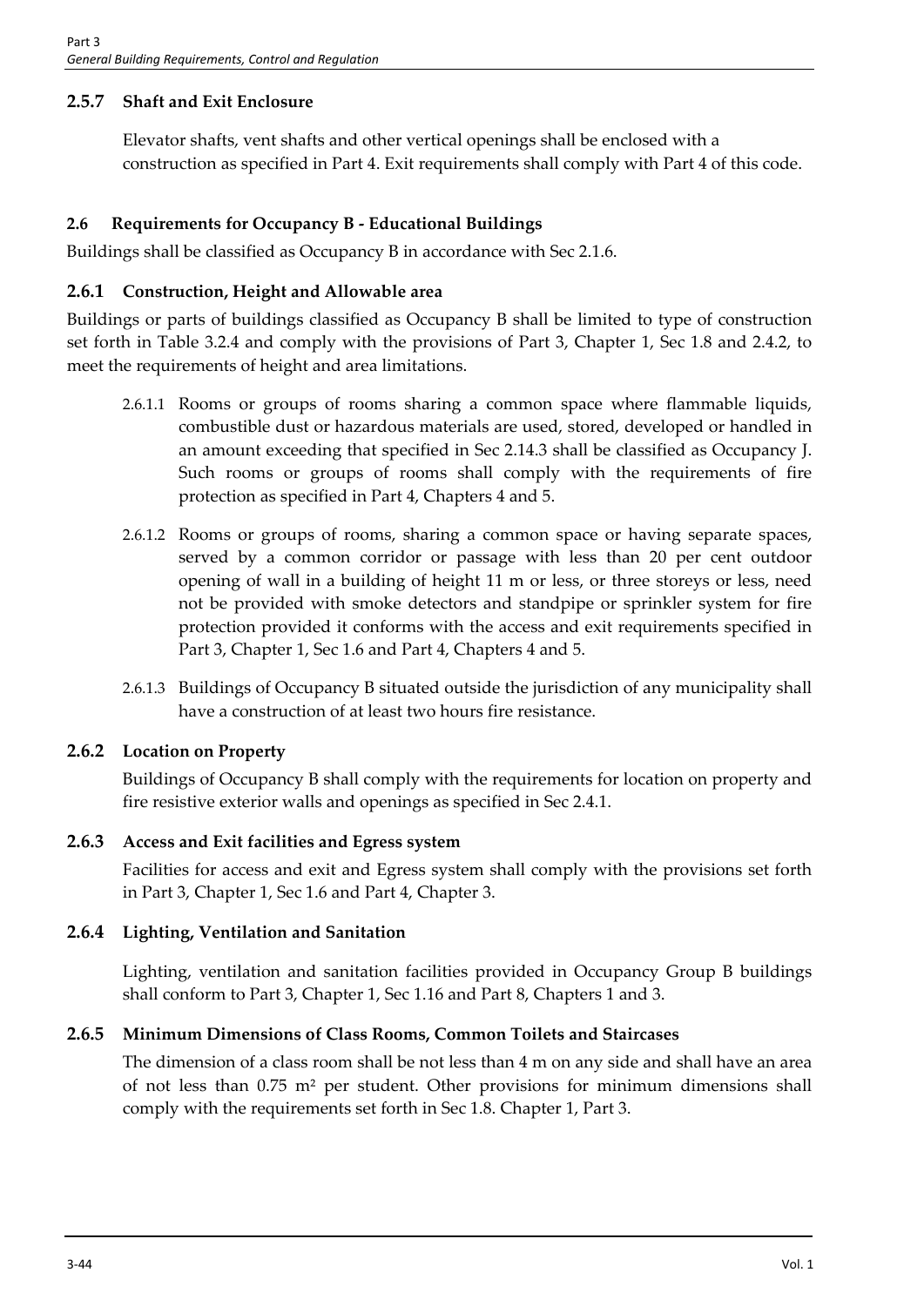### 2.5.7 Shaft and Exit Enclosure

Elevator shafts, vent shafts and other vertical openings shall be enclosed with a construction as specified in Part 4. Exit requirements shall comply with Part 4 of this code.

## 2.6 Requirements for Occupancy B - Educational Buildings

Buildings shall be classified as Occupancy B in accordance with Sec 2.1.6.

### 2.6.1 Construction, Height and Allowable area

Buildings or parts of buildings classified as Occupancy B shall be limited to type of construction set forth in Table 3.2.4 and comply with the provisions of Part 3, Chapter 1, Sec 1.8 and 2.4.2, to meet the requirements of height and area limitations.

2.6.1.1 Rooms or groups of rooms sharing a common space where flammable liquids, combustible dust or hazardous materials are used, stored, developed or handled in an amount exceeding that specified in Sec 2.14.3 shall be classified as Occupancy J. Such rooms or groups of rooms shall comply with the requirements of fire protection as specified in Part 4, Chapters 4 and 5.

2.6.1.2 Rooms or groups of rooms, sharing a common space or having separate spaces, served by a common corridor or passage with less than 20 per cent outdoor opening of wall in a building of height 11 m or less, or three storeys or less, need not be provided with smoke detectors and standpipe or sprinkler system for fire protection provided it conforms with the access and exit requirements specified in Part 3, Chapter 1, Sec 1.6 and Part 4, Chapters 4 and 5.

2.6.1.3 Buildings of Occupancy B situated outside the jurisdiction of any municipality shall have a construction of at least two hours fire resistance.

### 2.6.2 Location on Property

Buildings of Occupancy B shall comply with the requirements for location on property and fire resistive exterior walls and openings as specified in Sec 2.4.1.

### 2.6.3 Access and Exit facilities and Egress system

Facilities for access and exit and Egress system shall comply with the provisions set forth in Part 3, Chapter 1, Sec 1.6 and Part 4, Chapter 3.

### 2.6.4 Lighting, Ventilation and Sanitation

Lighting, ventilation and sanitation facilities provided in Occupancy Group B buildings shall conform to Part 3, Chapter 1, Sec 1.16 and Part 8, Chapters 1 and 3.

### 2.6.5 Minimum Dimensions of Class Rooms, Common Toilets and Staircases

The dimension of a class room shall be not less than 4 m on any side and shall have an area of not less than 0.75 $m^2$ per student. Other provisions for minimum dimensions shall comply with the requirements set forth in Sec 1.8. Chapter 1, Part 3.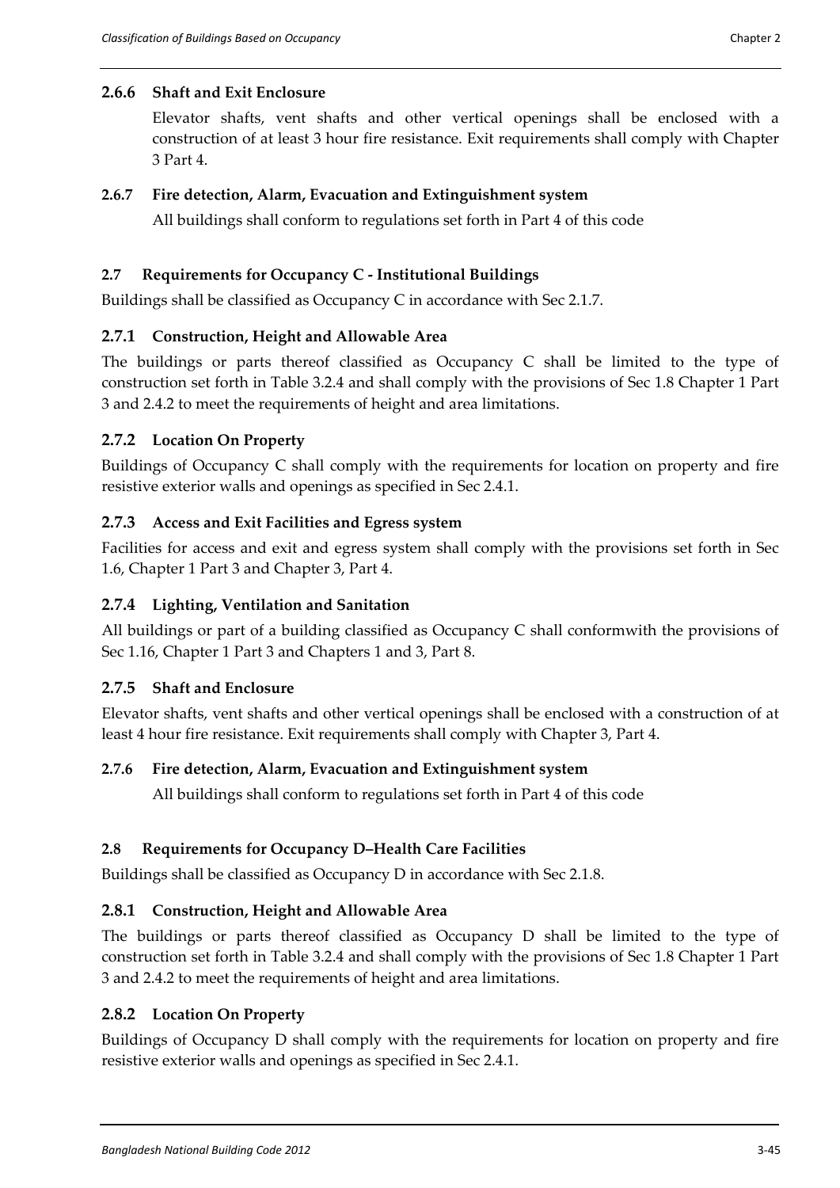#### 2.6.6 Shaft and Exit Enclosure

Elevator shafts, vent shafts and other vertical openings shall be enclosed with a construction of at least 3 hour fire resistance. Exit requirements shall comply with Chapter 3 Part 4.

#### 2.6.7 Fire detection, Alarm, Evacuation and Extinguishment system

All buildings shall conform to regulations set forth in Part 4 of this code

### 2.7 Requirements for Occupancy C - Institutional Buildings

Buildings shall be classified as Occupancy C in accordance with Sec 2.1.7.

#### 2.7.1 Construction, Height and Allowable Area

The buildings or parts thereof classified as Occupancy C shall be limited to the type of construction set forth in Table 3.2.4 and shall comply with the provisions of Sec 1.8 Chapter 1 Part 3 and 2.4.2 to meet the requirements of height and area limitations.

#### 2.7.2 Location On Property

Buildings of Occupancy C shall comply with the requirements for location on property and fire resistive exterior walls and openings as specified in Sec 2.4.1.

#### 2.7.3 Access and Exit Facilities and Egress system

Facilities for access and exit and egress system shall comply with the provisions set forth in Sec 1.6, Chapter 1 Part 3 and Chapter 3, Part 4.

#### 2.7.4 Lighting, Ventilation and Sanitation

All buildings or part of a building classified as Occupancy C shall conformwith the provisions of Sec 1.16, Chapter 1 Part 3 and Chapters 1 and 3, Part 8.

#### 2.7.5 Shaft and Enclosure

Elevator shafts, vent shafts and other vertical openings shall be enclosed with a construction of at least 4 hour fire resistance. Exit requirements shall comply with Chapter 3, Part 4.

#### 2.7.6 Fire detection, Alarm, Evacuation and Extinguishment system

All buildings shall conform to regulations set forth in Part 4 of this code

### 2.8 Requirements for Occupancy D–Health Care Facilities

Buildings shall be classified as Occupancy D in accordance with Sec 2.1.8.

#### 2.8.1 Construction, Height and Allowable Area

The buildings or parts thereof classified as Occupancy D shall be limited to the type of construction set forth in Table 3.2.4 and shall comply with the provisions of Sec 1.8 Chapter 1 Part 3 and 2.4.2 to meet the requirements of height and area limitations.

#### 2.8.2 Location On Property

Buildings of Occupancy D shall comply with the requirements for location on property and fire resistive exterior walls and openings as specified in Sec 2.4.1.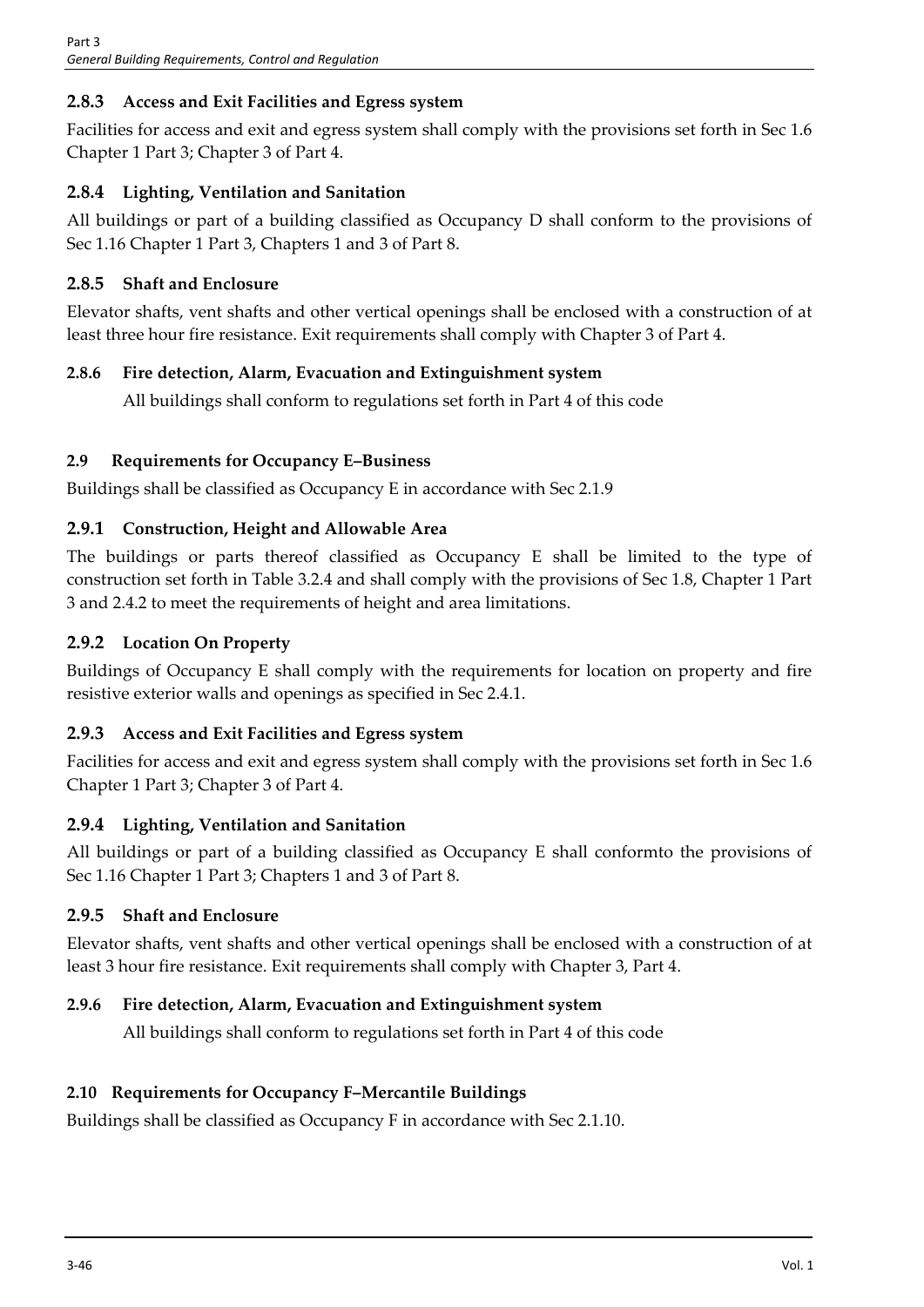### 2.8.3 Access and Exit Facilities and Egress system

Facilities for access and exit and egress system shall comply with the provisions set forth in Sec 1.6 Chapter 1 Part 3; Chapter 3 of Part 4.

### 2.8.4 Lighting, Ventilation and Sanitation

All buildings or part of a building classified as Occupancy D shall conform to the provisions of Sec 1.16 Chapter 1 Part 3, Chapters 1 and 3 of Part 8.

### 2.8.5 Shaft and Enclosure

Elevator shafts, vent shafts and other vertical openings shall be enclosed with a construction of at least three hour fire resistance. Exit requirements shall comply with Chapter 3 of Part 4.

### 2.8.6 Fire detection, Alarm, Evacuation and Extinguishment system

All buildings shall conform to regulations set forth in Part 4 of this code

## 2.9 Requirements for Occupancy E–Business

Buildings shall be classified as Occupancy E in accordance with Sec 2.1.9

### 2.9.1 Construction, Height and Allowable Area

The buildings or parts thereof classified as Occupancy E shall be limited to the type of construction set forth in Table 3.2.4 and shall comply with the provisions of Sec 1.8, Chapter 1 Part 3 and 2.4.2 to meet the requirements of height and area limitations.

### 2.9.2 Location On Property

Buildings of Occupancy E shall comply with the requirements for location on property and fire resistive exterior walls and openings as specified in Sec 2.4.1.

### 2.9.3 Access and Exit Facilities and Egress system

Facilities for access and exit and egress system shall comply with the provisions set forth in Sec 1.6 Chapter 1 Part 3; Chapter 3 of Part 4.

### 2.9.4 Lighting, Ventilation and Sanitation

All buildings or part of a building classified as Occupancy E shall conformto the provisions of Sec 1.16 Chapter 1 Part 3; Chapters 1 and 3 of Part 8.

### 2.9.5 Shaft and Enclosure

Elevator shafts, vent shafts and other vertical openings shall be enclosed with a construction of at least 3 hour fire resistance. Exit requirements shall comply with Chapter 3, Part 4.

### 2.9.6 Fire detection, Alarm, Evacuation and Extinguishment system

All buildings shall conform to regulations set forth in Part 4 of this code

## 2.10 Requirements for Occupancy F–Mercantile Buildings

Buildings shall be classified as Occupancy F in accordance with Sec 2.1.10.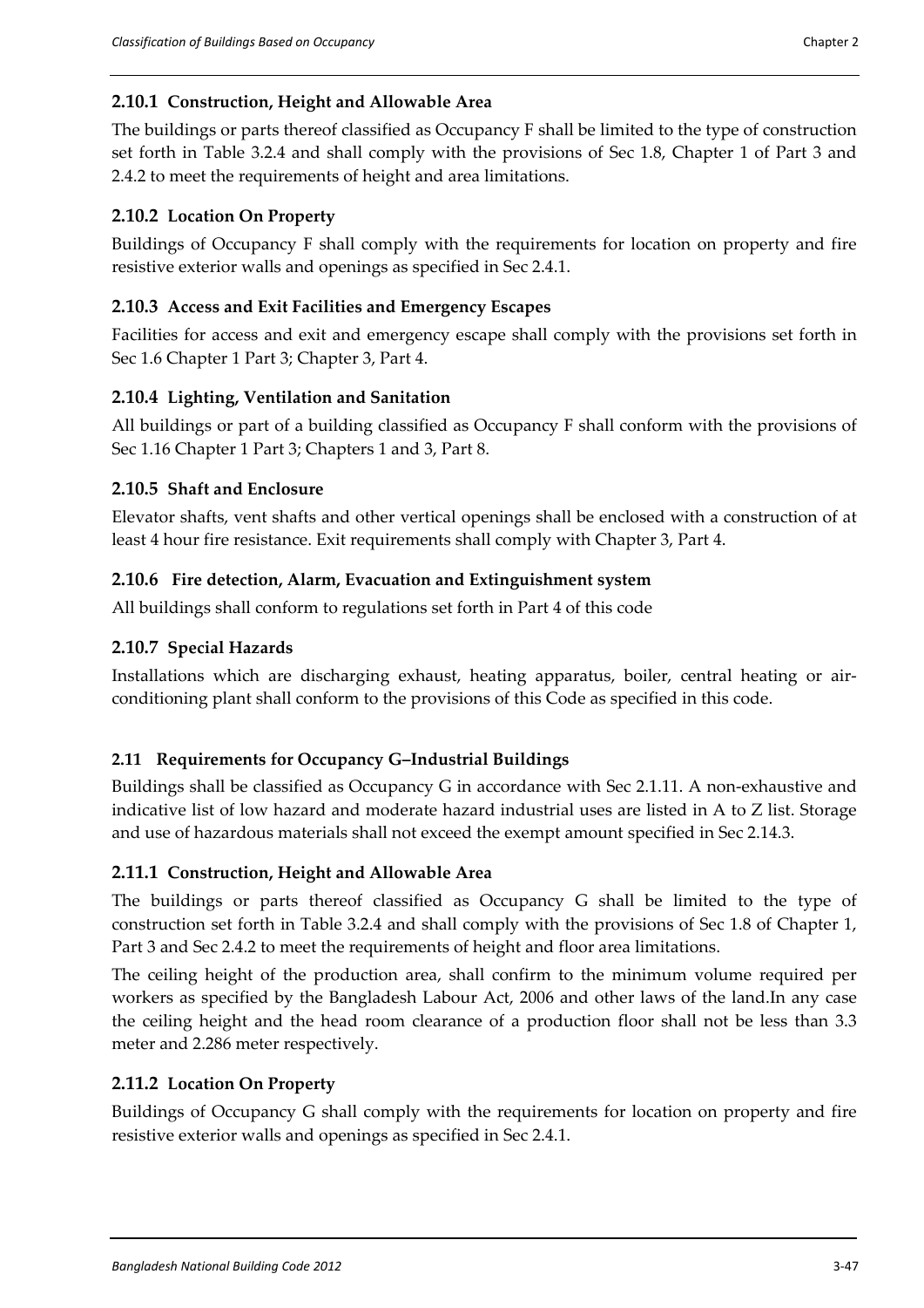### 2.10.1 Construction, Height and Allowable Area

The buildings or parts thereof classified as Occupancy F shall be limited to the type of construction set forth in Table 3.2.4 and shall comply with the provisions of Sec 1.8, Chapter 1 of Part 3 and 2.4.2 to meet the requirements of height and area limitations.

### 2.10.2 Location On Property

Buildings of Occupancy F shall comply with the requirements for location on property and fire resistive exterior walls and openings as specified in Sec 2.4.1.

### 2.10.3 Access and Exit Facilities and Emergency Escapes

Facilities for access and exit and emergency escape shall comply with the provisions set forth in Sec 1.6 Chapter 1 Part 3; Chapter 3, Part 4.

### 2.10.4 Lighting, Ventilation and Sanitation

All buildings or part of a building classified as Occupancy F shall conform with the provisions of Sec 1.16 Chapter 1 Part 3; Chapters 1 and 3, Part 8.

### 2.10.5 Shaft and Enclosure

Elevator shafts, vent shafts and other vertical openings shall be enclosed with a construction of at least 4 hour fire resistance. Exit requirements shall comply with Chapter 3, Part 4.

### 2.10.6 Fire detection, Alarm, Evacuation and Extinguishment system

All buildings shall conform to regulations set forth in Part 4 of this code

### 2.10.7 Special Hazards

Installations which are discharging exhaust, heating apparatus, boiler, central heating or air-conditioning plant shall conform to the provisions of this Code as specified in this code.

## 2.11 Requirements for Occupancy G–Industrial Buildings

Buildings shall be classified as Occupancy G in accordance with Sec 2.1.11. A non-exhaustive and indicative list of low hazard and moderate hazard industrial uses are listed in A to Z list. Storage and use of hazardous materials shall not exceed the exempt amount specified in Sec 2.14.3.

### 2.11.1 Construction, Height and Allowable Area

The buildings or parts thereof classified as Occupancy G shall be limited to the type of construction set forth in Table 3.2.4 and shall comply with the provisions of Sec 1.8 of Chapter 1, Part 3 and Sec 2.4.2 to meet the requirements of height and floor area limitations.

The ceiling height of the production area, shall confirm to the minimum volume required per workers as specified by the Bangladesh Labour Act, 2006 and other laws of the land.In any case the ceiling height and the head room clearance of a production floor shall not be less than 3.3 meter and 2.286 meter respectively.

### 2.11.2 Location On Property

Buildings of Occupancy G shall comply with the requirements for location on property and fire resistive exterior walls and openings as specified in Sec 2.4.1.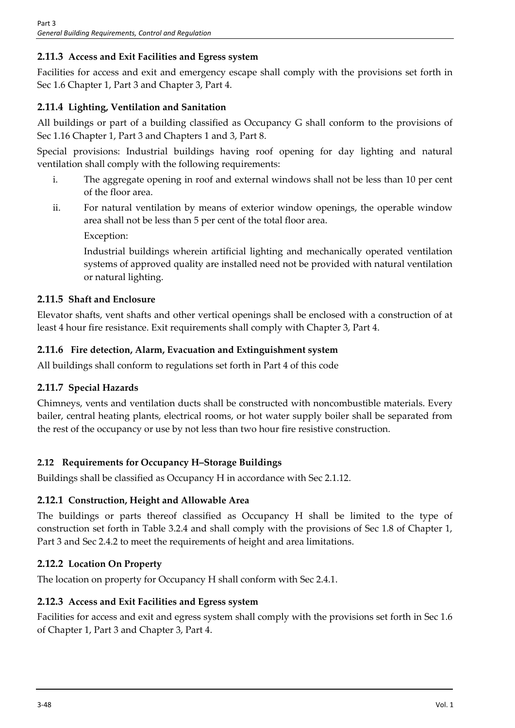### 2.11.3 Access and Exit Facilities and Egress system

Facilities for access and exit and emergency escape shall comply with the provisions set forth in Sec 1.6 Chapter 1, Part 3 and Chapter 3, Part 4.

### 2.11.4 Lighting, Ventilation and Sanitation

All buildings or part of a building classified as Occupancy G shall conform to the provisions of Sec 1.16 Chapter 1, Part 3 and Chapters 1 and 3, Part 8.

Special provisions: Industrial buildings having roof opening for day lighting and natural ventilation shall comply with the following requirements:

i. The aggregate opening in roof and external windows shall not be less than 10 per cent of the floor area.

ii. For natural ventilation by means of exterior window openings, the operable window area shall not be less than 5 per cent of the total floor area.

   Exception:

   Industrial buildings wherein artificial lighting and mechanically operated ventilation systems of approved quality are installed need not be provided with natural ventilation or natural lighting.

### 2.11.5 Shaft and Enclosure

Elevator shafts, vent shafts and other vertical openings shall be enclosed with a construction of at least 4 hour fire resistance. Exit requirements shall comply with Chapter 3, Part 4.

### 2.11.6 Fire detection, Alarm, Evacuation and Extinguishment system

All buildings shall conform to regulations set forth in Part 4 of this code

### 2.11.7 Special Hazards

Chimneys, vents and ventilation ducts shall be constructed with noncombustible materials. Every bailer, central heating plants, electrical rooms, or hot water supply boiler shall be separated from the rest of the occupancy or use by not less than two hour fire resistive construction.

## 2.12 Requirements for Occupancy H–Storage Buildings

Buildings shall be classified as Occupancy H in accordance with Sec 2.1.12.

### 2.12.1 Construction, Height and Allowable Area

The buildings or parts thereof classified as Occupancy H shall be limited to the type of construction set forth in Table 3.2.4 and shall comply with the provisions of Sec 1.8 of Chapter 1, Part 3 and Sec 2.4.2 to meet the requirements of height and area limitations.

### 2.12.2 Location On Property

The location on property for Occupancy H shall conform with Sec 2.4.1.

### 2.12.3 Access and Exit Facilities and Egress system

Facilities for access and exit and egress system shall comply with the provisions set forth in Sec 1.6 of Chapter 1, Part 3 and Chapter 3, Part 4.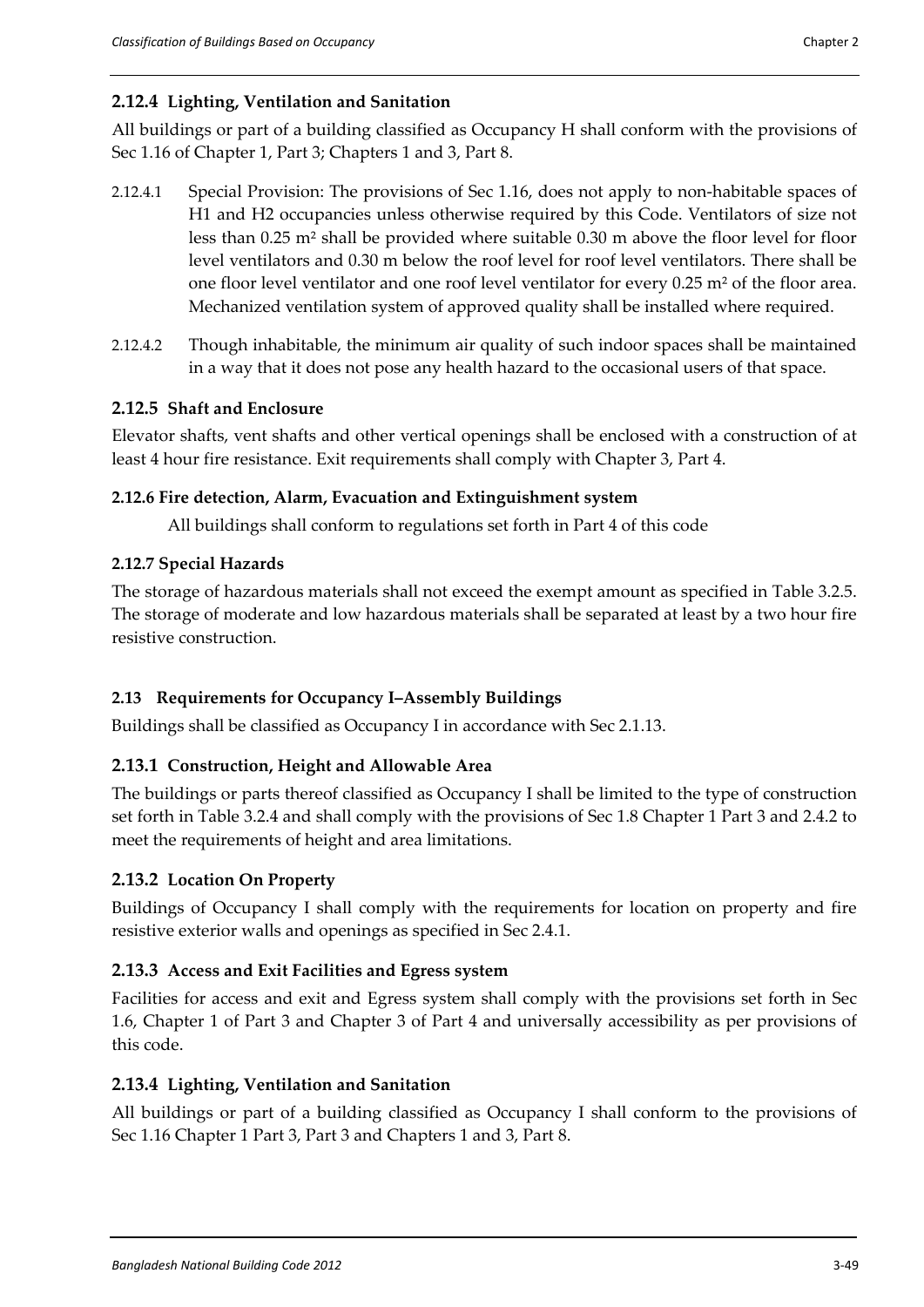### 2.12.4 Lighting, Ventilation and Sanitation

All buildings or part of a building classified as Occupancy H shall conform with the provisions of Sec 1.16 of Chapter 1, Part 3; Chapters 1 and 3, Part 8.

2.12.4.1 Special Provision: The provisions of Sec 1.16, does not apply to non-habitable spaces of H1 and H2 occupancies unless otherwise required by this Code. Ventilators of size not less than 0.25 m² shall be provided where suitable 0.30 m above the floor level for floor level ventilators and 0.30 m below the roof level for roof level ventilators. There shall be one floor level ventilator and one roof level ventilator for every 0.25 m² of the floor area. Mechanized ventilation system of approved quality shall be installed where required.

2.12.4.2 Though inhabitable, the minimum air quality of such indoor spaces shall be maintained in a way that it does not pose any health hazard to the occasional users of that space.

### 2.12.5 Shaft and Enclosure

Elevator shafts, vent shafts and other vertical openings shall be enclosed with a construction of at least 4 hour fire resistance. Exit requirements shall comply with Chapter 3, Part 4.

### 2.12.6 Fire detection, Alarm, Evacuation and Extinguishment system

All buildings shall conform to regulations set forth in Part 4 of this code

### 2.12.7 Special Hazards

The storage of hazardous materials shall not exceed the exempt amount as specified in Table 3.2.5. The storage of moderate and low hazardous materials shall be separated at least by a two hour fire resistive construction.

## 2.13 Requirements for Occupancy I–Assembly Buildings

Buildings shall be classified as Occupancy I in accordance with Sec 2.1.13.

### 2.13.1 Construction, Height and Allowable Area

The buildings or parts thereof classified as Occupancy I shall be limited to the type of construction set forth in Table 3.2.4 and shall comply with the provisions of Sec 1.8 Chapter 1 Part 3 and 2.4.2 to meet the requirements of height and area limitations.

### 2.13.2 Location On Property

Buildings of Occupancy I shall comply with the requirements for location on property and fire resistive exterior walls and openings as specified in Sec 2.4.1.

### 2.13.3 Access and Exit Facilities and Egress system

Facilities for access and exit and Egress system shall comply with the provisions set forth in Sec 1.6, Chapter 1 of Part 3 and Chapter 3 of Part 4 and universally accessibility as per provisions of this code.

### 2.13.4 Lighting, Ventilation and Sanitation

All buildings or part of a building classified as Occupancy I shall conform to the provisions of Sec 1.16 Chapter 1 Part 3, Part 3 and Chapters 1 and 3, Part 8.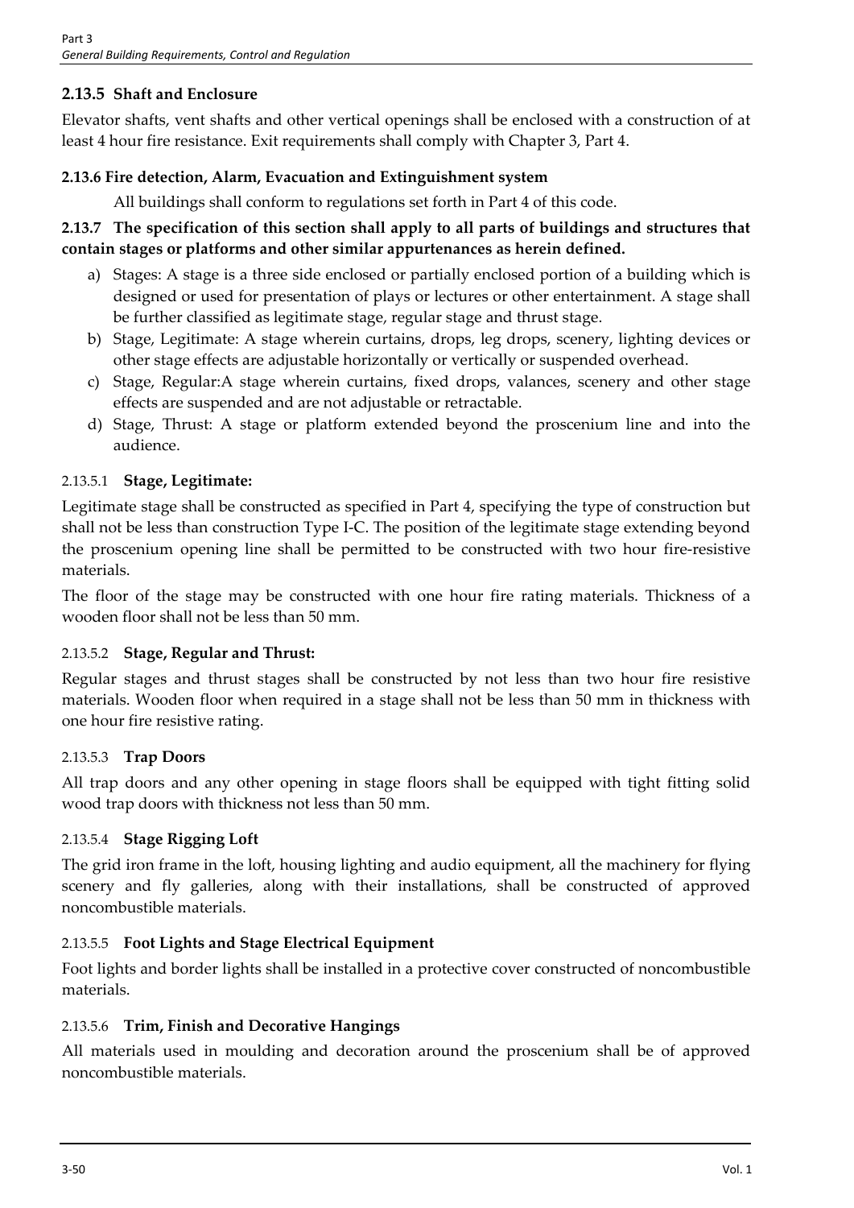### 2.13.5 Shaft and Enclosure

Elevator shafts, vent shafts and other vertical openings shall be enclosed with a construction of at least 4 hour fire resistance. Exit requirements shall comply with Chapter 3, Part 4.

### 2.13.6 Fire detection, Alarm, Evacuation and Extinguishment system

All buildings shall conform to regulations set forth in Part 4 of this code.

### 2.13.7 The specification of this section shall apply to all parts of buildings and structures that contain stages or platforms and other similar appurtenances as herein defined.

a) Stages: A stage is a three side enclosed or partially enclosed portion of a building which is designed or used for presentation of plays or lectures or other entertainment. A stage shall be further classified as legitimate stage, regular stage and thrust stage.

b) Stage, Legitimate: A stage wherein curtains, drops, leg drops, scenery, lighting devices or other stage effects are adjustable horizontally or vertically or suspended overhead.

c) Stage, Regular:A stage wherein curtains, fixed drops, valances, scenery and other stage effects are suspended and are not adjustable or retractable.

d) Stage, Thrust: A stage or platform extended beyond the proscenium line and into the audience.

#### 2.13.5.1 Stage, Legitimate:

Legitimate stage shall be constructed as specified in Part 4, specifying the type of construction but shall not be less than construction Type I-C. The position of the legitimate stage extending beyond the proscenium opening line shall be permitted to be constructed with two hour fire-resistive materials.

The floor of the stage may be constructed with one hour fire rating materials. Thickness of a wooden floor shall not be less than 50 mm.

#### 2.13.5.2 Stage, Regular and Thrust:

Regular stages and thrust stages shall be constructed by not less than two hour fire resistive materials. Wooden floor when required in a stage shall not be less than 50 mm in thickness with one hour fire resistive rating.

#### 2.13.5.3 Trap Doors

All trap doors and any other opening in stage floors shall be equipped with tight fitting solid wood trap doors with thickness not less than 50 mm.

#### 2.13.5.4 Stage Rigging Loft

The grid iron frame in the loft, housing lighting and audio equipment, all the machinery for flying scenery and fly galleries, along with their installations, shall be constructed of approved noncombustible materials.

#### 2.13.5.5 Foot Lights and Stage Electrical Equipment

Foot lights and border lights shall be installed in a protective cover constructed of noncombustible materials.

#### 2.13.5.6 Trim, Finish and Decorative Hangings

All materials used in moulding and decoration around the proscenium shall be of approved noncombustible materials.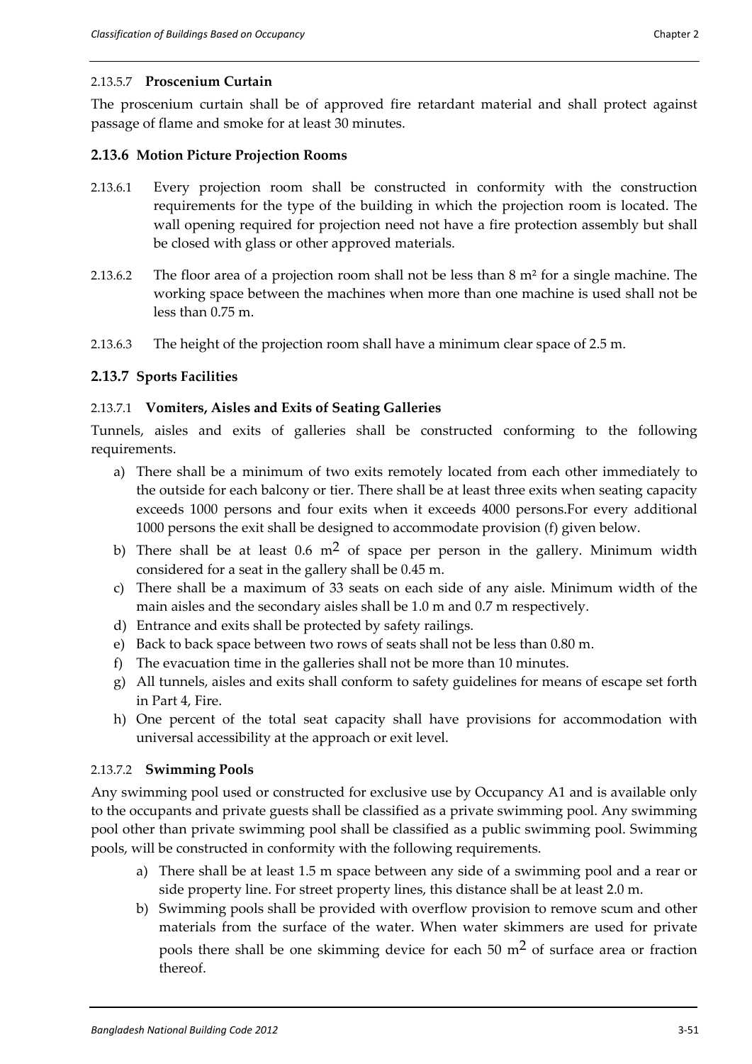#### 2.13.5.7 **Proscenium Curtain**

The proscenium curtain shall be of approved fire retardant material and shall protect against passage of flame and smoke for at least 30 minutes.

### 2.13.6 Motion Picture Projection Rooms

2.13.6.1 Every projection room shall be constructed in conformity with the construction requirements for the type of the building in which the projection room is located. The wall opening required for projection need not have a fire protection assembly but shall be closed with glass or other approved materials.

2.13.6.2 The floor area of a projection room shall not be less than 8 m² for a single machine. The working space between the machines when more than one machine is used shall not be less than 0.75 m.

2.13.6.3 The height of the projection room shall have a minimum clear space of 2.5 m.

### 2.13.7 Sports Facilities

#### 2.13.7.1 **Vomiters, Aisles and Exits of Seating Galleries**

Tunnels, aisles and exits of galleries shall be constructed conforming to the following requirements.

a) There shall be a minimum of two exits remotely located from each other immediately to the outside for each balcony or tier. There shall be at least three exits when seating capacity exceeds 1000 persons and four exits when it exceeds 4000 persons.For every additional 1000 persons the exit shall be designed to accommodate provision (f) given below.
b) There shall be at least 0.6 $m^2$ of space per person in the gallery. Minimum width considered for a seat in the gallery shall be 0.45 m.
c) There shall be a maximum of 33 seats on each side of any aisle. Minimum width of the main aisles and the secondary aisles shall be 1.0 m and 0.7 m respectively.
d) Entrance and exits shall be protected by safety railings.
e) Back to back space between two rows of seats shall not be less than 0.80 m.
f) The evacuation time in the galleries shall not be more than 10 minutes.
g) All tunnels, aisles and exits shall conform to safety guidelines for means of escape set forth in Part 4, Fire.
h) One percent of the total seat capacity shall have provisions for accommodation with universal accessibility at the approach or exit level.

#### 2.13.7.2 **Swimming Pools**

Any swimming pool used or constructed for exclusive use by Occupancy A1 and is available only to the occupants and private guests shall be classified as a private swimming pool. Any swimming pool other than private swimming pool shall be classified as a public swimming pool. Swimming pools, will be constructed in conformity with the following requirements.

a) There shall be at least 1.5 m space between any side of a swimming pool and a rear or side property line. For street property lines, this distance shall be at least 2.0 m.
b) Swimming pools shall be provided with overflow provision to remove scum and other materials from the surface of the water. When water skimmers are used for private pools there shall be one skimming device for each 50 $m^2$ of surface area or fraction thereof.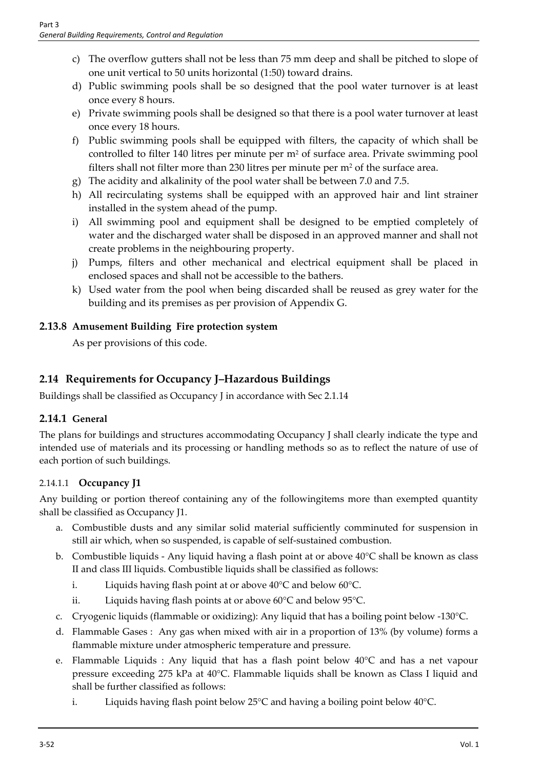c) The overflow gutters shall not be less than 75 mm deep and shall be pitched to slope of one unit vertical to 50 units horizontal (1:50) toward drains.

d) Public swimming pools shall be so designed that the pool water turnover is at least once every 8 hours.

e) Private swimming pools shall be designed so that there is a pool water turnover at least once every 18 hours.

f) Public swimming pools shall be equipped with filters, the capacity of which shall be controlled to filter 140 litres per minute per $m^2$ of surface area. Private swimming pool filters shall not filter more than 230 litres per minute per $m^2$ of the surface area.

g) The acidity and alkalinity of the pool water shall be between 7.0 and 7.5.

h) All recirculating systems shall be equipped with an approved hair and lint strainer installed in the system ahead of the pump.

i) All swimming pool and equipment shall be designed to be emptied completely of water and the discharged water shall be disposed in an approved manner and shall not create problems in the neighbouring property.

j) Pumps, filters and other mechanical and electrical equipment shall be placed in enclosed spaces and shall not be accessible to the bathers.

k) Used water from the pool when being discarded shall be reused as grey water for the building and its premises as per provision of Appendix G.

### 2.13.8 Amusement Building Fire protection system

As per provisions of this code.

## 2.14 Requirements for Occupancy J–Hazardous Buildings

Buildings shall be classified as Occupancy J in accordance with Sec 2.1.14

### 2.14.1 General

The plans for buildings and structures accommodating Occupancy J shall clearly indicate the type and intended use of materials and its processing or handling methods so as to reflect the nature of use of each portion of such buildings.

#### 2.14.1.1 Occupancy J1

Any building or portion thereof containing any of the followingitems more than exempted quantity shall be classified as Occupancy J1.

a. Combustible dusts and any similar solid material sufficiently comminuted for suspension in still air which, when so suspended, is capable of self-sustained combustion.

b. Combustible liquids - Any liquid having a flash point at or above 40°C shall be known as class II and class III liquids. Combustible liquids shall be classified as follows:

   i. Liquids having flash point at or above 40°C and below 60°C.

   ii. Liquids having flash points at or above 60°C and below 95°C.

c. Cryogenic liquids (flammable or oxidizing): Any liquid that has a boiling point below -130°C.

d. Flammable Gases : Any gas when mixed with air in a proportion of 13% (by volume) forms a flammable mixture under atmospheric temperature and pressure.

e. Flammable Liquids : Any liquid that has a flash point below 40°C and has a net vapour pressure exceeding 275 kPa at 40°C. Flammable liquids shall be known as Class I liquid and shall be further classified as follows:

   i. Liquids having flash point below 25°C and having a boiling point below 40°C.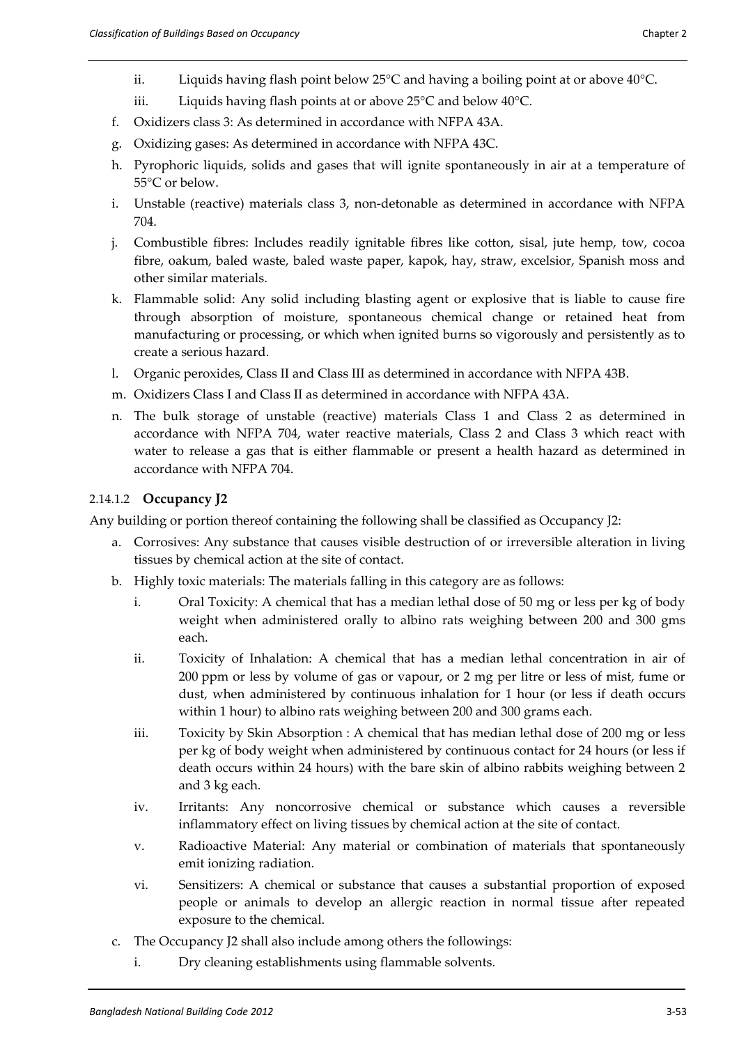ii. Liquids having flash point below 25°C and having a boiling point at or above 40°C.

iii. Liquids having flash points at or above 25°C and below 40°C.

f. Oxidizers class 3: As determined in accordance with NFPA 43A.

g. Oxidizing gases: As determined in accordance with NFPA 43C.

h. Pyrophoric liquids, solids and gases that will ignite spontaneously in air at a temperature of 55°C or below.

i. Unstable (reactive) materials class 3, non-detonable as determined in accordance with NFPA 704.

j. Combustible fibres: Includes readily ignitable fibres like cotton, sisal, jute hemp, tow, cocoa fibre, oakum, baled waste, baled waste paper, kapok, hay, straw, excelsior, Spanish moss and other similar materials.

k. Flammable solid: Any solid including blasting agent or explosive that is liable to cause fire through absorption of moisture, spontaneous chemical change or retained heat from manufacturing or processing, or which when ignited burns so vigorously and persistently as to create a serious hazard.

l. Organic peroxides, Class II and Class III as determined in accordance with NFPA 43B.

m. Oxidizers Class I and Class II as determined in accordance with NFPA 43A.

n. The bulk storage of unstable (reactive) materials Class 1 and Class 2 as determined in accordance with NFPA 704, water reactive materials, Class 2 and Class 3 which react with water to release a gas that is either flammable or present a health hazard as determined in accordance with NFPA 704.

#### 2.14.1.2 **Occupancy J2**

Any building or portion thereof containing the following shall be classified as Occupancy J2:

a. Corrosives: Any substance that causes visible destruction of or irreversible alteration in living tissues by chemical action at the site of contact.

b. Highly toxic materials: The materials falling in this category are as follows:

   i. Oral Toxicity: A chemical that has a median lethal dose of 50 mg or less per kg of body weight when administered orally to albino rats weighing between 200 and 300 gms each.

   ii. Toxicity of Inhalation: A chemical that has a median lethal concentration in air of 200 ppm or less by volume of gas or vapour, or 2 mg per litre or less of mist, fume or dust, when administered by continuous inhalation for 1 hour (or less if death occurs within 1 hour) to albino rats weighing between 200 and 300 grams each.

   iii. Toxicity by Skin Absorption : A chemical that has median lethal dose of 200 mg or less per kg of body weight when administered by continuous contact for 24 hours (or less if death occurs within 24 hours) with the bare skin of albino rabbits weighing between 2 and 3 kg each.

   iv. Irritants: Any noncorrosive chemical or substance which causes a reversible inflammatory effect on living tissues by chemical action at the site of contact.

   v. Radioactive Material: Any material or combination of materials that spontaneously emit ionizing radiation.

   vi. Sensitizers: A chemical or substance that causes a substantial proportion of exposed people or animals to develop an allergic reaction in normal tissue after repeated exposure to the chemical.

c. The Occupancy J2 shall also include among others the followings:

   i. Dry cleaning establishments using flammable solvents.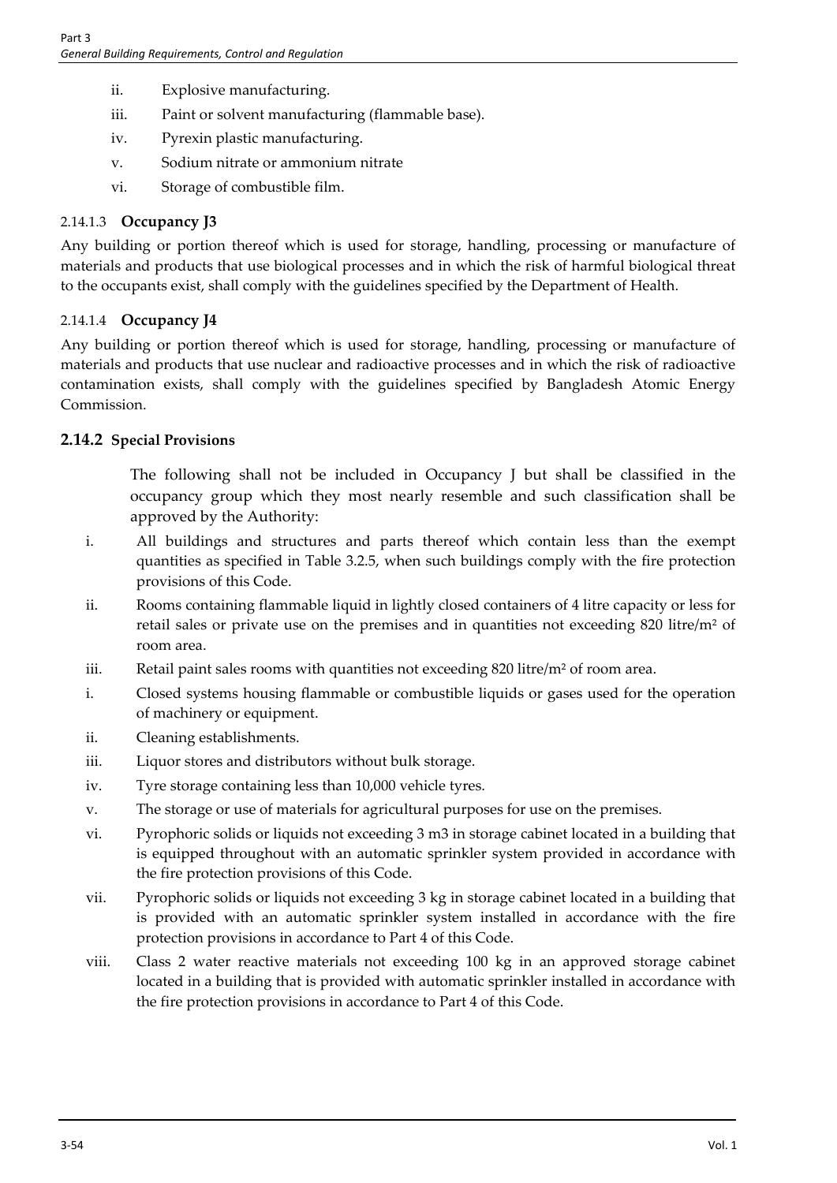ii. Explosive manufacturing.

iii. Paint or solvent manufacturing (flammable base).

iv. Pyrexin plastic manufacturing.

v. Sodium nitrate or ammonium nitrate

vi. Storage of combustible film.

#### 2.14.1.3 **Occupancy J3**

Any building or portion thereof which is used for storage, handling, processing or manufacture of materials and products that use biological processes and in which the risk of harmful biological threat to the occupants exist, shall comply with the guidelines specified by the Department of Health.

#### 2.14.1.4 **Occupancy J4**

Any building or portion thereof which is used for storage, handling, processing or manufacture of materials and products that use nuclear and radioactive processes and in which the risk of radioactive contamination exists, shall comply with the guidelines specified by Bangladesh Atomic Energy Commission.

### 2.14.2 Special Provisions

The following shall not be included in Occupancy J but shall be classified in the occupancy group which they most nearly resemble and such classification shall be approved by the Authority:

i. All buildings and structures and parts thereof which contain less than the exempt quantities as specified in Table 3.2.5, when such buildings comply with the fire protection provisions of this Code.

ii. Rooms containing flammable liquid in lightly closed containers of 4 litre capacity or less for retail sales or private use on the premises and in quantities not exceeding 820 litre/m² of room area.

iii. Retail paint sales rooms with quantities not exceeding 820 litre/m² of room area.

i. Closed systems housing flammable or combustible liquids or gases used for the operation of machinery or equipment.

ii. Cleaning establishments.

iii. Liquor stores and distributors without bulk storage.

iv. Tyre storage containing less than 10,000 vehicle tyres.

v. The storage or use of materials for agricultural purposes for use on the premises.

vi. Pyrophoric solids or liquids not exceeding 3 m3 in storage cabinet located in a building that is equipped throughout with an automatic sprinkler system provided in accordance with the fire protection provisions of this Code.

vii. Pyrophoric solids or liquids not exceeding 3 kg in storage cabinet located in a building that is provided with an automatic sprinkler system installed in accordance with the fire protection provisions in accordance to Part 4 of this Code.

viii. Class 2 water reactive materials not exceeding 100 kg in an approved storage cabinet located in a building that is provided with automatic sprinkler installed in accordance with the fire protection provisions in accordance to Part 4 of this Code.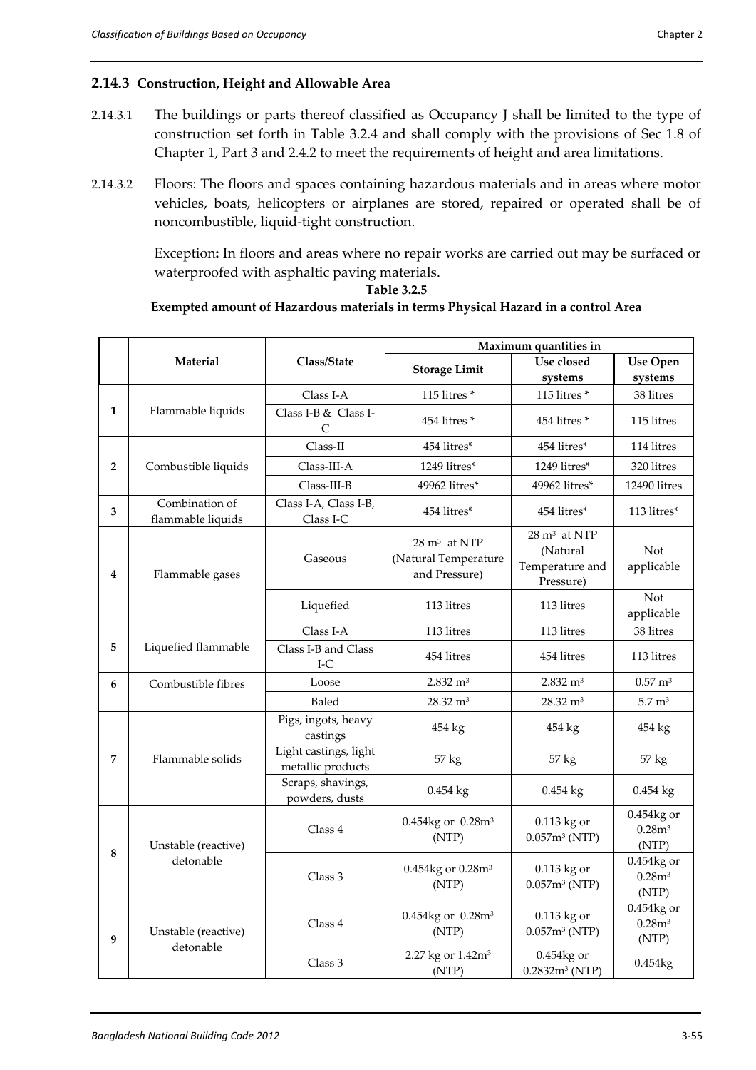### 2.14.3 Construction, Height and Allowable Area

2.14.3.1 The buildings or parts thereof classified as Occupancy J shall be limited to the type of construction set forth in Table 3.2.4 and shall comply with the provisions of Sec 1.8 of Chapter 1, Part 3 and 2.4.2 to meet the requirements of height and area limitations.

2.14.3.2 Floors: The floors and spaces containing hazardous materials and in areas where motor vehicles, boats, helicopters or airplanes are stored, repaired or operated shall be of noncombustible, liquid-tight construction.

Exception**:** In floors and areas where no repair works are carried out may be surfaced or waterproofed with asphaltic paving materials.

**Table 3.2.5**

**Exempted amount of Hazardous materials in terms Physical Hazard in a control Area**

| | Material | Class/State | Maximum quantities in | | |
|---|---|---|---|---|---|
| | | | Storage Limit | Use closed systems | Use Open systems |
| 1 | Flammable liquids | Class I-A | 115 litres * | 115 litres * | 38 litres |
| | | Class I-B & Class I-C | 454 litres * | 454 litres * | 115 litres |
| 2 | Combustible liquids | Class-II | 454 litres* | 454 litres* | 114 litres |
| | | Class-III-A | 1249 litres* | 1249 litres* | 320 litres |
| | | Class-III-B | 49962 litres* | 49962 litres* | 12490 litres |
| 3 | Combination of flammable liquids | Class I-A, Class I-B, Class I-C | 454 litres* | 454 litres* | 113 litres* |
| 4 | Flammable gases | Gaseous | 28 m³ at NTP (Natural Temperature and Pressure) | 28 m³ at NTP (Natural Temperature and Pressure) | Not applicable |
| | | Liquefied | 113 litres | 113 litres | Not applicable |
| 5 | Liquefied flammable | Class I-A | 113 litres | 113 litres | 38 litres |
| | | Class I-B and Class I-C | 454 litres | 454 litres | 113 litres |
| 6 | Combustible fibres | Loose | 2.832 m³ | 2.832 m³ | 0.57 m³ |
| | | Baled | 28.32 m³ | 28.32 m³ | 5.7 m³ |
| 7 | Flammable solids | Pigs, ingots, heavy castings | 454 kg | 454 kg | 454 kg |
| | | Light castings, light metallic products | 57 kg | 57 kg | 57 kg |
| | | Scraps, shavings, powders, dusts | 0.454 kg | 0.454 kg | 0.454 kg |
| 8 | Unstable (reactive) detonable | Class 4 | 0.454kg or 0.28m³ (NTP) | 0.113 kg or 0.057m³ (NTP) | 0.454kg or 0.28m³ (NTP) |
| | | Class 3 | 0.454kg or 0.28m³ (NTP) | 0.113 kg or 0.057m³ (NTP) | 0.454kg or 0.28m³ (NTP) |
| 9 | Unstable (reactive) detonable | Class 4 | 0.454kg or 0.28m³ (NTP) | 0.113 kg or 0.057m³ (NTP) | 0.454kg or 0.28m³ (NTP) |
| | | Class 3 | 2.27 kg or 1.42m³ (NTP) | 0.454kg or 0.2832m³ (NTP) | 0.454kg |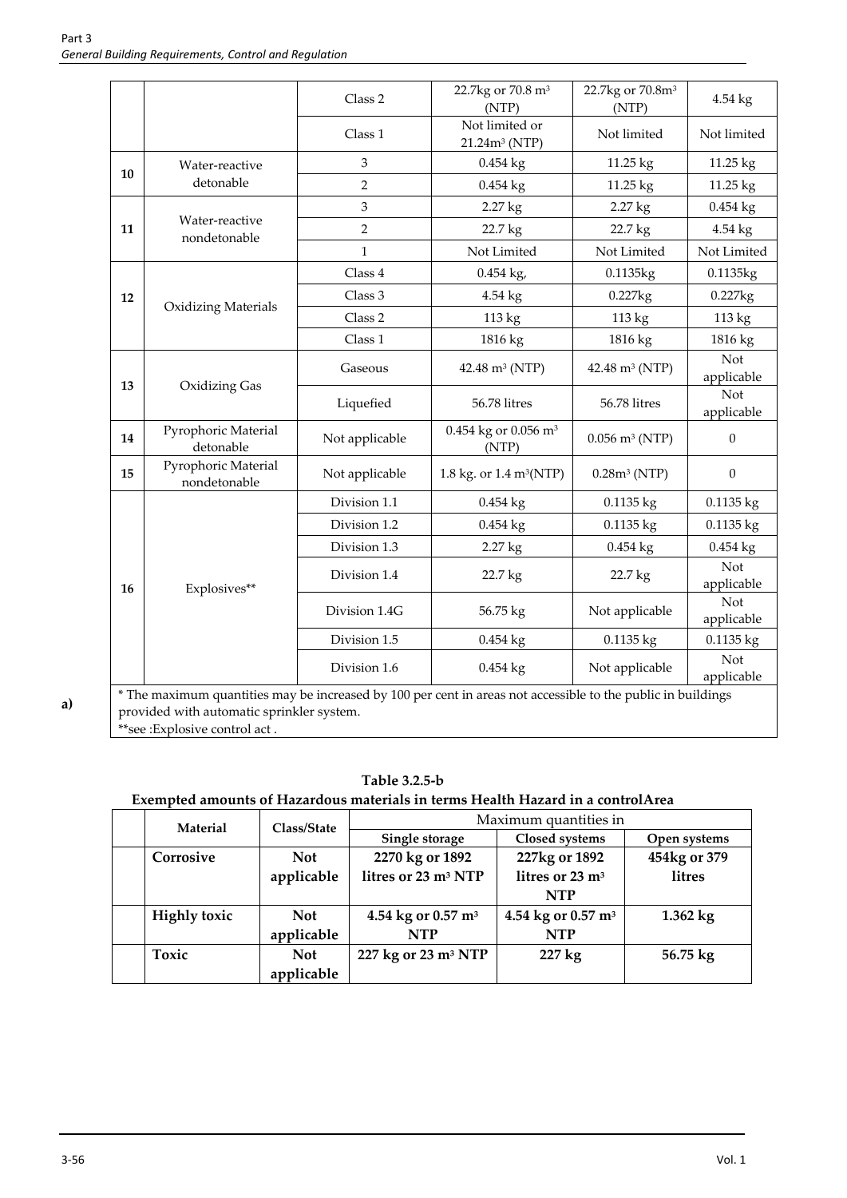| | | | | | |
|---|---|---|---|---|---|
| | | Class 2 | 22.7kg or 70.8 m³ (NTP) | 22.7kg or 70.8m³ (NTP) | 4.54 kg |
| | | Class 1 | Not limited or 21.24m³ (NTP) | Not limited | Not limited |
| 10 | Water-reactive detonable | 3 | 0.454 kg | 11.25 kg | 11.25 kg |
| | | 2 | 0.454 kg | 11.25 kg | 11.25 kg |
| 11 | Water-reactive nondetonable | 3 | 2.27 kg | 2.27 kg | 0.454 kg |
| | | 2 | 22.7 kg | 22.7 kg | 4.54 kg |
| | | 1 | Not Limited | Not Limited | Not Limited |
| 12 | Oxidizing Materials | Class 4 | 0.454 kg, | 0.1135kg | 0.1135kg |
| | | Class 3 | 4.54 kg | 0.227kg | 0.227kg |
| | | Class 2 | 113 kg | 113 kg | 113 kg |
| | | Class 1 | 1816 kg | 1816 kg | 1816 kg |
| 13 | Oxidizing Gas | Gaseous | 42.48 m³ (NTP) | 42.48 m³ (NTP) | Not applicable |
| | | Liquefied | 56.78 litres | 56.78 litres | Not applicable |
| 14 | Pyrophoric Material detonable | Not applicable | 0.454 kg or 0.056 m³ (NTP) | 0.056 m³ (NTP) | 0 |
| 15 | Pyrophoric Material nondetonable | Not applicable | 1.8 kg. or 1.4 m³(NTP) | 0.28m³ (NTP) | 0 |
| 16 | Explosives** | Division 1.1 | 0.454 kg | 0.1135 kg | 0.1135 kg |
| | | Division 1.2 | 0.454 kg | 0.1135 kg | 0.1135 kg |
| | | Division 1.3 | 2.27 kg | 0.454 kg | 0.454 kg |
| | | Division 1.4 | 22.7 kg | 22.7 kg | Not applicable |
| | | Division 1.4G | 56.75 kg | Not applicable | Not applicable |
| | | Division 1.5 | 0.454 kg | 0.1135 kg | 0.1135 kg |
| | | Division 1.6 | 0.454 kg | Not applicable | Not applicable |

* The maximum quantities may be increased by 100 per cent in areas not accessible to the public in buildings provided with automatic sprinkler system.

**see :Explosive control act .

a)

**Table 3.2.5-b**

**Exempted amounts of Hazardous materials in terms Health Hazard in a controlArea**

| | Material | Class/State | Maximum quantities in | | |
|---|---|---|---|---|---|
| | | | Single storage | Closed systems | Open systems |
| | **Corrosive** | **Not applicable** | **2270 kg or 1892 litres or 23 m³ NTP** | **227kg or 1892 litres or 23 m³ NTP** | **454kg or 379 litres** |
| | **Highly toxic** | **Not applicable** | **4.54 kg or 0.57 m³ NTP** | **4.54 kg or 0.57 m³ NTP** | **1.362 kg** |
| | **Toxic** | **Not applicable** | **227 kg or 23 m³ NTP** | **227 kg** | **56.75 kg** |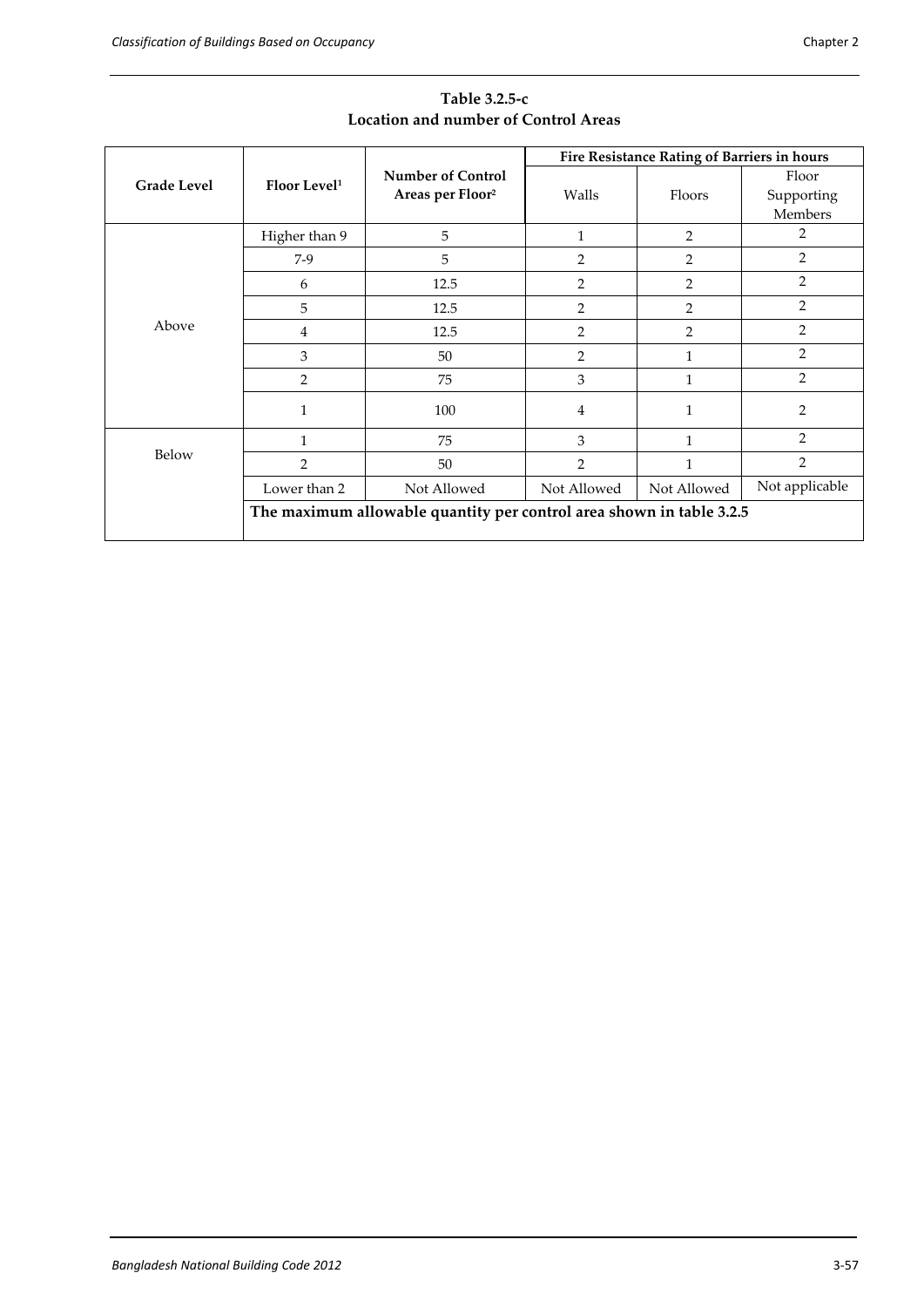**Table 3.2.5-c**
**Location and number of Control Areas**

| Grade Level | Floor Level[1] | Number of Control Areas per Floor[2] | Fire Resistance Rating of Barriers in hours | | |
|---|---|---|---|---|---|
| | | | Walls | Floors | Floor Supporting Members |
| Above | Higher than 9 | 5 | 1 | 2 | 2 |
| | 7-9 | 5 | 2 | 2 | 2 |
| | 6 | 12.5 | 2 | 2 | 2 |
| | 5 | 12.5 | 2 | 2 | 2 |
| | 4 | 12.5 | 2 | 2 | 2 |
| | 3 | 50 | 2 | 1 | 2 |
| | 2 | 75 | 3 | 1 | 2 |
| | 1 | 100 | 4 | 1 | 2 |
| Below | 1 | 75 | 3 | 1 | 2 |
| | 2 | 50 | 2 | 1 | 2 |
| | Lower than 2 | Not Allowed | Not Allowed | Not Allowed | Not applicable |
| | **The maximum allowable quantity per control area shown in table 3.2.5** | | | | |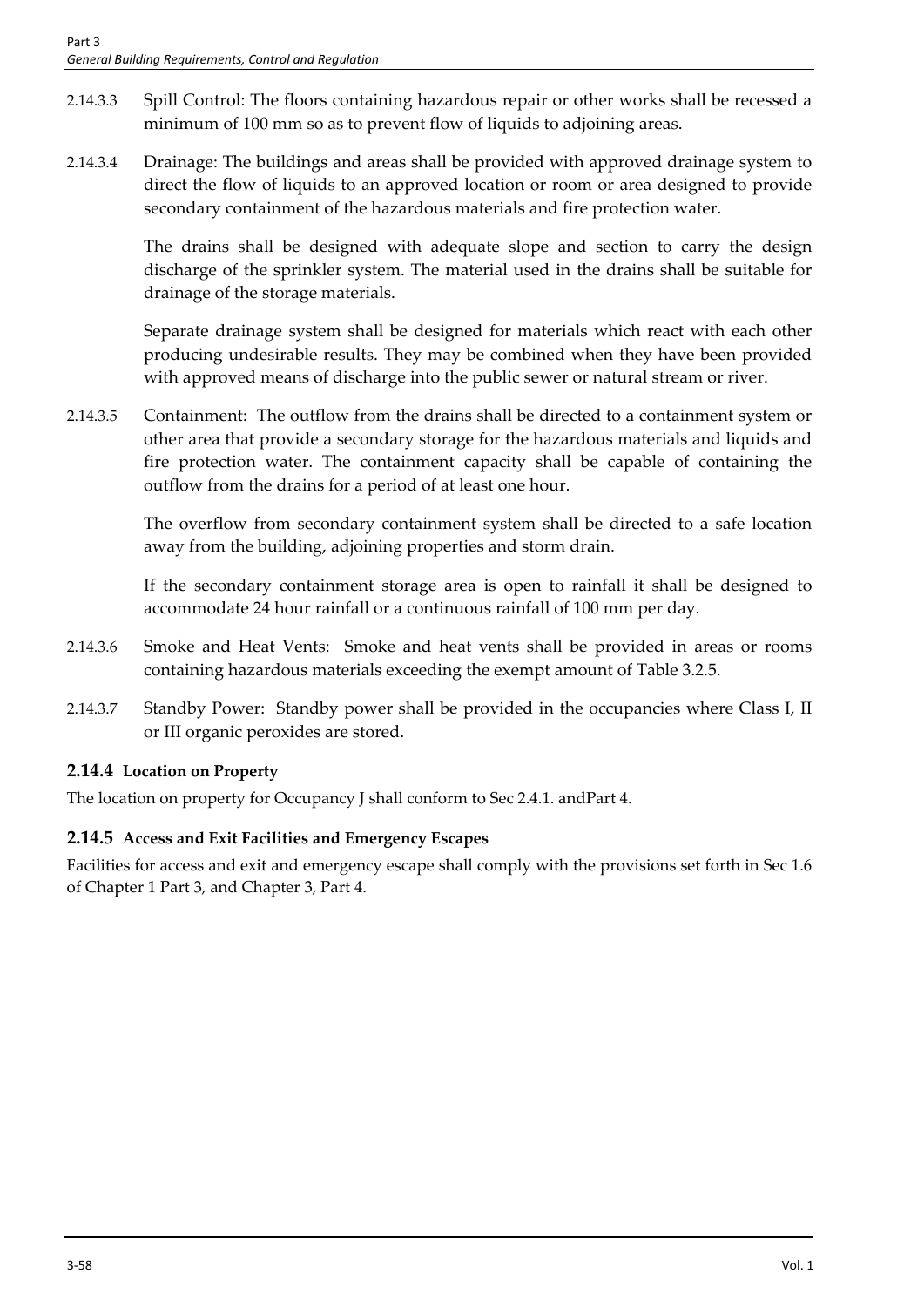2.14.3.3 Spill Control: The floors containing hazardous repair or other works shall be recessed a minimum of 100 mm so as to prevent flow of liquids to adjoining areas.

2.14.3.4 Drainage: The buildings and areas shall be provided with approved drainage system to direct the flow of liquids to an approved location or room or area designed to provide secondary containment of the hazardous materials and fire protection water.

The drains shall be designed with adequate slope and section to carry the design discharge of the sprinkler system. The material used in the drains shall be suitable for drainage of the storage materials.

Separate drainage system shall be designed for materials which react with each other producing undesirable results. They may be combined when they have been provided with approved means of discharge into the public sewer or natural stream or river.

2.14.3.5 Containment: The outflow from the drains shall be directed to a containment system or other area that provide a secondary storage for the hazardous materials and liquids and fire protection water. The containment capacity shall be capable of containing the outflow from the drains for a period of at least one hour.

The overflow from secondary containment system shall be directed to a safe location away from the building, adjoining properties and storm drain.

If the secondary containment storage area is open to rainfall it shall be designed to accommodate 24 hour rainfall or a continuous rainfall of 100 mm per day.

2.14.3.6 Smoke and Heat Vents: Smoke and heat vents shall be provided in areas or rooms containing hazardous materials exceeding the exempt amount of Table 3.2.5.

2.14.3.7 Standby Power: Standby power shall be provided in the occupancies where Class I, II or III organic peroxides are stored.

### 2.14.4 Location on Property

The location on property for Occupancy J shall conform to Sec 2.4.1. andPart 4.

### 2.14.5 Access and Exit Facilities and Emergency Escapes

Facilities for access and exit and emergency escape shall comply with the provisions set forth in Sec 1.6 of Chapter 1 Part 3, and Chapter 3, Part 4.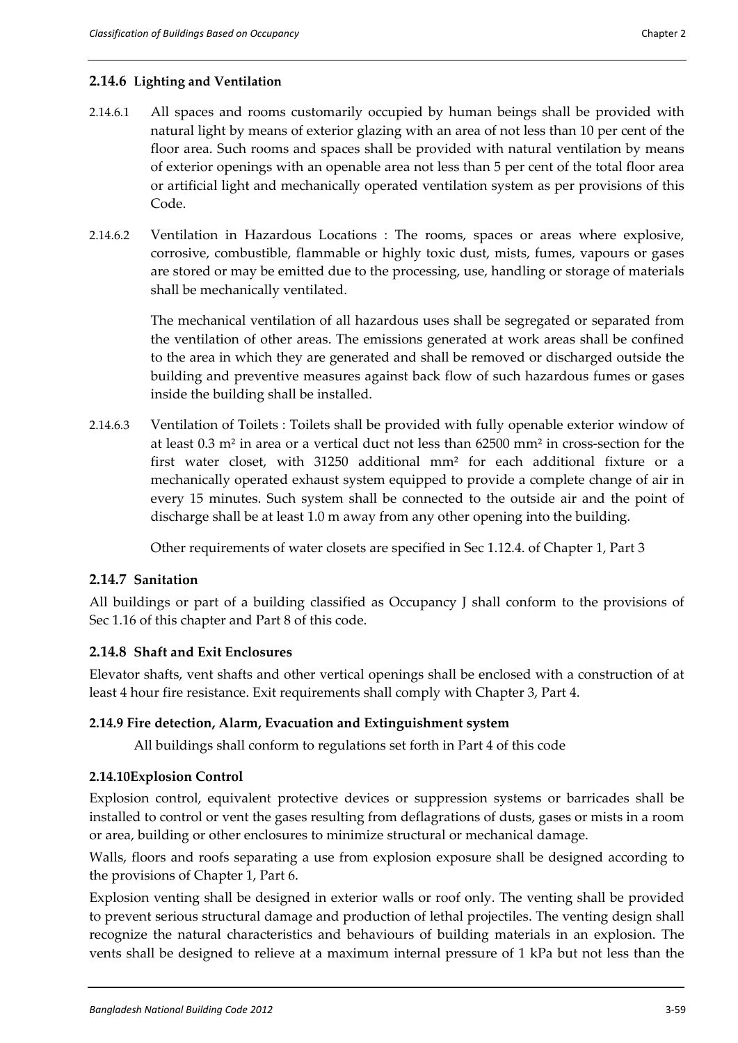### 2.14.6 Lighting and Ventilation

2.14.6.1 All spaces and rooms customarily occupied by human beings shall be provided with natural light by means of exterior glazing with an area of not less than 10 per cent of the floor area. Such rooms and spaces shall be provided with natural ventilation by means of exterior openings with an openable area not less than 5 per cent of the total floor area or artificial light and mechanically operated ventilation system as per provisions of this Code.

2.14.6.2 Ventilation in Hazardous Locations : The rooms, spaces or areas where explosive, corrosive, combustible, flammable or highly toxic dust, mists, fumes, vapours or gases are stored or may be emitted due to the processing, use, handling or storage of materials shall be mechanically ventilated.

The mechanical ventilation of all hazardous uses shall be segregated or separated from the ventilation of other areas. The emissions generated at work areas shall be confined to the area in which they are generated and shall be removed or discharged outside the building and preventive measures against back flow of such hazardous fumes or gases inside the building shall be installed.

2.14.6.3 Ventilation of Toilets : Toilets shall be provided with fully openable exterior window of at least 0.3 m² in area or a vertical duct not less than 62500 mm² in cross-section for the first water closet, with 31250 additional mm² for each additional fixture or a mechanically operated exhaust system equipped to provide a complete change of air in every 15 minutes. Such system shall be connected to the outside air and the point of discharge shall be at least 1.0 m away from any other opening into the building.

Other requirements of water closets are specified in Sec 1.12.4. of Chapter 1, Part 3

### 2.14.7 Sanitation

All buildings or part of a building classified as Occupancy J shall conform to the provisions of Sec 1.16 of this chapter and Part 8 of this code.

### 2.14.8 Shaft and Exit Enclosures

Elevator shafts, vent shafts and other vertical openings shall be enclosed with a construction of at least 4 hour fire resistance. Exit requirements shall comply with Chapter 3, Part 4.

### 2.14.9 Fire detection, Alarm, Evacuation and Extinguishment system

All buildings shall conform to regulations set forth in Part 4 of this code

### 2.14.10 Explosion Control

Explosion control, equivalent protective devices or suppression systems or barricades shall be installed to control or vent the gases resulting from deflagrations of dusts, gases or mists in a room or area, building or other enclosures to minimize structural or mechanical damage.

Walls, floors and roofs separating a use from explosion exposure shall be designed according to the provisions of Chapter 1, Part 6.

Explosion venting shall be designed in exterior walls or roof only. The venting shall be provided to prevent serious structural damage and production of lethal projectiles. The venting design shall recognize the natural characteristics and behaviours of building materials in an explosion. The vents shall be designed to relieve at a maximum internal pressure of 1 kPa but not less than the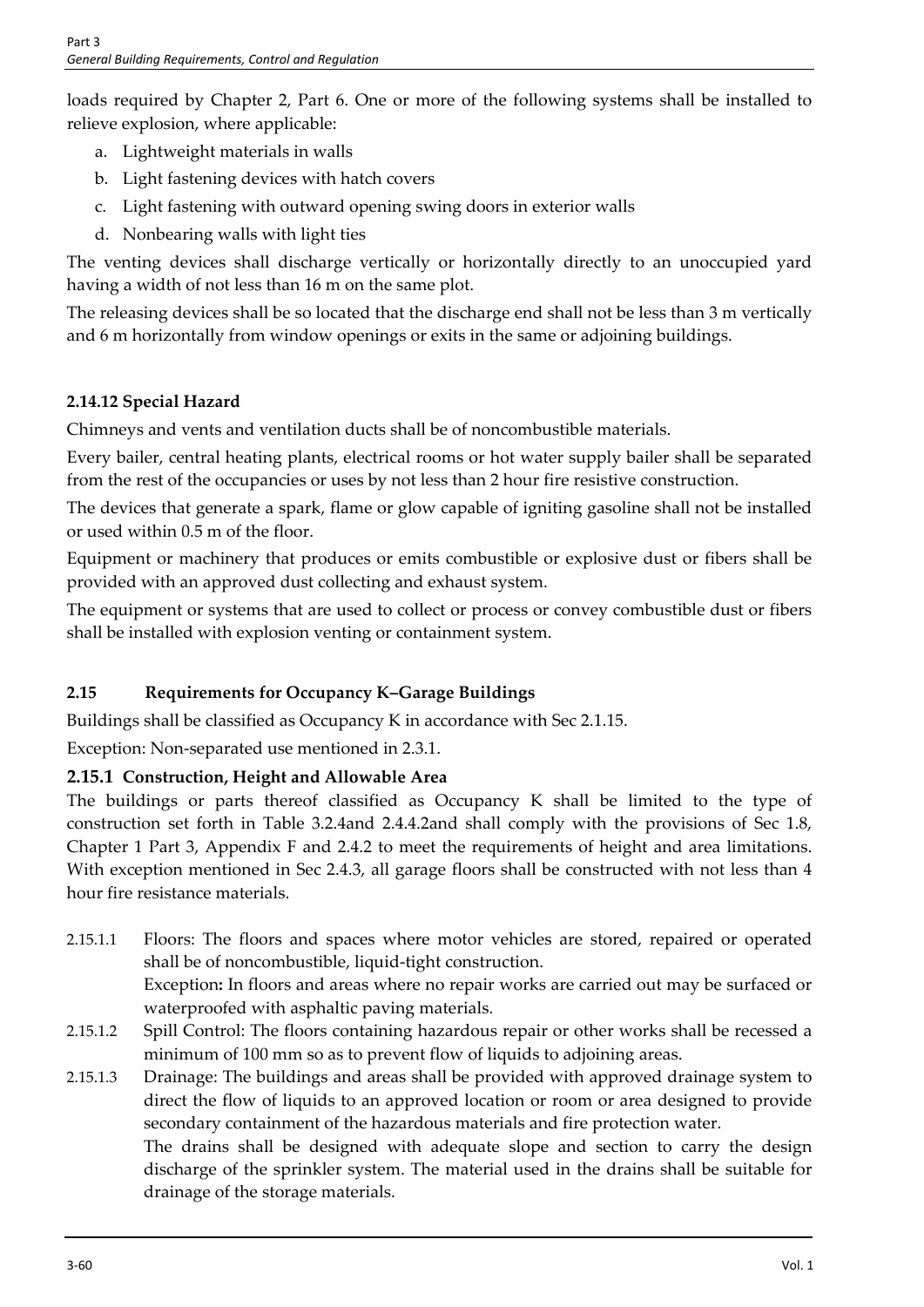loads required by Chapter 2, Part 6. One or more of the following systems shall be installed to relieve explosion, where applicable:

a. Lightweight materials in walls
b. Light fastening devices with hatch covers
c. Light fastening with outward opening swing doors in exterior walls
d. Nonbearing walls with light ties

The venting devices shall discharge vertically or horizontally directly to an unoccupied yard having a width of not less than 16 m on the same plot.

The releasing devices shall be so located that the discharge end shall not be less than 3 m vertically and 6 m horizontally from window openings or exits in the same or adjoining buildings.

### 2.14.12 Special Hazard

Chimneys and vents and ventilation ducts shall be of noncombustible materials.

Every bailer, central heating plants, electrical rooms or hot water supply bailer shall be separated from the rest of the occupancies or uses by not less than 2 hour fire resistive construction.

The devices that generate a spark, flame or glow capable of igniting gasoline shall not be installed or used within 0.5 m of the floor.

Equipment or machinery that produces or emits combustible or explosive dust or fibers shall be provided with an approved dust collecting and exhaust system.

The equipment or systems that are used to collect or process or convey combustible dust or fibers shall be installed with explosion venting or containment system.

## 2.15 Requirements for Occupancy K–Garage Buildings

Buildings shall be classified as Occupancy K in accordance with Sec 2.1.15.

Exception: Non-separated use mentioned in 2.3.1.

### 2.15.1 Construction, Height and Allowable Area

The buildings or parts thereof classified as Occupancy K shall be limited to the type of construction set forth in Table 3.2.4and 2.4.4.2and shall comply with the provisions of Sec 1.8, Chapter 1 Part 3, Appendix F and 2.4.2 to meet the requirements of height and area limitations. With exception mentioned in Sec 2.4.3, all garage floors shall be constructed with not less than 4 hour fire resistance materials.

2.15.1.1 Floors: The floors and spaces where motor vehicles are stored, repaired or operated shall be of noncombustible, liquid-tight construction.
Exception**:** In floors and areas where no repair works are carried out may be surfaced or waterproofed with asphaltic paving materials.

2.15.1.2 Spill Control: The floors containing hazardous repair or other works shall be recessed a minimum of 100 mm so as to prevent flow of liquids to adjoining areas.

2.15.1.3 Drainage: The buildings and areas shall be provided with approved drainage system to direct the flow of liquids to an approved location or room or area designed to provide secondary containment of the hazardous materials and fire protection water.
The drains shall be designed with adequate slope and section to carry the design discharge of the sprinkler system. The material used in the drains shall be suitable for drainage of the storage materials.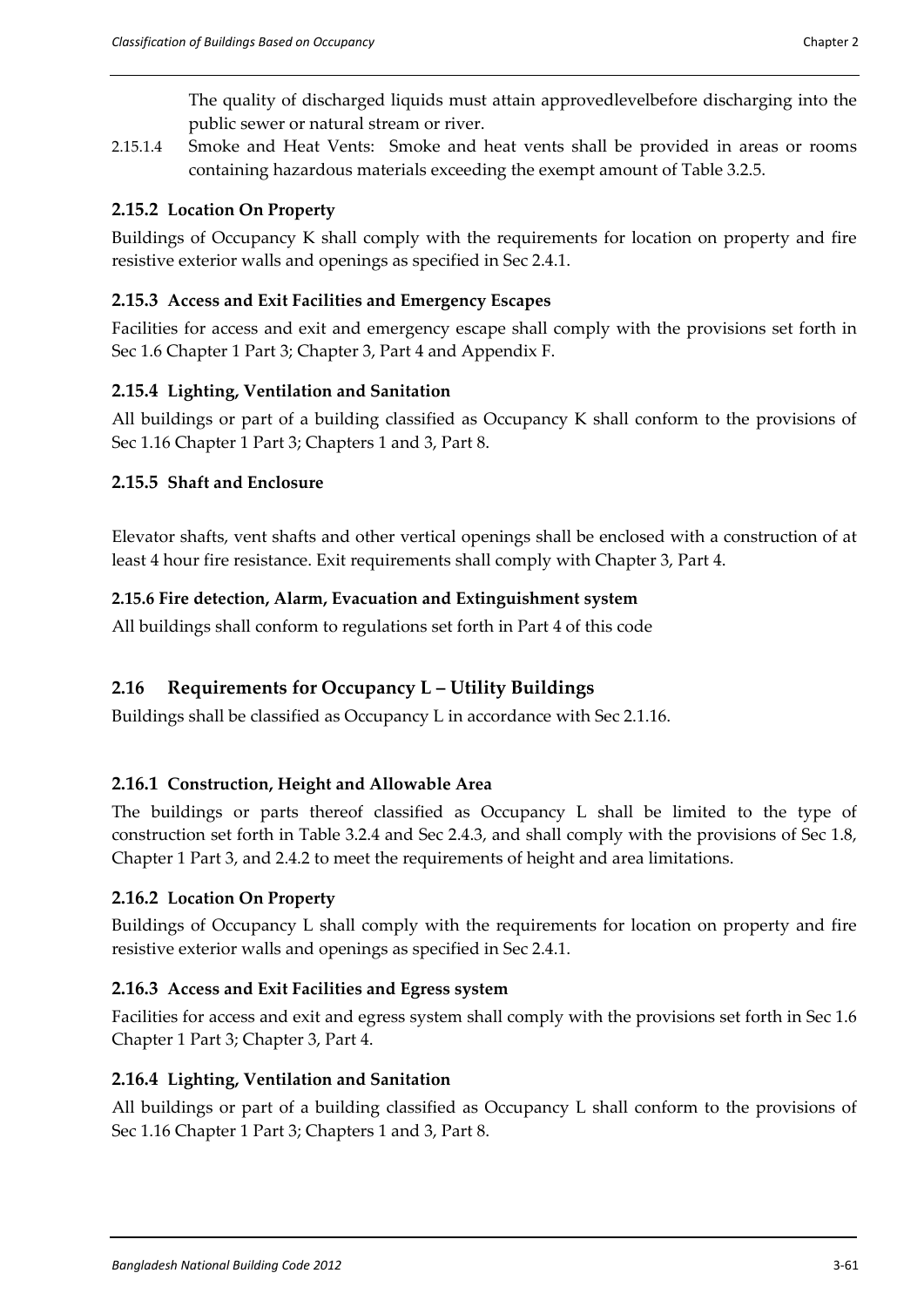The quality of discharged liquids must attain approvedlevelbefore discharging into the public sewer or natural stream or river.

2.15.1.4 Smoke and Heat Vents: Smoke and heat vents shall be provided in areas or rooms containing hazardous materials exceeding the exempt amount of Table 3.2.5.

### 2.15.2 Location On Property

Buildings of Occupancy K shall comply with the requirements for location on property and fire resistive exterior walls and openings as specified in Sec 2.4.1.

### 2.15.3 Access and Exit Facilities and Emergency Escapes

Facilities for access and exit and emergency escape shall comply with the provisions set forth in Sec 1.6 Chapter 1 Part 3; Chapter 3, Part 4 and Appendix F.

### 2.15.4 Lighting, Ventilation and Sanitation

All buildings or part of a building classified as Occupancy K shall conform to the provisions of Sec 1.16 Chapter 1 Part 3; Chapters 1 and 3, Part 8.

### 2.15.5 Shaft and Enclosure

Elevator shafts, vent shafts and other vertical openings shall be enclosed with a construction of at least 4 hour fire resistance. Exit requirements shall comply with Chapter 3, Part 4.

### 2.15.6 Fire detection, Alarm, Evacuation and Extinguishment system

All buildings shall conform to regulations set forth in Part 4 of this code

## 2.16 Requirements for Occupancy L – Utility Buildings

Buildings shall be classified as Occupancy L in accordance with Sec 2.1.16.

### 2.16.1 Construction, Height and Allowable Area

The buildings or parts thereof classified as Occupancy L shall be limited to the type of construction set forth in Table 3.2.4 and Sec 2.4.3, and shall comply with the provisions of Sec 1.8, Chapter 1 Part 3, and 2.4.2 to meet the requirements of height and area limitations.

### 2.16.2 Location On Property

Buildings of Occupancy L shall comply with the requirements for location on property and fire resistive exterior walls and openings as specified in Sec 2.4.1.

### 2.16.3 Access and Exit Facilities and Egress system

Facilities for access and exit and egress system shall comply with the provisions set forth in Sec 1.6 Chapter 1 Part 3; Chapter 3, Part 4.

### 2.16.4 Lighting, Ventilation and Sanitation

All buildings or part of a building classified as Occupancy L shall conform to the provisions of Sec 1.16 Chapter 1 Part 3; Chapters 1 and 3, Part 8.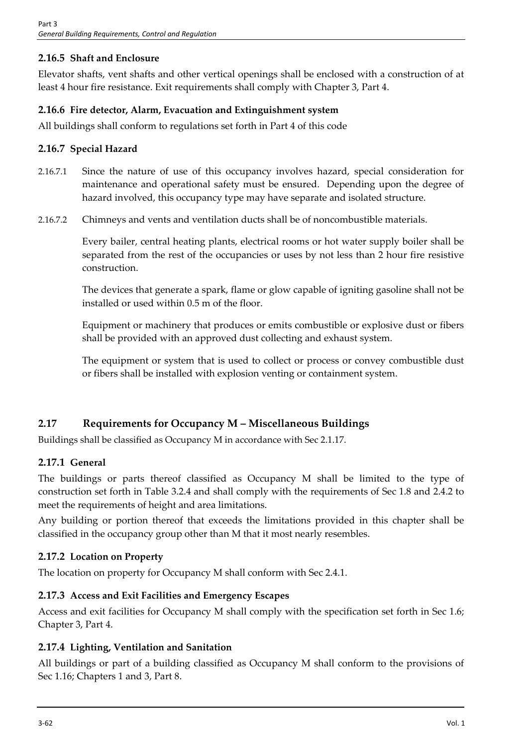### 2.16.5 Shaft and Enclosure

Elevator shafts, vent shafts and other vertical openings shall be enclosed with a construction of at least 4 hour fire resistance. Exit requirements shall comply with Chapter 3, Part 4.

### 2.16.6 Fire detector, Alarm, Evacuation and Extinguishment system

All buildings shall conform to regulations set forth in Part 4 of this code

### 2.16.7 Special Hazard

2.16.7.1 Since the nature of use of this occupancy involves hazard, special consideration for maintenance and operational safety must be ensured. Depending upon the degree of hazard involved, this occupancy type may have separate and isolated structure.

2.16.7.2 Chimneys and vents and ventilation ducts shall be of noncombustible materials.

Every bailer, central heating plants, electrical rooms or hot water supply boiler shall be separated from the rest of the occupancies or uses by not less than 2 hour fire resistive construction.

The devices that generate a spark, flame or glow capable of igniting gasoline shall not be installed or used within 0.5 m of the floor.

Equipment or machinery that produces or emits combustible or explosive dust or fibers shall be provided with an approved dust collecting and exhaust system.

The equipment or system that is used to collect or process or convey combustible dust or fibers shall be installed with explosion venting or containment system.

## 2.17 Requirements for Occupancy M – Miscellaneous Buildings

Buildings shall be classified as Occupancy M in accordance with Sec 2.1.17.

### 2.17.1 General

The buildings or parts thereof classified as Occupancy M shall be limited to the type of construction set forth in Table 3.2.4 and shall comply with the requirements of Sec 1.8 and 2.4.2 to meet the requirements of height and area limitations.

Any building or portion thereof that exceeds the limitations provided in this chapter shall be classified in the occupancy group other than M that it most nearly resembles.

### 2.17.2 Location on Property

The location on property for Occupancy M shall conform with Sec 2.4.1.

### 2.17.3 Access and Exit Facilities and Emergency Escapes

Access and exit facilities for Occupancy M shall comply with the specification set forth in Sec 1.6; Chapter 3, Part 4.

### 2.17.4 Lighting, Ventilation and Sanitation

All buildings or part of a building classified as Occupancy M shall conform to the provisions of Sec 1.16; Chapters 1 and 3, Part 8.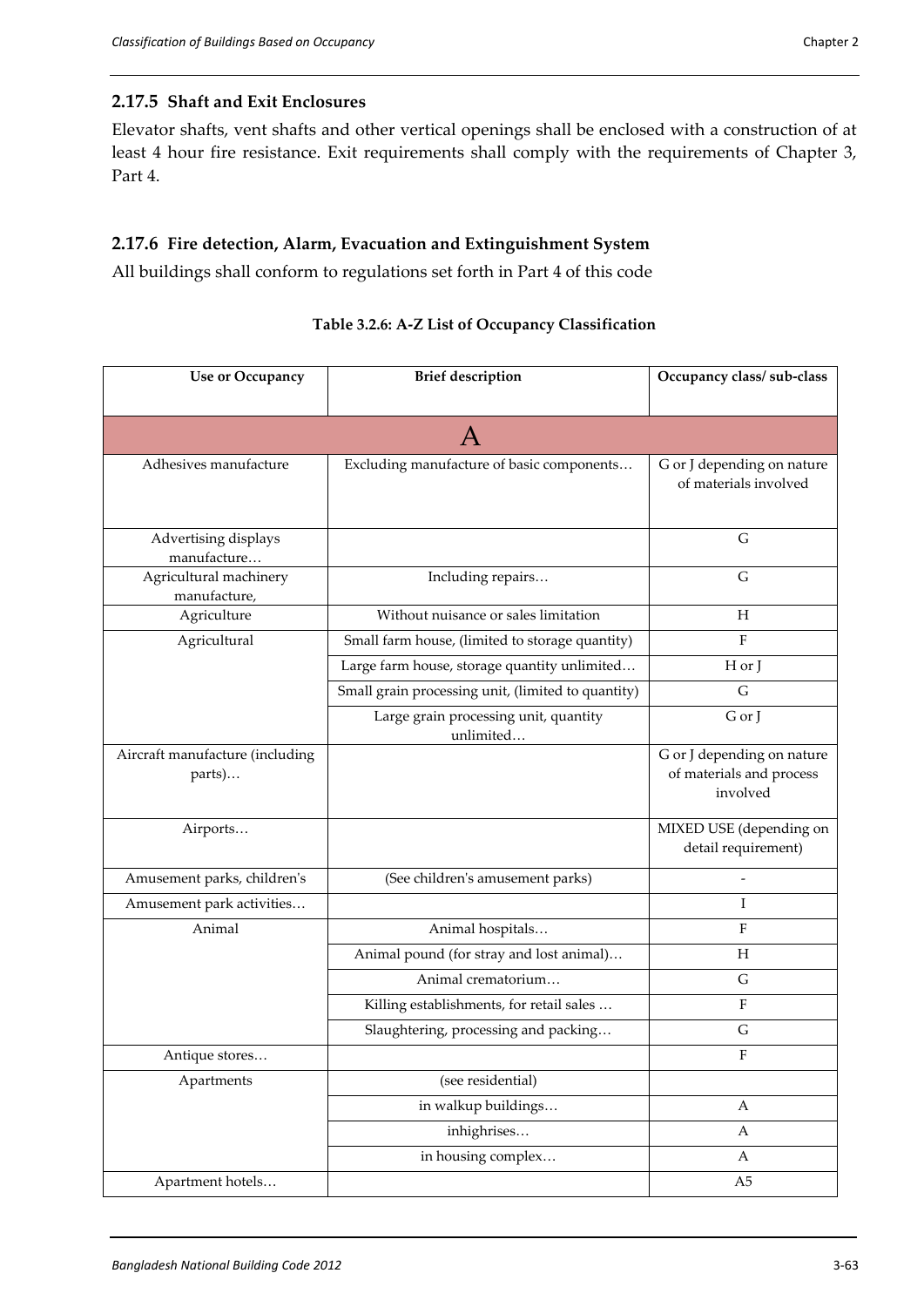### 2.17.5 Shaft and Exit Enclosures

Elevator shafts, vent shafts and other vertical openings shall be enclosed with a construction of at least 4 hour fire resistance. Exit requirements shall comply with the requirements of Chapter 3, Part 4.

### 2.17.6 Fire detection, Alarm, Evacuation and Extinguishment System

All buildings shall conform to regulations set forth in Part 4 of this code

**Table 3.2.6: A-Z List of Occupancy Classification**

| Use or Occupancy | Brief description | Occupancy class/ sub-class |
|---|---|---|
| **A** | | |
| Adhesives manufacture | Excluding manufacture of basic components… | G or J depending on nature of materials involved |
| Advertising displays manufacture… | | G |
| Agricultural machinery manufacture, | Including repairs… | G |
| Agriculture | Without nuisance or sales limitation | H |
| Agricultural | Small farm house, (limited to storage quantity) | F |
| | Large farm house, storage quantity unlimited… | H or J |
| | Small grain processing unit, (limited to quantity) | G |
| | Large grain processing unit, quantity unlimited… | G or J |
| Aircraft manufacture (including parts)… | | G or J depending on nature of materials and process involved |
| Airports… | | MIXED USE (depending on detail requirement) |
| Amusement parks, children's | (See children's amusement parks) | - |
| Amusement park activities… | | I |
| Animal | Animal hospitals… | F |
| | Animal pound (for stray and lost animal)… | H |
| | Animal crematorium… | G |
| | Killing establishments, for retail sales … | F |
| | Slaughtering, processing and packing… | G |
| Antique stores… | | F |
| Apartments | (see residential) | |
| | in walkup buildings… | A |
| | inhighrises… | A |
| | in housing complex… | A |
| Apartment hotels… | | A5 |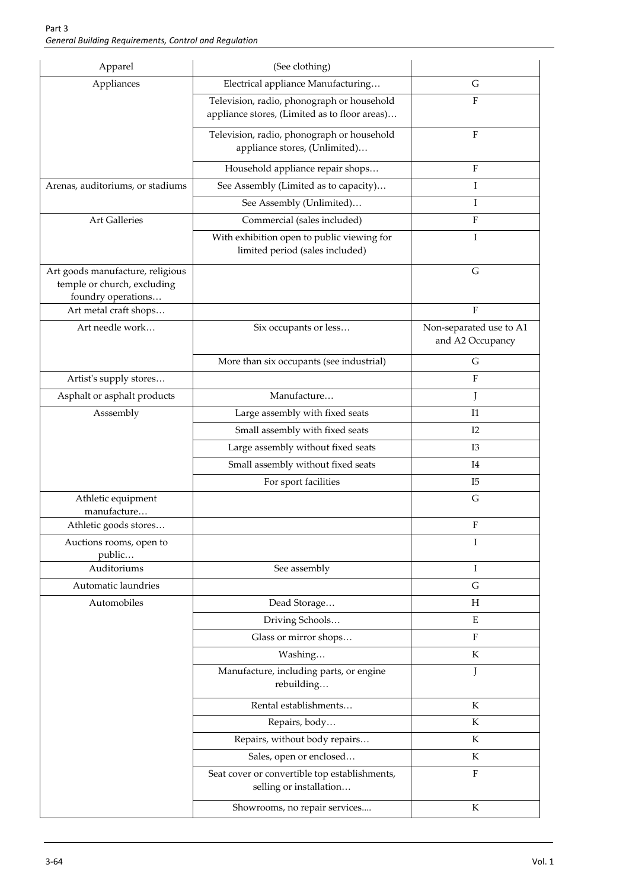| Apparel | (See clothing) | |
|---|---|---|
| Appliances | Electrical appliance Manufacturing… | G |
| | Television, radio, phonograph or household appliance stores, (Limited as to floor areas)… | F |
| | Television, radio, phonograph or household appliance stores, (Unlimited)… | F |
| | Household appliance repair shops… | F |
| Arenas, auditoriums, or stadiums | See Assembly (Limited as to capacity)… | I |
| | See Assembly (Unlimited)… | I |
| Art Galleries | Commercial (sales included) | F |
| | With exhibition open to public viewing for limited period (sales included) | I |
| Art goods manufacture, religious temple or church, excluding foundry operations… | | G |
| Art metal craft shops… | | F |
| Art needle work… | Six occupants or less… | Non-separated use to A1 and A2 Occupancy |
| | More than six occupants (see industrial) | G |
| Artist's supply stores… | | F |
| Asphalt or asphalt products | Manufacture… | J |
| Asssembly | Large assembly with fixed seats | I1 |
| | Small assembly with fixed seats | I2 |
| | Large assembly without fixed seats | I3 |
| | Small assembly without fixed seats | I4 |
| | For sport facilities | I5 |
| Athletic equipment manufacture… | | G |
| Athletic goods stores… | | F |
| Auctions rooms, open to public… | | I |
| Auditoriums | See assembly | I |
| Automatic laundries | | G |
| Automobiles | Dead Storage… | H |
| | Driving Schools… | E |
| | Glass or mirror shops… | F |
| | Washing… | K |
| | Manufacture, including parts, or engine rebuilding… | J |
| | Rental establishments… | K |
| | Repairs, body… | K |
| | Repairs, without body repairs… | K |
| | Sales, open or enclosed… | K |
| | Seat cover or convertible top establishments, selling or installation… | F |
| | Showrooms, no repair services.... | K |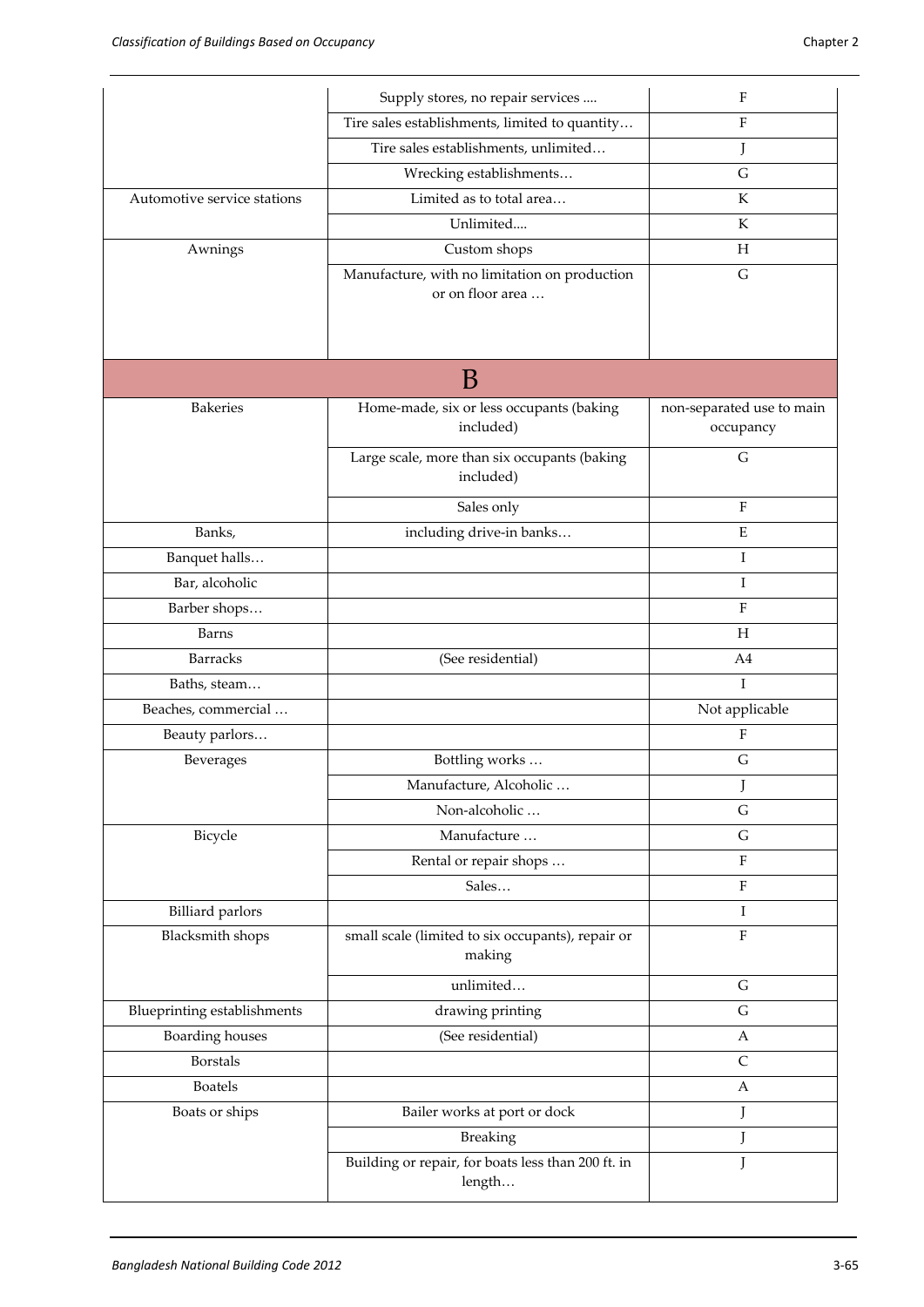| | | |
|---|---|---|
| | Supply stores, no repair services .... | F |
| | Tire sales establishments, limited to quantity… | F |
| | Tire sales establishments, unlimited… | J |
| | Wrecking establishments… | G |
| Automotive service stations | Limited as to total area… | K |
| | Unlimited.... | K |
| Awnings | Custom shops | H |
| | Manufacture, with no limitation on production or on floor area … | G |
| **B** | | |
| Bakeries | Home-made, six or less occupants (baking included) | non-separated use to main occupancy |
| | Large scale, more than six occupants (baking included) | G |
| | Sales only | F |
| Banks, | including drive-in banks… | E |
| Banquet halls… | | I |
| Bar, alcoholic | | I |
| Barber shops… | | F |
| Barns | | H |
| Barracks | (See residential) | A4 |
| Baths, steam… | | I |
| Beaches, commercial … | | Not applicable |
| Beauty parlors… | | F |
| Beverages | Bottling works … | G |
| | Manufacture, Alcoholic … | J |
| | Non-alcoholic … | G |
| Bicycle | Manufacture … | G |
| | Rental or repair shops … | F |
| | Sales… | F |
| Billiard parlors | | I |
| Blacksmith shops | small scale (limited to six occupants), repair or making | F |
| | unlimited… | G |
| Blueprinting establishments | drawing printing | G |
| Boarding houses | (See residential) | A |
| Borstals | | C |
| Boatels | | A |
| Boats or ships | Bailer works at port or dock | J |
| | Breaking | J |
| | Building or repair, for boats less than 200 ft. in length… | J |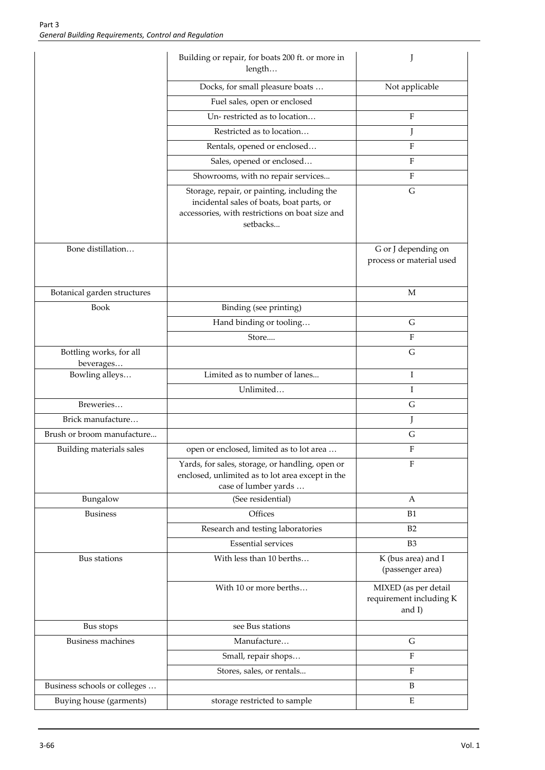|  |  |  |
|---|---|---|
|  | Building or repair, for boats 200 ft. or more in length… | J |
|  | Docks, for small pleasure boats … | Not applicable |
|  | Fuel sales, open or enclosed |  |
|  | Un- restricted as to location… | F |
|  | Restricted as to location… | J |
|  | Rentals, opened or enclosed… | F |
|  | Sales, opened or enclosed… | F |
|  | Showrooms, with no repair services... | F |
|  | Storage, repair, or painting, including the incidental sales of boats, boat parts, or accessories, with restrictions on boat size and setbacks... | G |
| Bone distillation… |  | G or J depending on process or material used |
| Botanical garden structures |  | M |
| Book | Binding (see printing) |  |
|  | Hand binding or tooling… | G |
|  | Store.... | F |
| Bottling works, for all beverages… |  | G |
| Bowling alleys… | Limited as to number of lanes... | I |
|  | Unlimited… | I |
| Breweries… |  | G |
| Brick manufacture… |  | J |
| Brush or broom manufacture... |  | G |
| Building materials sales | open or enclosed, limited as to lot area … | F |
|  | Yards, for sales, storage, or handling, open or enclosed, unlimited as to lot area except in the case of lumber yards … | F |
| Bungalow | (See residential) | A |
| Business | Offices | B1 |
|  | Research and testing laboratories | B2 |
|  | Essential services | B3 |
| Bus stations | With less than 10 berths… | K (bus area) and I (passenger area) |
|  | With 10 or more berths… | MIXED (as per detail requirement including K and I) |
| Bus stops | see Bus stations |  |
| Business machines | Manufacture… | G |
|  | Small, repair shops… | F |
|  | Stores, sales, or rentals... | F |
| Business schools or colleges … |  | B |
| Buying house (garments) | storage restricted to sample | E |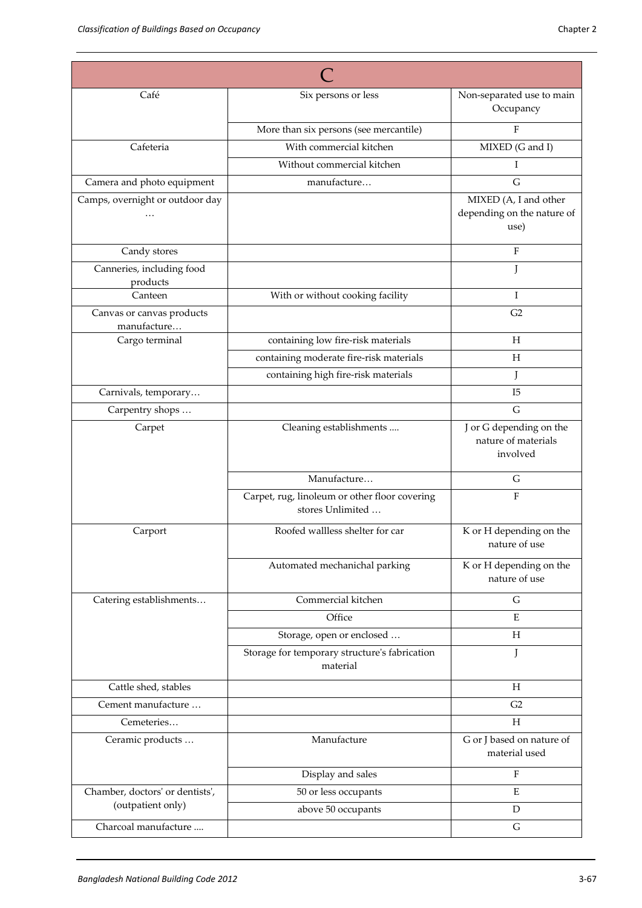| C | | |
|---|---|---|
| Café | Six persons or less | Non-separated use to main Occupancy |
| | More than six persons (see mercantile) | F |
| Cafeteria | With commercial kitchen | MIXED (G and I) |
| | Without commercial kitchen | I |
| Camera and photo equipment | manufacture… | G |
| Camps, overnight or outdoor day … | | MIXED (A, I and other depending on the nature of use) |
| Candy stores | | F |
| Canneries, including food products | | J |
| Canteen | With or without cooking facility | I |
| Canvas or canvas products manufacture… | | G2 |
| Cargo terminal | containing low fire-risk materials | H |
| | containing moderate fire-risk materials | H |
| | containing high fire-risk materials | J |
| Carnivals, temporary… | | I5 |
| Carpentry shops … | | G |
| Carpet | Cleaning establishments .... | J or G depending on the nature of materials involved |
| | Manufacture… | G |
| | Carpet, rug, linoleum or other floor covering stores Unlimited … | F |
| Carport | Roofed wallless shelter for car | K or H depending on the nature of use |
| | Automated mechanichal parking | K or H depending on the nature of use |
| Catering establishments… | Commercial kitchen | G |
| | Office | E |
| | Storage, open or enclosed … | H |
| | Storage for temporary structure's fabrication material | J |
| Cattle shed, stables | | H |
| Cement manufacture … | | G2 |
| Cemeteries… | | H |
| Ceramic products … | Manufacture | G or J based on nature of material used |
| | Display and sales | F |
| Chamber, doctors' or dentists', (outpatient only) | 50 or less occupants | E |
| | above 50 occupants | D |
| Charcoal manufacture .... | | G |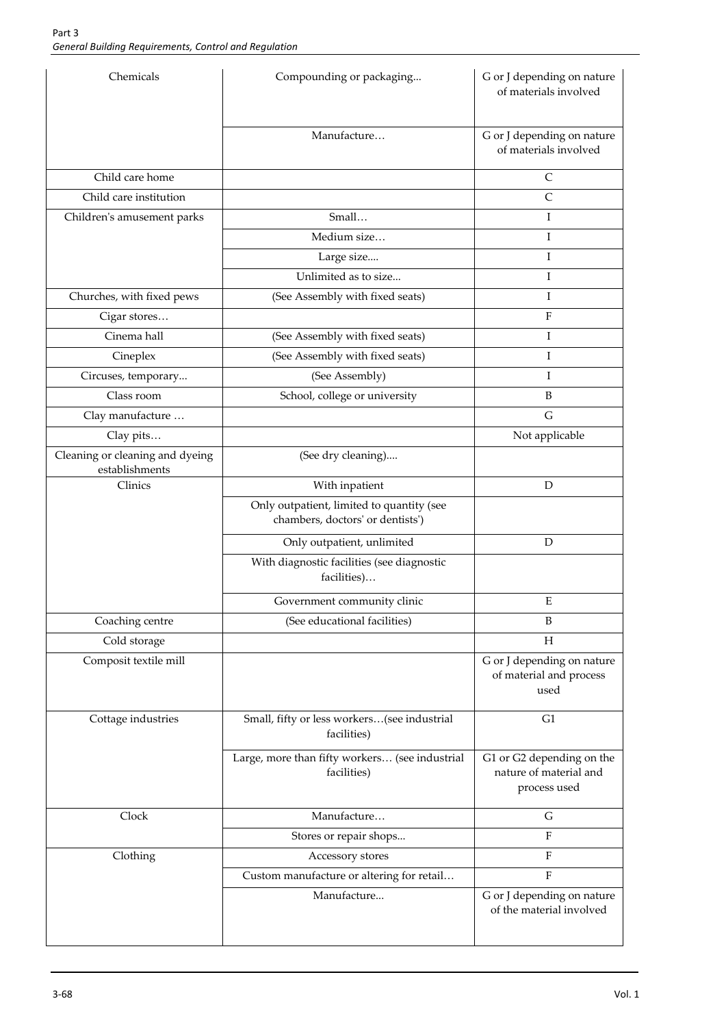| Chemicals | Compounding or packaging... | G or J depending on nature of materials involved |
|---|---|---|
| | Manufacture… | G or J depending on nature of materials involved |
| Child care home | | C |
| Child care institution | | C |
| Children's amusement parks | Small… | I |
| | Medium size… | I |
| | Large size.... | I |
| | Unlimited as to size... | I |
| Churches, with fixed pews | (See Assembly with fixed seats) | I |
| Cigar stores… | | F |
| Cinema hall | (See Assembly with fixed seats) | I |
| Cineplex | (See Assembly with fixed seats) | I |
| Circuses, temporary... | (See Assembly) | I |
| Class room | School, college or university | B |
| Clay manufacture … | | G |
| Clay pits… | | Not applicable |
| Cleaning or cleaning and dyeing establishments | (See dry cleaning).... | |
| Clinics | With inpatient | D |
| | Only outpatient, limited to quantity (see chambers, doctors' or dentists') | |
| | Only outpatient, unlimited | D |
| | With diagnostic facilities (see diagnostic facilities)… | |
| | Government community clinic | E |
| Coaching centre | (See educational facilities) | B |
| Cold storage | | H |
| Composit textile mill | | G or J depending on nature of material and process used |
| Cottage industries | Small, fifty or less workers…(see industrial facilities) | G1 |
| | Large, more than fifty workers… (see industrial facilities) | G1 or G2 depending on the nature of material and process used |
| Clock | Manufacture… | G |
| | Stores or repair shops... | F |
| Clothing | Accessory stores | F |
| | Custom manufacture or altering for retail… | F |
| | Manufacture... | G or J depending on nature of the material involved |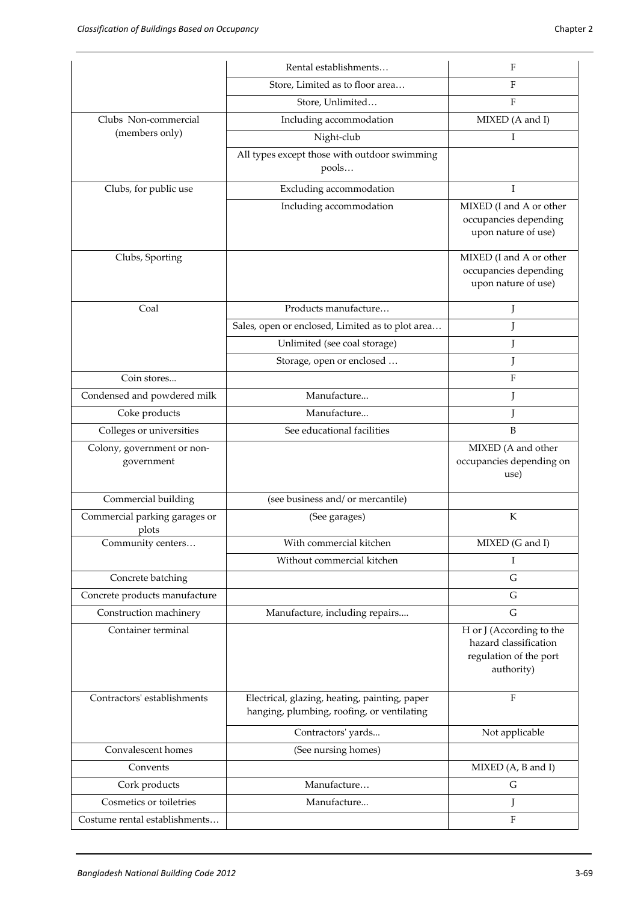| | | |
|---|---|---|
| | Rental establishments… | F |
| | Store, Limited as to floor area… | F |
| | Store, Unlimited… | F |
| Clubs Non-commercial (members only) | Including accommodation | MIXED (A and I) |
| | Night-club | I |
| | All types except those with outdoor swimming pools… | |
| Clubs, for public use | Excluding accommodation | I |
| | Including accommodation | MIXED (I and A or other occupancies depending upon nature of use) |
| Clubs, Sporting | | MIXED (I and A or other occupancies depending upon nature of use) |
| Coal | Products manufacture… | J |
| | Sales, open or enclosed, Limited as to plot area… | J |
| | Unlimited (see coal storage) | J |
| | Storage, open or enclosed … | J |
| Coin stores... | | F |
| Condensed and powdered milk | Manufacture... | J |
| Coke products | Manufacture... | J |
| Colleges or universities | See educational facilities | B |
| Colony, government or non-government | | MIXED (A and other occupancies depending on use) |
| Commercial building | (see business and/ or mercantile) | |
| Commercial parking garages or plots | (See garages) | K |
| Community centers… | With commercial kitchen | MIXED (G and I) |
| | Without commercial kitchen | I |
| Concrete batching | | G |
| Concrete products manufacture | | G |
| Construction machinery | Manufacture, including repairs.... | G |
| Container terminal | | H or J (According to the hazard classification regulation of the port authority) |
| Contractors' establishments | Electrical, glazing, heating, painting, paper hanging, plumbing, roofing, or ventilating | F |
| | Contractors' yards... | Not applicable |
| Convalescent homes | (See nursing homes) | |
| Convents | | MIXED (A, B and I) |
| Cork products | Manufacture… | G |
| Cosmetics or toiletries | Manufacture... | J |
| Costume rental establishments… | | F |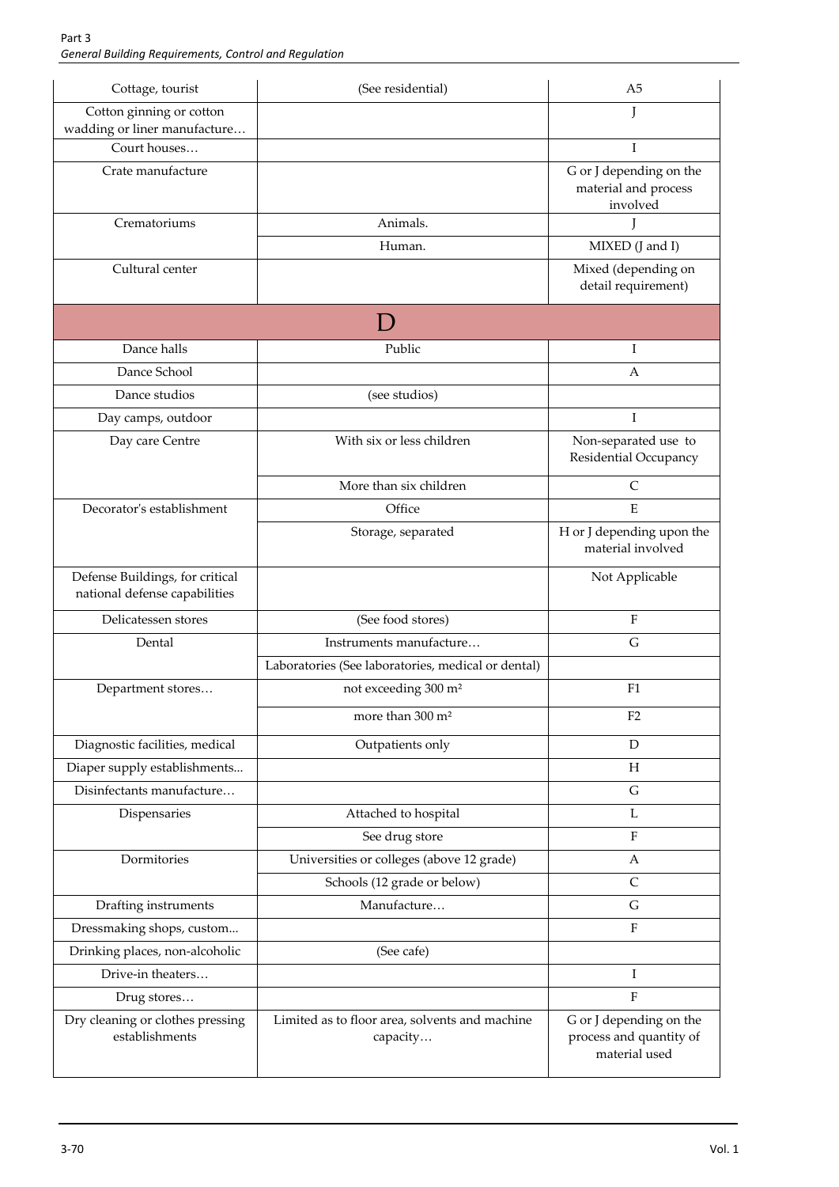| | | |
|---|---|---|
| Cottage, tourist | (See residential) | A5 |
| Cotton ginning or cotton wadding or liner manufacture… | | J |
| Court houses… | | I |
| Crate manufacture | | G or J depending on the material and process involved |
| Crematoriums | Animals. | J |
| | Human. | MIXED (J and I) |
| Cultural center | | Mixed (depending on detail requirement) |
| **D** | | |
| Dance halls | Public | I |
| Dance School | | A |
| Dance studios | (see studios) | |
| Day camps, outdoor | | I |
| Day care Centre | With six or less children | Non-separated use to Residential Occupancy |
| | More than six children | C |
| Decorator's establishment | Office | E |
| | Storage, separated | H or J depending upon the material involved |
| Defense Buildings, for critical national defense capabilities | | Not Applicable |
| Delicatessen stores | (See food stores) | F |
| Dental | Instruments manufacture… | G |
| | Laboratories (See laboratories, medical or dental) | |
| Department stores… | not exceeding 300 m² | F1 |
| | more than 300 m² | F2 |
| Diagnostic facilities, medical | Outpatients only | D |
| Diaper supply establishments... | | H |
| Disinfectants manufacture… | | G |
| Dispensaries | Attached to hospital | L |
| | See drug store | F |
| Dormitories | Universities or colleges (above 12 grade) | A |
| | Schools (12 grade or below) | C |
| Drafting instruments | Manufacture… | G |
| Dressmaking shops, custom... | | F |
| Drinking places, non-alcoholic | (See cafe) | |
| Drive-in theaters… | | I |
| Drug stores… | | F |
| Dry cleaning or clothes pressing establishments | Limited as to floor area, solvents and machine capacity… | G or J depending on the process and quantity of material used |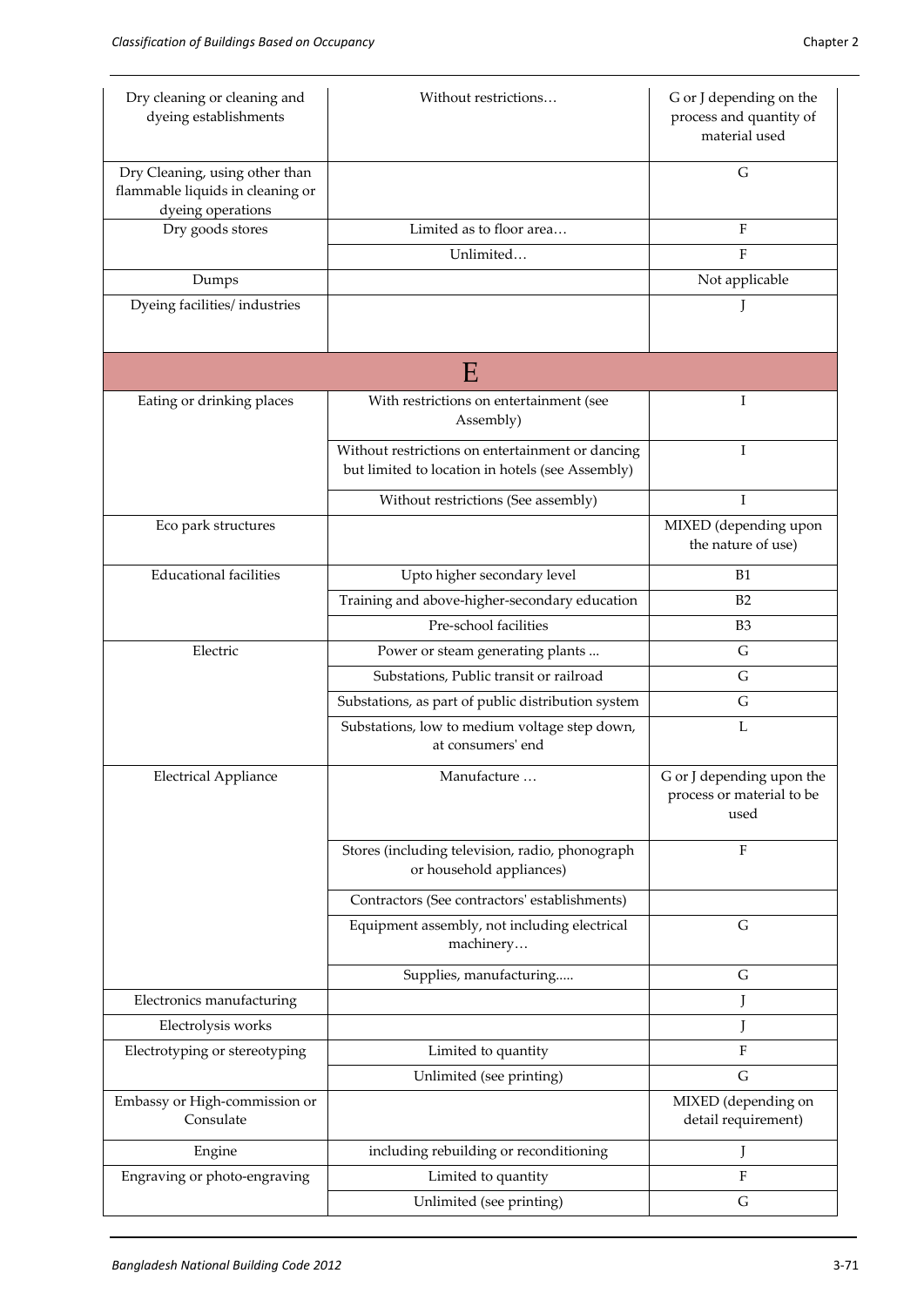| | | |
|---|---|---|
| Dry cleaning or cleaning and dyeing establishments | Without restrictions… | G or J depending on the process and quantity of material used |
| Dry Cleaning, using other than flammable liquids in cleaning or dyeing operations | | G |
| Dry goods stores | Limited as to floor area… | F |
| | Unlimited… | F |
| Dumps | | Not applicable |
| Dyeing facilities/ industries | | J |
| **E** | | |
| Eating or drinking places | With restrictions on entertainment (see Assembly) | I |
| | Without restrictions on entertainment or dancing but limited to location in hotels (see Assembly) | I |
| | Without restrictions (See assembly) | I |
| Eco park structures | | MIXED (depending upon the nature of use) |
| Educational facilities | Upto higher secondary level | B1 |
| | Training and above-higher-secondary education | B2 |
| | Pre-school facilities | B3 |
| Electric | Power or steam generating plants ... | G |
| | Substations, Public transit or railroad | G |
| | Substations, as part of public distribution system | G |
| | Substations, low to medium voltage step down, at consumers' end | L |
| Electrical Appliance | Manufacture … | G or J depending upon the process or material to be used |
| | Stores (including television, radio, phonograph or household appliances) | F |
| | Contractors (See contractors' establishments) | |
| | Equipment assembly, not including electrical machinery… | G |
| | Supplies, manufacturing..... | G |
| Electronics manufacturing | | J |
| Electrolysis works | | J |
| Electrotyping or stereotyping | Limited to quantity | F |
| | Unlimited (see printing) | G |
| Embassy or High-commission or Consulate | | MIXED (depending on detail requirement) |
| Engine | including rebuilding or reconditioning | J |
| Engraving or photo-engraving | Limited to quantity | F |
| | Unlimited (see printing) | G |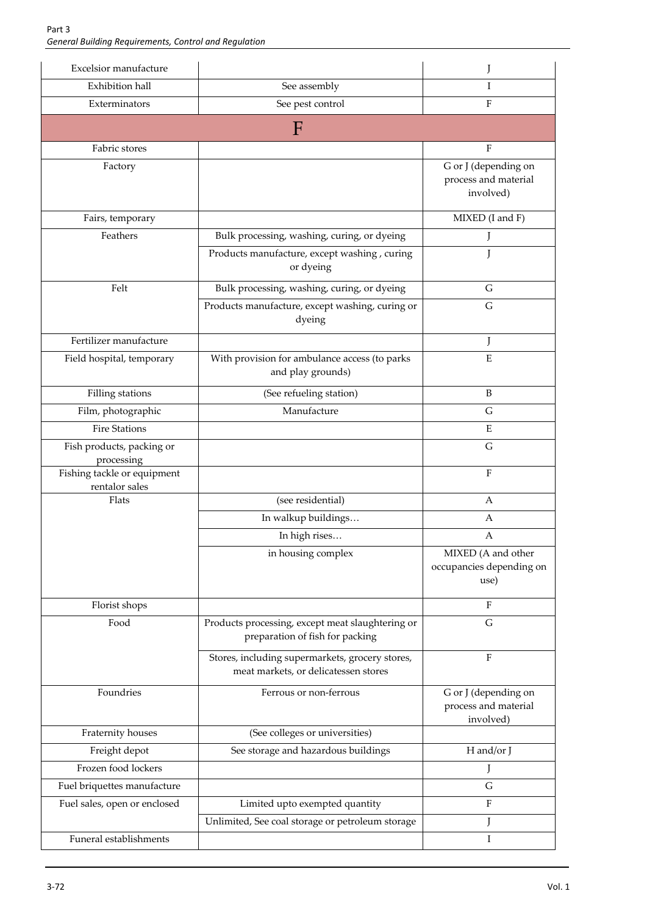| | | |
|---|---|---|
| Excelsior manufacture | | J |
| Exhibition hall | See assembly | I |
| Exterminators | See pest control | F |
| **F** | | |
| Fabric stores | | F |
| Factory | | G or J (depending on process and material involved) |
| Fairs, temporary | | MIXED (I and F) |
| Feathers | Bulk processing, washing, curing, or dyeing | J |
| | Products manufacture, except washing , curing or dyeing | J |
| Felt | Bulk processing, washing, curing, or dyeing | G |
| | Products manufacture, except washing, curing or dyeing | G |
| Fertilizer manufacture | | J |
| Field hospital, temporary | With provision for ambulance access (to parks and play grounds) | E |
| Filling stations | (See refueling station) | B |
| Film, photographic | Manufacture | G |
| Fire Stations | | E |
| Fish products, packing or processing | | G |
| Fishing tackle or equipment rentalor sales | | F |
| Flats | (see residential) | A |
| | In walkup buildings… | A |
| | In high rises… | A |
| | in housing complex | MIXED (A and other occupancies depending on use) |
| Florist shops | | F |
| Food | Products processing, except meat slaughtering or preparation of fish for packing | G |
| | Stores, including supermarkets, grocery stores, meat markets, or delicatessen stores | F |
| Foundries | Ferrous or non-ferrous | G or J (depending on process and material involved) |
| Fraternity houses | (See colleges or universities) | |
| Freight depot | See storage and hazardous buildings | H and/or J |
| Frozen food lockers | | J |
| Fuel briquettes manufacture | | G |
| Fuel sales, open or enclosed | Limited upto exempted quantity | F |
| | Unlimited, See coal storage or petroleum storage | J |
| Funeral establishments | | I |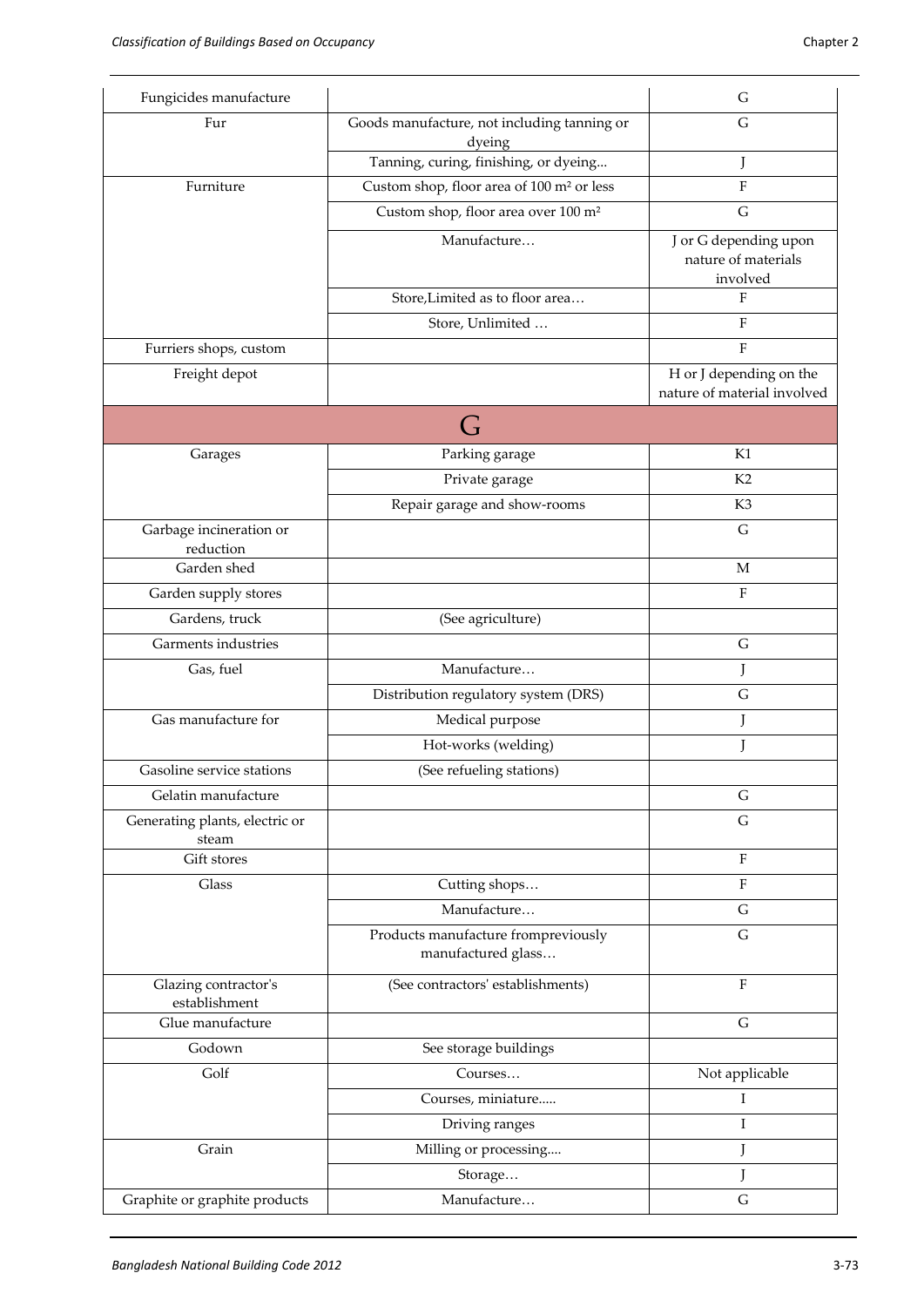| | | |
|---|---|---|
| Fungicides manufacture | | G |
| Fur | Goods manufacture, not including tanning or dyeing | G |
| | Tanning, curing, finishing, or dyeing... | J |
| Furniture | Custom shop, floor area of 100 m² or less | F |
| | Custom shop, floor area over 100 m² | G |
| | Manufacture… | J or G depending upon nature of materials involved |
| | Store,Limited as to floor area… | F |
| | Store, Unlimited … | F |
| Furriers shops, custom | | F |
| Freight depot | | H or J depending on the nature of material involved |
| **G** | | |
| Garages | Parking garage | K1 |
| | Private garage | K2 |
| | Repair garage and show-rooms | K3 |
| Garbage incineration or reduction | | G |
| Garden shed | | M |
| Garden supply stores | | F |
| Gardens, truck | (See agriculture) | |
| Garments industries | | G |
| Gas, fuel | Manufacture… | J |
| | Distribution regulatory system (DRS) | G |
| Gas manufacture for | Medical purpose | J |
| | Hot-works (welding) | J |
| Gasoline service stations | (See refueling stations) | |
| Gelatin manufacture | | G |
| Generating plants, electric or steam | | G |
| Gift stores | | F |
| Glass | Cutting shops… | F |
| | Manufacture… | G |
| | Products manufacture frompreviously manufactured glass… | G |
| Glazing contractor's establishment | (See contractors' establishments) | F |
| Glue manufacture | | G |
| Godown | See storage buildings | |
| Golf | Courses… | Not applicable |
| | Courses, miniature..... | I |
| | Driving ranges | I |
| Grain | Milling or processing.... | J |
| | Storage… | J |
| Graphite or graphite products | Manufacture… | G |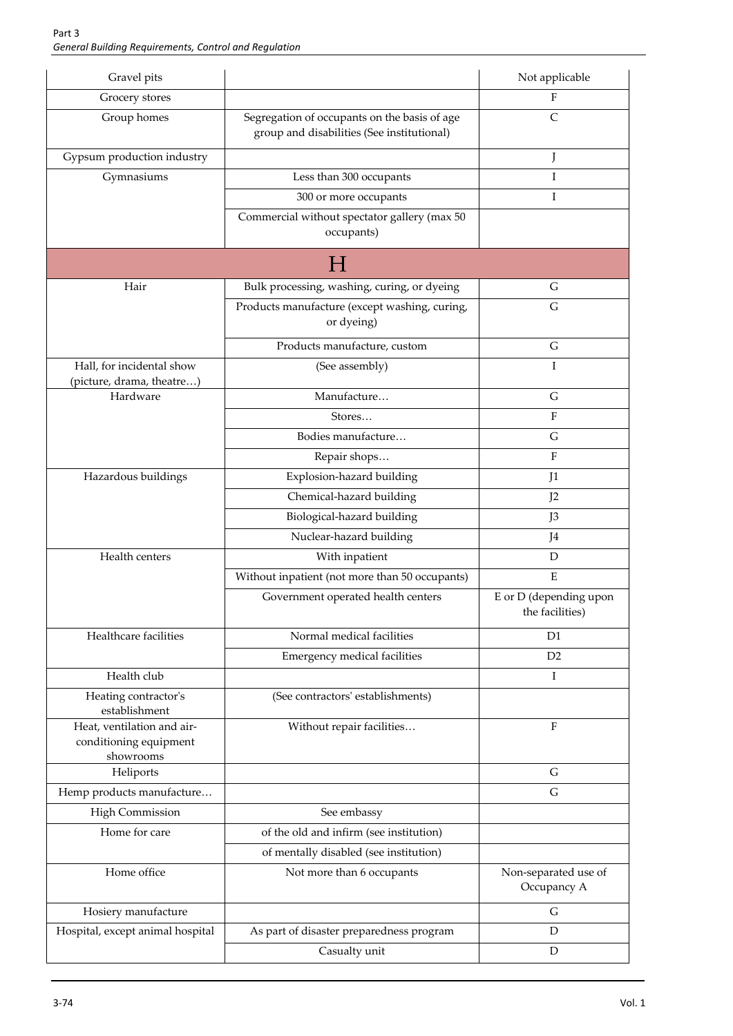| | | |
|---|---|---|
| Gravel pits | | Not applicable |
| Grocery stores | | F |
| Group homes | Segregation of occupants on the basis of age group and disabilities (See institutional) | C |
| Gypsum production industry | | J |
| Gymnasiums | Less than 300 occupants | I |
| | 300 or more occupants | I |
| | Commercial without spectator gallery (max 50 occupants) | |
| **H** | | |
| Hair | Bulk processing, washing, curing, or dyeing | G |
| | Products manufacture (except washing, curing, or dyeing) | G |
| | Products manufacture, custom | G |
| Hall, for incidental show (picture, drama, theatre…) | (See assembly) | I |
| Hardware | Manufacture… | G |
| | Stores… | F |
| | Bodies manufacture… | G |
| | Repair shops… | F |
| Hazardous buildings | Explosion-hazard building | J1 |
| | Chemical-hazard building | J2 |
| | Biological-hazard building | J3 |
| | Nuclear-hazard building | J4 |
| Health centers | With inpatient | D |
| | Without inpatient (not more than 50 occupants) | E |
| | Government operated health centers | E or D (depending upon the facilities) |
| Healthcare facilities | Normal medical facilities | D1 |
| | Emergency medical facilities | D2 |
| Health club | | I |
| Heating contractor's establishment | (See contractors' establishments) | |
| Heat, ventilation and air-conditioning equipment showrooms | Without repair facilities… | F |
| Heliports | | G |
| Hemp products manufacture… | | G |
| High Commission | See embassy | |
| Home for care | of the old and infirm (see institution) | |
| | of mentally disabled (see institution) | |
| Home office | Not more than 6 occupants | Non-separated use of Occupancy A |
| Hosiery manufacture | | G |
| Hospital, except animal hospital | As part of disaster preparedness program | D |
| | Casualty unit | D |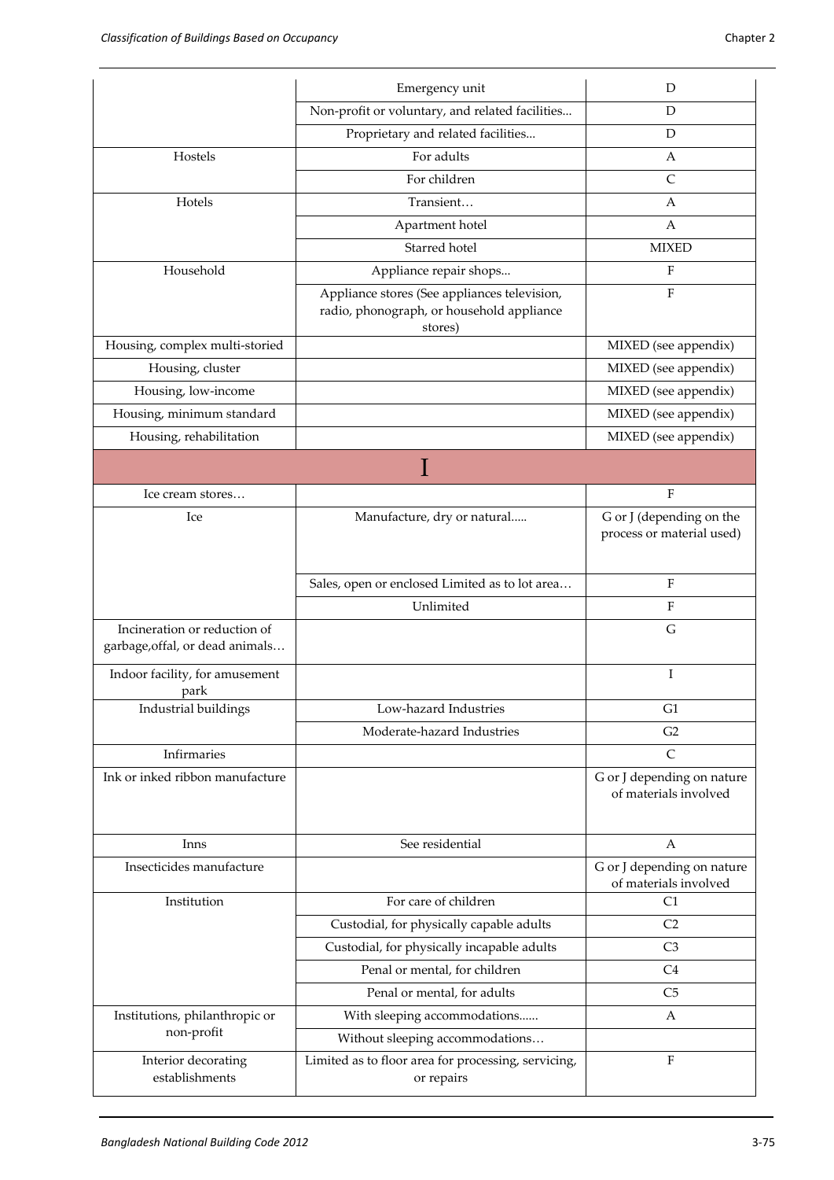| | | |
|---|---|---|
| | Emergency unit | D |
| | Non-profit or voluntary, and related facilities... | D |
| | Proprietary and related facilities... | D |
| Hostels | For adults | A |
| | For children | C |
| Hotels | Transient… | A |
| | Apartment hotel | A |
| | Starred hotel | MIXED |
| Household | Appliance repair shops... | F |
| | Appliance stores (See appliances television, radio, phonograph, or household appliance stores) | F |
| Housing, complex multi-storied | | MIXED (see appendix) |
| Housing, cluster | | MIXED (see appendix) |
| Housing, low-income | | MIXED (see appendix) |
| Housing, minimum standard | | MIXED (see appendix) |
| Housing, rehabilitation | | MIXED (see appendix) |
| **I** | | |
| Ice cream stores… | | F |
| Ice | Manufacture, dry or natural..... | G or J (depending on the process or material used) |
| | Sales, open or enclosed Limited as to lot area… | F |
| | Unlimited | F |
| Incineration or reduction of garbage,offal, or dead animals… | | G |
| Indoor facility, for amusement park | | I |
| Industrial buildings | Low-hazard Industries | G1 |
| | Moderate-hazard Industries | G2 |
| Infirmaries | | C |
| Ink or inked ribbon manufacture | | G or J depending on nature of materials involved |
| Inns | See residential | A |
| Insecticides manufacture | | G or J depending on nature of materials involved |
| Institution | For care of children | C1 |
| | Custodial, for physically capable adults | C2 |
| | Custodial, for physically incapable adults | C3 |
| | Penal or mental, for children | C4 |
| | Penal or mental, for adults | C5 |
| Institutions, philanthropic or non-profit | With sleeping accommodations...... | A |
| | Without sleeping accommodations… | |
| Interior decorating establishments | Limited as to floor area for processing, servicing, or repairs | F |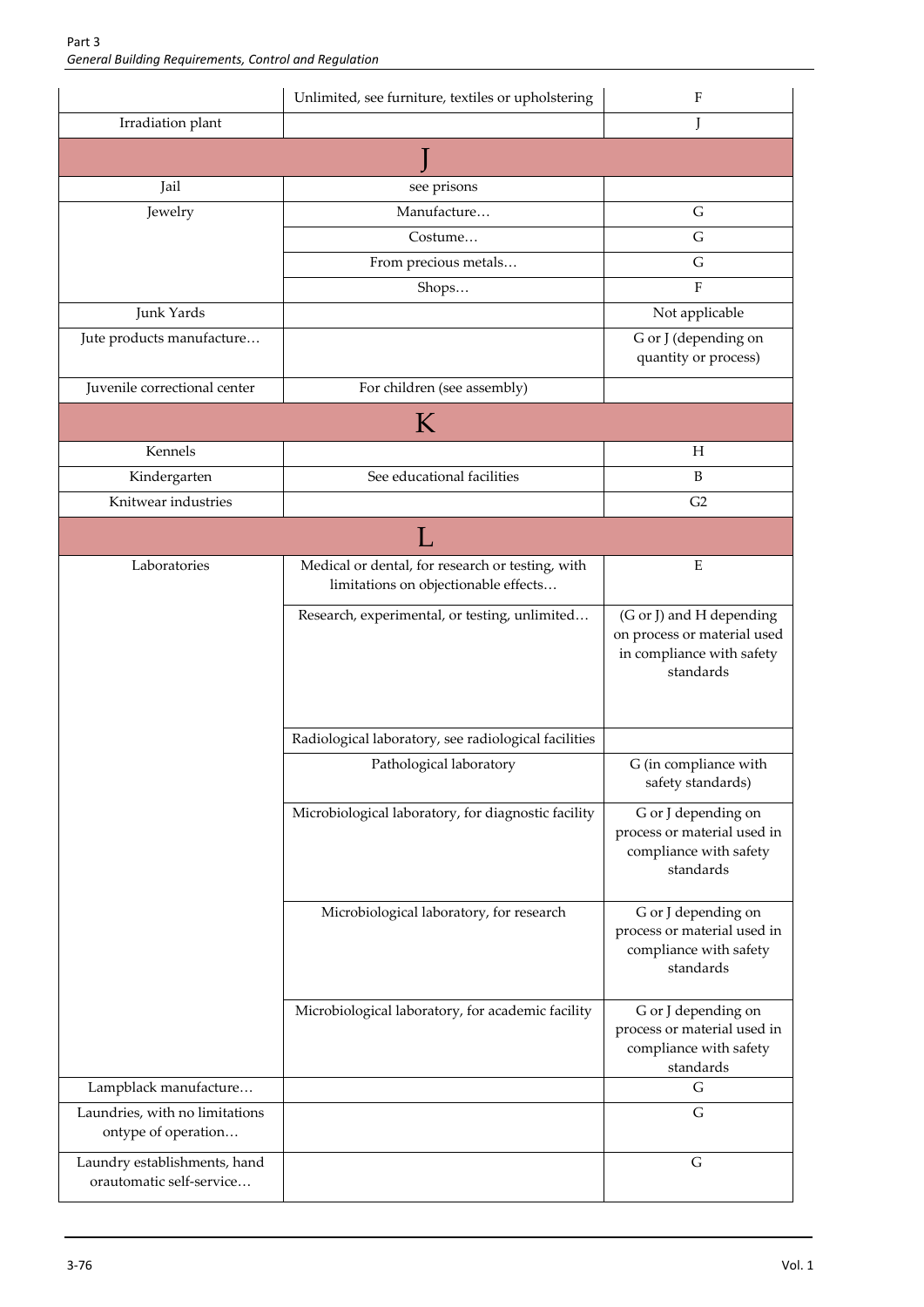| | | |
|---|---|---|
| | Unlimited, see furniture, textiles or upholstering | F |
| Irradiation plant | | J |
| **J** | | |
| Jail | see prisons | |
| Jewelry | Manufacture… | G |
| | Costume… | G |
| | From precious metals… | G |
| | Shops… | F |
| Junk Yards | | Not applicable |
| Jute products manufacture… | | G or J (depending on quantity or process) |
| Juvenile correctional center | For children (see assembly) | |
| **K** | | |
| Kennels | | H |
| Kindergarten | See educational facilities | B |
| Knitwear industries | | G2 |
| **L** | | |
| Laboratories | Medical or dental, for research or testing, with limitations on objectionable effects… | E |
| | Research, experimental, or testing, unlimited… | (G or J) and H depending on process or material used in compliance with safety standards |
| | Radiological laboratory, see radiological facilities | |
| | Pathological laboratory | G (in compliance with safety standards) |
| | Microbiological laboratory, for diagnostic facility | G or J depending on process or material used in compliance with safety standards |
| | Microbiological laboratory, for research | G or J depending on process or material used in compliance with safety standards |
| | Microbiological laboratory, for academic facility | G or J depending on process or material used in compliance with safety standards |
| Lampblack manufacture… | | G |
| Laundries, with no limitations ontype of operation… | | G |
| Laundry establishments, hand orautomatic self-service… | | G |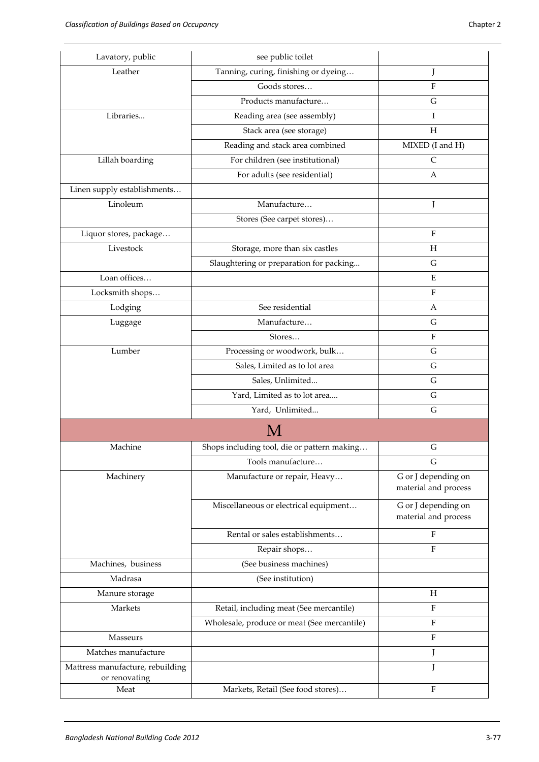| | | |
|---|---|---|
| Lavatory, public | see public toilet | |
| Leather | Tanning, curing, finishing or dyeing… | J |
| | Goods stores… | F |
| | Products manufacture… | G |
| Libraries... | Reading area (see assembly) | I |
| | Stack area (see storage) | H |
| | Reading and stack area combined | MIXED (I and H) |
| Lillah boarding | For children (see institutional) | C |
| | For adults (see residential) | A |
| Linen supply establishments… | | |
| Linoleum | Manufacture… | J |
| | Stores (See carpet stores)… | |
| Liquor stores, package… | | F |
| Livestock | Storage, more than six castles | H |
| | Slaughtering or preparation for packing... | G |
| Loan offices… | | E |
| Locksmith shops… | | F |
| Lodging | See residential | A |
| Luggage | Manufacture… | G |
| | Stores… | F |
| Lumber | Processing or woodwork, bulk… | G |
| | Sales, Limited as to lot area | G |
| | Sales, Unlimited... | G |
| | Yard, Limited as to lot area.... | G |
| | Yard, Unlimited... | G |
| **M** | | |
| Machine | Shops including tool, die or pattern making… | G |
| | Tools manufacture… | G |
| Machinery | Manufacture or repair, Heavy… | G or J depending on material and process |
| | Miscellaneous or electrical equipment… | G or J depending on material and process |
| | Rental or sales establishments… | F |
| | Repair shops… | F |
| Machines, business | (See business machines) | |
| Madrasa | (See institution) | |
| Manure storage | | H |
| Markets | Retail, including meat (See mercantile) | F |
| | Wholesale, produce or meat (See mercantile) | F |
| Masseurs | | F |
| Matches manufacture | | J |
| Mattress manufacture, rebuilding or renovating | | J |
| Meat | Markets, Retail (See food stores)… | F |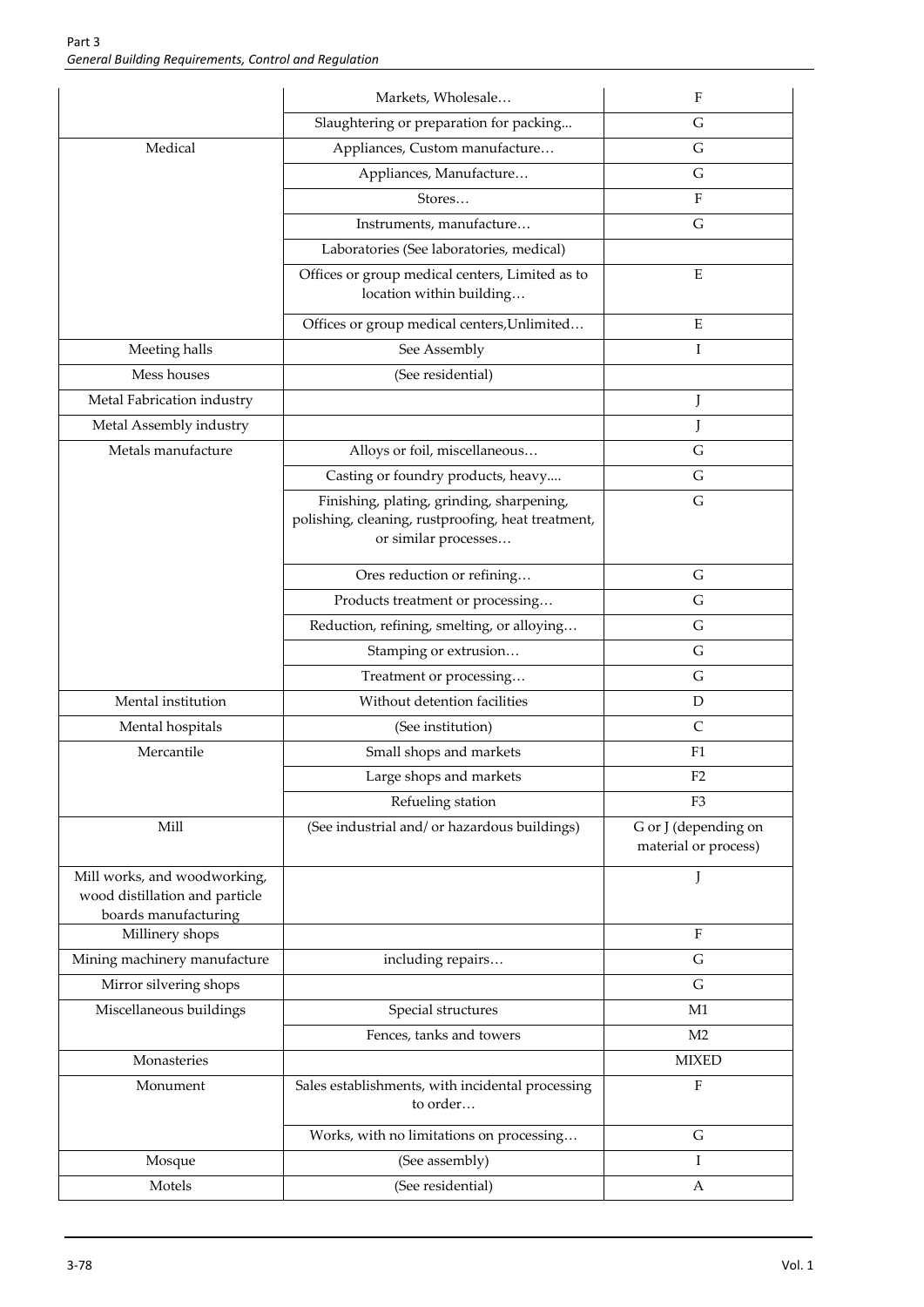| | | |
|---|---|---|
| | Markets, Wholesale… | F |
| | Slaughtering or preparation for packing... | G |
| Medical | Appliances, Custom manufacture… | G |
| | Appliances, Manufacture… | G |
| | Stores… | F |
| | Instruments, manufacture… | G |
| | Laboratories (See laboratories, medical) | |
| | Offices or group medical centers, Limited as to location within building… | E |
| | Offices or group medical centers,Unlimited… | E |
| Meeting halls | See Assembly | I |
| Mess houses | (See residential) | |
| Metal Fabrication industry | | J |
| Metal Assembly industry | | J |
| Metals manufacture | Alloys or foil, miscellaneous… | G |
| | Casting or foundry products, heavy.... | G |
| | Finishing, plating, grinding, sharpening, polishing, cleaning, rustproofing, heat treatment, or similar processes… | G |
| | Ores reduction or refining… | G |
| | Products treatment or processing… | G |
| | Reduction, refining, smelting, or alloying… | G |
| | Stamping or extrusion… | G |
| | Treatment or processing… | G |
| Mental institution | Without detention facilities | D |
| Mental hospitals | (See institution) | C |
| Mercantile | Small shops and markets | F1 |
| | Large shops and markets | F2 |
| | Refueling station | F3 |
| Mill | (See industrial and/ or hazardous buildings) | G or J (depending on material or process) |
| Mill works, and woodworking, wood distillation and particle boards manufacturing | | J |
| Millinery shops | | F |
| Mining machinery manufacture | including repairs… | G |
| Mirror silvering shops | | G |
| Miscellaneous buildings | Special structures | M1 |
| | Fences, tanks and towers | M2 |
| Monasteries | | MIXED |
| Monument | Sales establishments, with incidental processing to order… | F |
| | Works, with no limitations on processing… | G |
| Mosque | (See assembly) | I |
| Motels | (See residential) | A |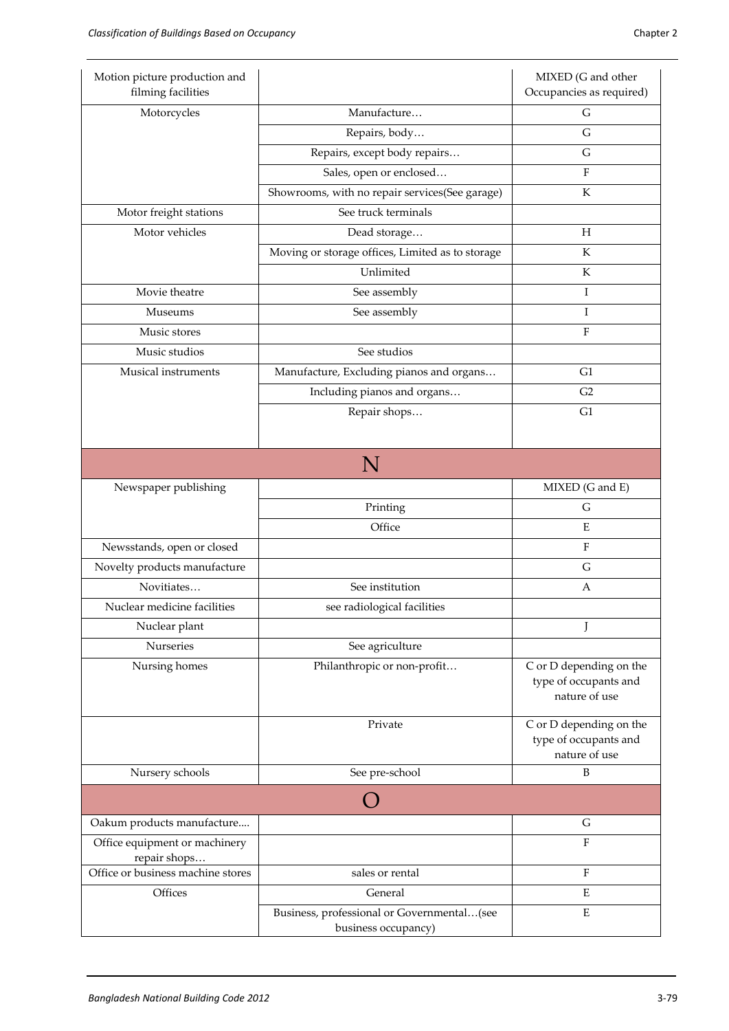| | | |
|---|---|---|
| Motion picture production and filming facilities | | MIXED (G and other Occupancies as required) |
| Motorcycles | Manufacture… | G |
| | Repairs, body… | G |
| | Repairs, except body repairs… | G |
| | Sales, open or enclosed… | F |
| | Showrooms, with no repair services(See garage) | K |
| Motor freight stations | See truck terminals | |
| Motor vehicles | Dead storage… | H |
| | Moving or storage offices, Limited as to storage | K |
| | Unlimited | K |
| Movie theatre | See assembly | I |
| Museums | See assembly | I |
| Music stores | | F |
| Music studios | See studios | |
| Musical instruments | Manufacture, Excluding pianos and organs… | G1 |
| | Including pianos and organs… | G2 |
| | Repair shops… | G1 |
| **N** | | |
| Newspaper publishing | | MIXED (G and E) |
| | Printing | G |
| | Office | E |
| Newsstands, open or closed | | F |
| Novelty products manufacture | | G |
| Novitiates… | See institution | A |
| Nuclear medicine facilities | see radiological facilities | |
| Nuclear plant | | J |
| Nurseries | See agriculture | |
| Nursing homes | Philanthropic or non-profit… | C or D depending on the type of occupants and nature of use |
| | Private | C or D depending on the type of occupants and nature of use |
| Nursery schools | See pre-school | B |
| **O** | | |
| Oakum products manufacture.... | | G |
| Office equipment or machinery repair shops… | | F |
| Office or business machine stores | sales or rental | F |
| Offices | General | E |
| | Business, professional or Governmental…(see business occupancy) | E |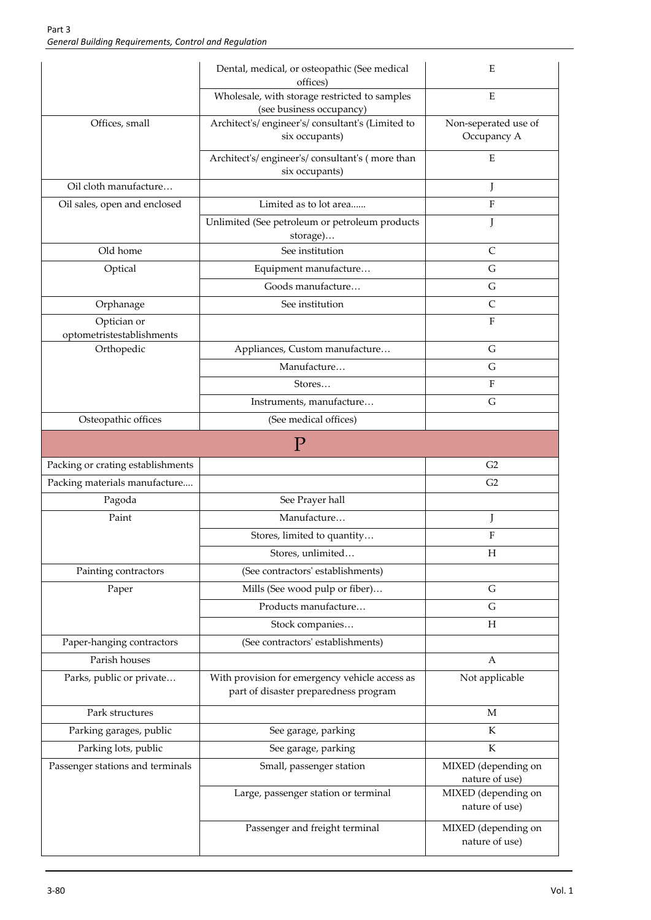| | | |
|---|---|---|
| | Dental, medical, or osteopathic (See medical offices) | E |
| | Wholesale, with storage restricted to samples (see business occupancy) | E |
| Offices, small | Architect's/ engineer's/ consultant's (Limited to six occupants) | Non-seperated use of Occupancy A |
| | Architect's/ engineer's/ consultant's ( more than six occupants) | E |
| Oil cloth manufacture… | | J |
| Oil sales, open and enclosed | Limited as to lot area...... | F |
| | Unlimited (See petroleum or petroleum products storage)… | J |
| Old home | See institution | C |
| Optical | Equipment manufacture… | G |
| | Goods manufacture… | G |
| Orphanage | See institution | C |
| Optician or optometristestablishments | | F |
| Orthopedic | Appliances, Custom manufacture… | G |
| | Manufacture… | G |
| | Stores… | F |
| | Instruments, manufacture… | G |
| Osteopathic offices | (See medical offices) | |
| | **P** | |
| Packing or crating establishments | | G2 |
| Packing materials manufacture.... | | G2 |
| Pagoda | See Prayer hall | |
| Paint | Manufacture… | J |
| | Stores, limited to quantity… | F |
| | Stores, unlimited… | H |
| Painting contractors | (See contractors' establishments) | |
| Paper | Mills (See wood pulp or fiber)… | G |
| | Products manufacture… | G |
| | Stock companies… | H |
| Paper-hanging contractors | (See contractors' establishments) | |
| Parish houses | | A |
| Parks, public or private… | With provision for emergency vehicle access as part of disaster preparedness program | Not applicable |
| Park structures | | M |
| Parking garages, public | See garage, parking | K |
| Parking lots, public | See garage, parking | K |
| Passenger stations and terminals | Small, passenger station | MIXED (depending on nature of use) |
| | Large, passenger station or terminal | MIXED (depending on nature of use) |
| | Passenger and freight terminal | MIXED (depending on nature of use) |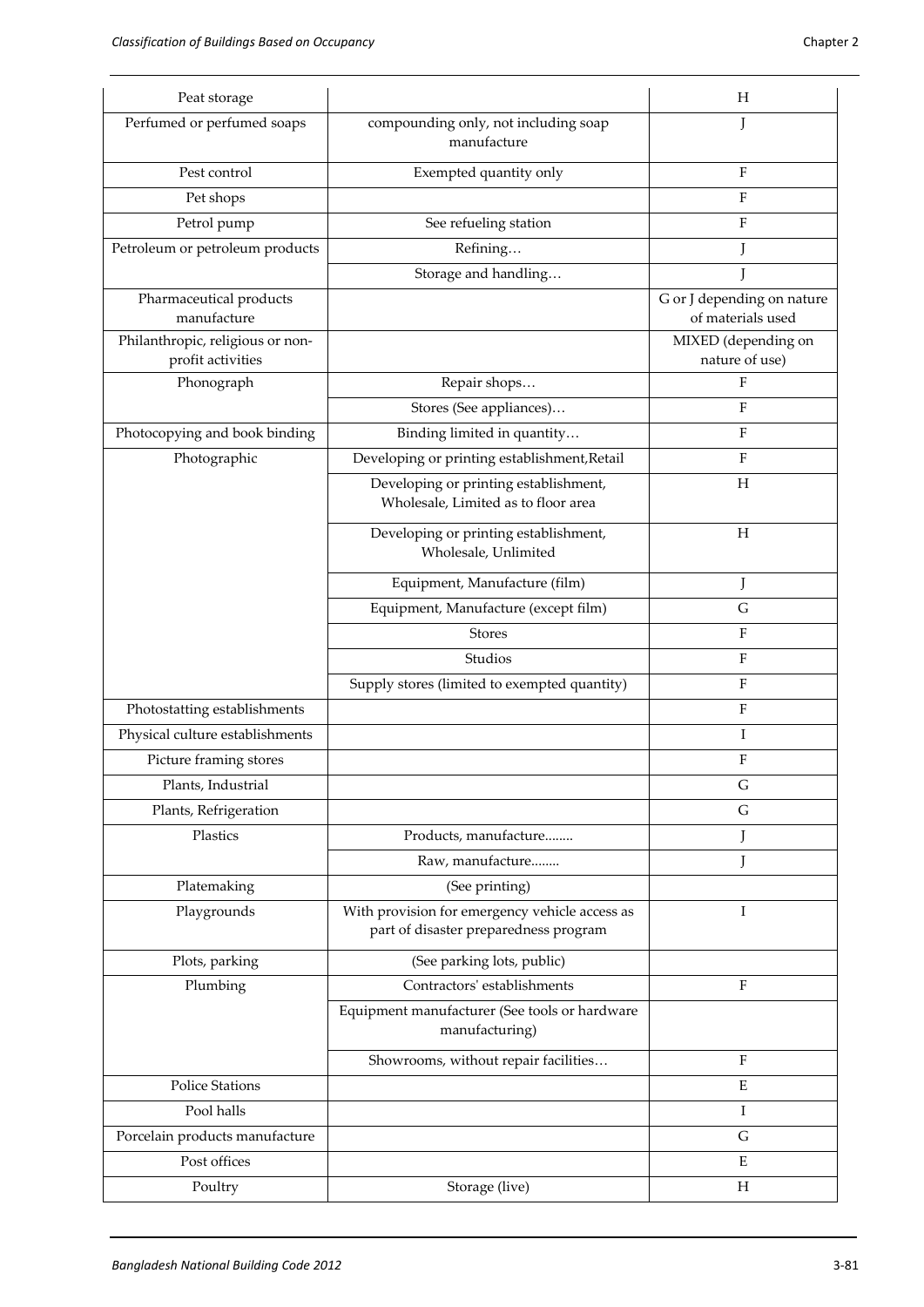| Peat storage | | H |
|---|---|---|
| Perfumed or perfumed soaps | compounding only, not including soap manufacture | J |
| Pest control | Exempted quantity only | F |
| Pet shops | | F |
| Petrol pump | See refueling station | F |
| Petroleum or petroleum products | Refining… | J |
| | Storage and handling… | J |
| Pharmaceutical products manufacture | | G or J depending on nature of materials used |
| Philanthropic, religious or non-profit activities | | MIXED (depending on nature of use) |
| Phonograph | Repair shops… | F |
| | Stores (See appliances)… | F |
| Photocopying and book binding | Binding limited in quantity… | F |
| Photographic | Developing or printing establishment,Retail | F |
| | Developing or printing establishment, Wholesale, Limited as to floor area | H |
| | Developing or printing establishment, Wholesale, Unlimited | H |
| | Equipment, Manufacture (film) | J |
| | Equipment, Manufacture (except film) | G |
| | Stores | F |
| | Studios | F |
| | Supply stores (limited to exempted quantity) | F |
| Photostatting establishments | | F |
| Physical culture establishments | | I |
| Picture framing stores | | F |
| Plants, Industrial | | G |
| Plants, Refrigeration | | G |
| Plastics | Products, manufacture........ | J |
| | Raw, manufacture........ | J |
| Platemaking | (See printing) | |
| Playgrounds | With provision for emergency vehicle access as part of disaster preparedness program | I |
| Plots, parking | (See parking lots, public) | |
| Plumbing | Contractors' establishments | F |
| | Equipment manufacturer (See tools or hardware manufacturing) | |
| | Showrooms, without repair facilities… | F |
| Police Stations | | E |
| Pool halls | | I |
| Porcelain products manufacture | | G |
| Post offices | | E |
| Poultry | Storage (live) | H |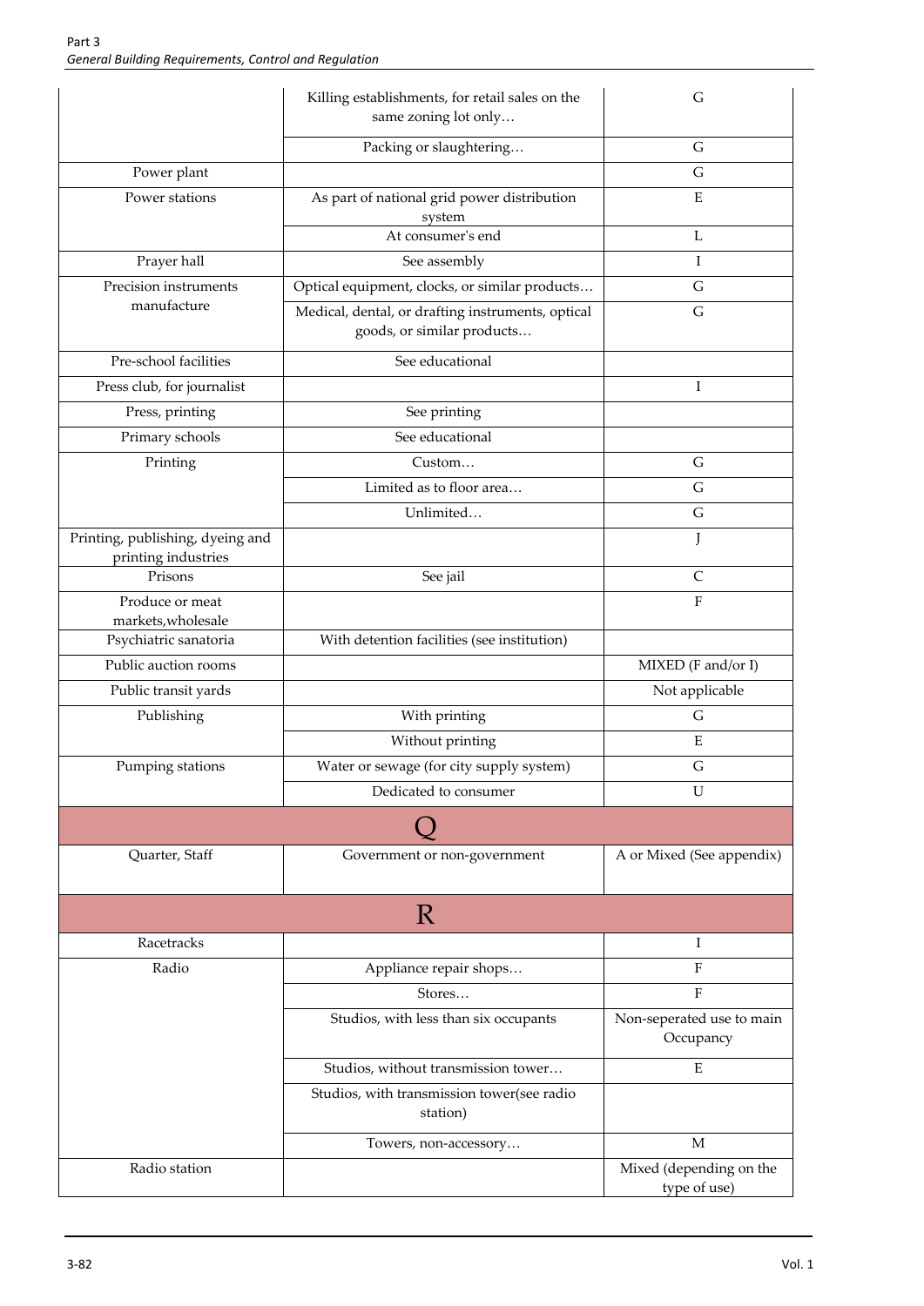| | | |
|---|---|---|
| | Killing establishments, for retail sales on the same zoning lot only… | G |
| | Packing or slaughtering… | G |
| Power plant | | G |
| Power stations | As part of national grid power distribution system | E |
| | At consumer's end | L |
| Prayer hall | See assembly | I |
| Precision instruments manufacture | Optical equipment, clocks, or similar products… | G |
| | Medical, dental, or drafting instruments, optical goods, or similar products… | G |
| Pre-school facilities | See educational | |
| Press club, for journalist | | I |
| Press, printing | See printing | |
| Primary schools | See educational | |
| Printing | Custom… | G |
| | Limited as to floor area… | G |
| | Unlimited… | G |
| Printing, publishing, dyeing and printing industries | | J |
| Prisons | See jail | C |
| Produce or meat markets,wholesale | | F |
| Psychiatric sanatoria | With detention facilities (see institution) | |
| Public auction rooms | | MIXED (F and/or I) |
| Public transit yards | | Not applicable |
| Publishing | With printing | G |
| | Without printing | E |
| Pumping stations | Water or sewage (for city supply system) | G |
| | Dedicated to consumer | U |
| **Q** | | |
| Quarter, Staff | Government or non-government | A or Mixed (See appendix) |
| **R** | | |
| Racetracks | | I |
| Radio | Appliance repair shops… | F |
| | Stores… | F |
| | Studios, with less than six occupants | Non-seperated use to main Occupancy |
| | Studios, without transmission tower… | E |
| | Studios, with transmission tower(see radio station) | |
| | Towers, non-accessory… | M |
| Radio station | | Mixed (depending on the type of use) |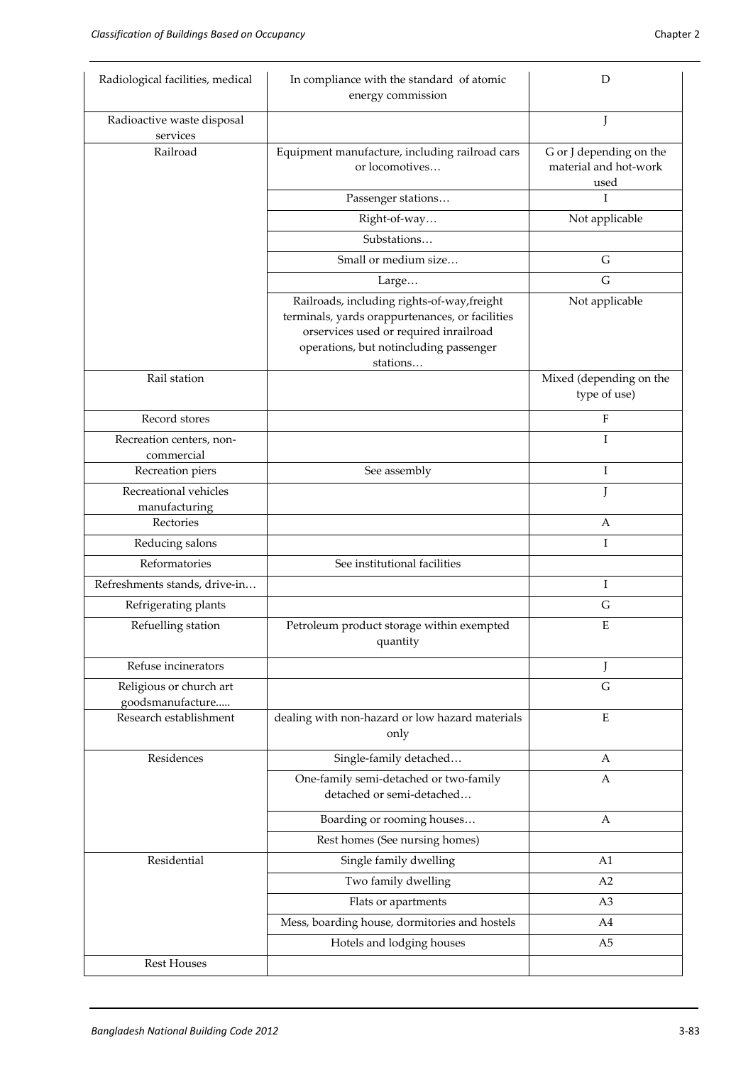| | | |
|---|---|---|
| Radiological facilities, medical | In compliance with the standard of atomic energy commission | D |
| Radioactive waste disposal services | | J |
| Railroad | Equipment manufacture, including railroad cars or locomotives… | G or J depending on the material and hot-work used |
| | Passenger stations… | I |
| | Right-of-way… | Not applicable |
| | Substations… | |
| | Small or medium size… | G |
| | Large… | G |
| | Railroads, including rights-of-way,freight terminals, yards orappurtenances, or facilities orservices used or required inrailroad operations, but notincluding passenger stations… | Not applicable |
| Rail station | | Mixed (depending on the type of use) |
| Record stores | | F |
| Recreation centers, non-commercial | | I |
| Recreation piers | See assembly | I |
| Recreational vehicles manufacturing | | J |
| Rectories | | A |
| Reducing salons | | I |
| Reformatories | See institutional facilities | |
| Refreshments stands, drive-in… | | I |
| Refrigerating plants | | G |
| Refuelling station | Petroleum product storage within exempted quantity | E |
| Refuse incinerators | | J |
| Religious or church art goodsmanufacture..... | | G |
| Research establishment | dealing with non-hazard or low hazard materials only | E |
| Residences | Single-family detached… | A |
| | One-family semi-detached or two-family detached or semi-detached… | A |
| | Boarding or rooming houses… | A |
| | Rest homes (See nursing homes) | |
| Residential | Single family dwelling | A1 |
| | Two family dwelling | A2 |
| | Flats or apartments | A3 |
| | Mess, boarding house, dormitories and hostels | A4 |
| | Hotels and lodging houses | A5 |
| Rest Houses | | |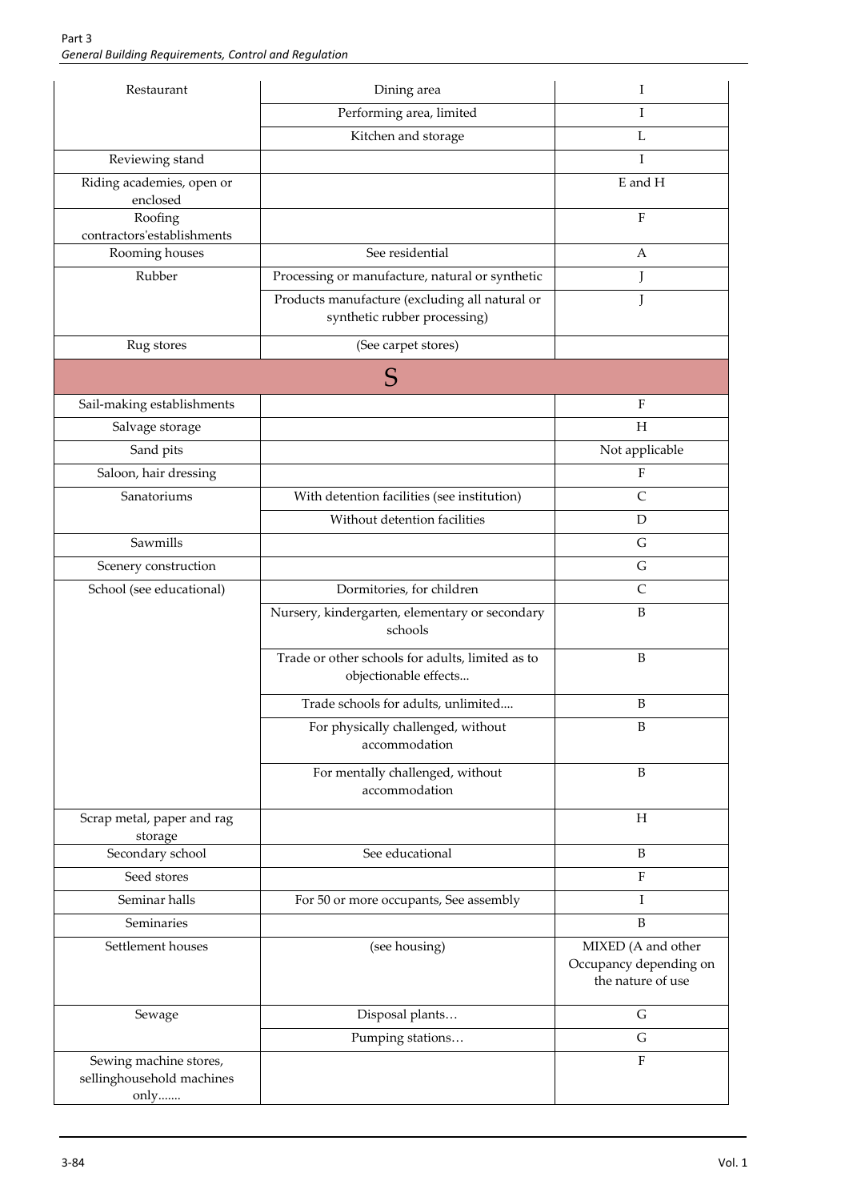| Restaurant | Dining area | I |
|---|---|---|
| | Performing area, limited | I |
| | Kitchen and storage | L |
| Reviewing stand | | I |
| Riding academies, open or enclosed | | E and H |
| Roofing contractors'establishments | | F |
| Rooming houses | See residential | A |
| Rubber | Processing or manufacture, natural or synthetic | J |
| | Products manufacture (excluding all natural or synthetic rubber processing) | J |
| Rug stores | (See carpet stores) | |
| **S** | | |
| Sail-making establishments | | F |
| Salvage storage | | H |
| Sand pits | | Not applicable |
| Saloon, hair dressing | | F |
| Sanatoriums | With detention facilities (see institution) | C |
| | Without detention facilities | D |
| Sawmills | | G |
| Scenery construction | | G |
| School (see educational) | Dormitories, for children | C |
| | Nursery, kindergarten, elementary or secondary schools | B |
| | Trade or other schools for adults, limited as to objectionable effects... | B |
| | Trade schools for adults, unlimited.... | B |
| | For physically challenged, without accommodation | B |
| | For mentally challenged, without accommodation | B |
| Scrap metal, paper and rag storage | | H |
| Secondary school | See educational | B |
| Seed stores | | F |
| Seminar halls | For 50 or more occupants, See assembly | I |
| Seminaries | | B |
| Settlement houses | (see housing) | MIXED (A and other Occupancy depending on the nature of use |
| Sewage | Disposal plants… | G |
| | Pumping stations… | G |
| Sewing machine stores, sellinghousehold machines only....... | | F |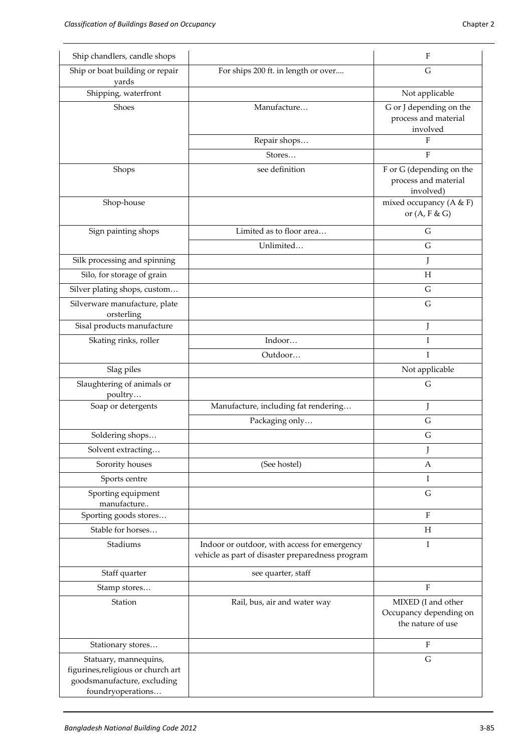| | | |
|---|---|---|
| Ship chandlers, candle shops | | F |
| Ship or boat building or repair yards | For ships 200 ft. in length or over.... | G |
| Shipping, waterfront | | Not applicable |
| Shoes | Manufacture… | G or J depending on the process and material involved |
| | Repair shops… | F |
| | Stores… | F |
| Shops | see definition | F or G (depending on the process and material involved) |
| Shop-house | | mixed occupancy (A & F) or (A, F & G) |
| Sign painting shops | Limited as to floor area… | G |
| | Unlimited… | G |
| Silk processing and spinning | | J |
| Silo, for storage of grain | | H |
| Silver plating shops, custom… | | G |
| Silverware manufacture, plate orsterling | | G |
| Sisal products manufacture | | J |
| Skating rinks, roller | Indoor… | I |
| | Outdoor… | I |
| Slag piles | | Not applicable |
| Slaughtering of animals or poultry… | | G |
| Soap or detergents | Manufacture, including fat rendering… | J |
| | Packaging only… | G |
| Soldering shops… | | G |
| Solvent extracting… | | J |
| Sorority houses | (See hostel) | A |
| Sports centre | | I |
| Sporting equipment manufacture.. | | G |
| Sporting goods stores… | | F |
| Stable for horses… | | H |
| Stadiums | Indoor or outdoor, with access for emergency vehicle as part of disaster preparedness program | I |
| Staff quarter | see quarter, staff | |
| Stamp stores… | | F |
| Station | Rail, bus, air and water way | MIXED (I and other Occupancy depending on the nature of use |
| Stationary stores… | | F |
| Statuary, mannequins, figurines,religious or church art goodsmanufacture, excluding foundryoperations… | | G |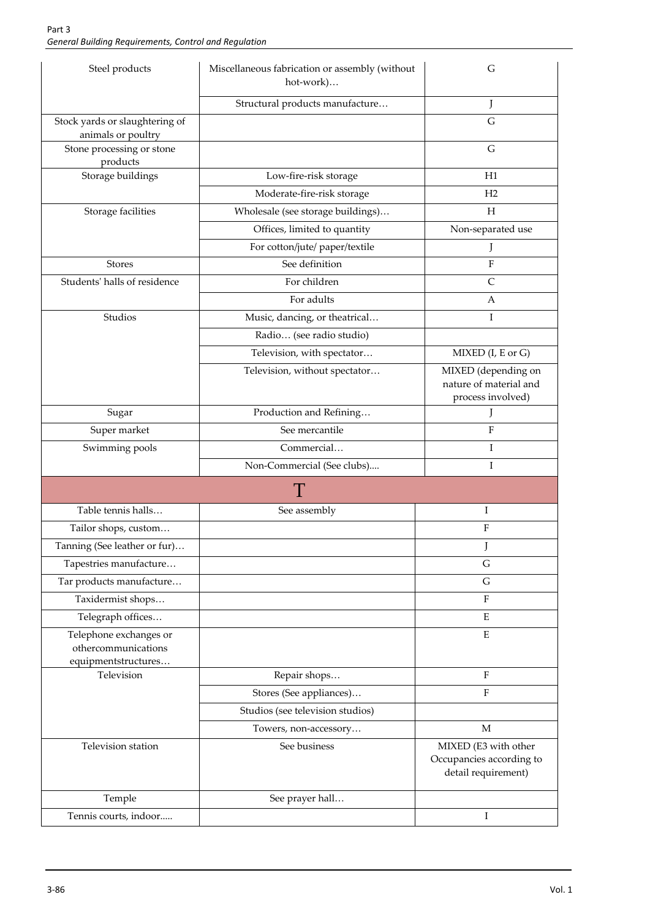| | | |
|---|---|---|
| Steel products | Miscellaneous fabrication or assembly (without hot-work)… | G |
| | Structural products manufacture… | J |
| Stock yards or slaughtering of animals or poultry | | G |
| Stone processing or stone products | | G |
| Storage buildings | Low-fire-risk storage | H1 |
| | Moderate-fire-risk storage | H2 |
| Storage facilities | Wholesale (see storage buildings)… | H |
| | Offices, limited to quantity | Non-separated use |
| | For cotton/jute/ paper/textile | J |
| Stores | See definition | F |
| Students' halls of residence | For children | C |
| | For adults | A |
| Studios | Music, dancing, or theatrical… | I |
| | Radio… (see radio studio) | |
| | Television, with spectator… | MIXED (I, E or G) |
| | Television, without spectator… | MIXED (depending on nature of material and process involved) |
| Sugar | Production and Refining… | J |
| Super market | See mercantile | F |
| Swimming pools | Commercial… | I |
| | Non-Commercial (See clubs).... | I |
| **T** | | |
| Table tennis halls… | See assembly | I |
| Tailor shops, custom… | | F |
| Tanning (See leather or fur)… | | J |
| Tapestries manufacture… | | G |
| Tar products manufacture… | | G |
| Taxidermist shops… | | F |
| Telegraph offices… | | E |
| Telephone exchanges or othercommunications equipmentstructures… | | E |
| Television | Repair shops… | F |
| | Stores (See appliances)… | F |
| | Studios (see television studios) | |
| | Towers, non-accessory… | M |
| Television station | See business | MIXED (E3 with other Occupancies according to detail requirement) |
| Temple | See prayer hall… | |
| Tennis courts, indoor..... | | I |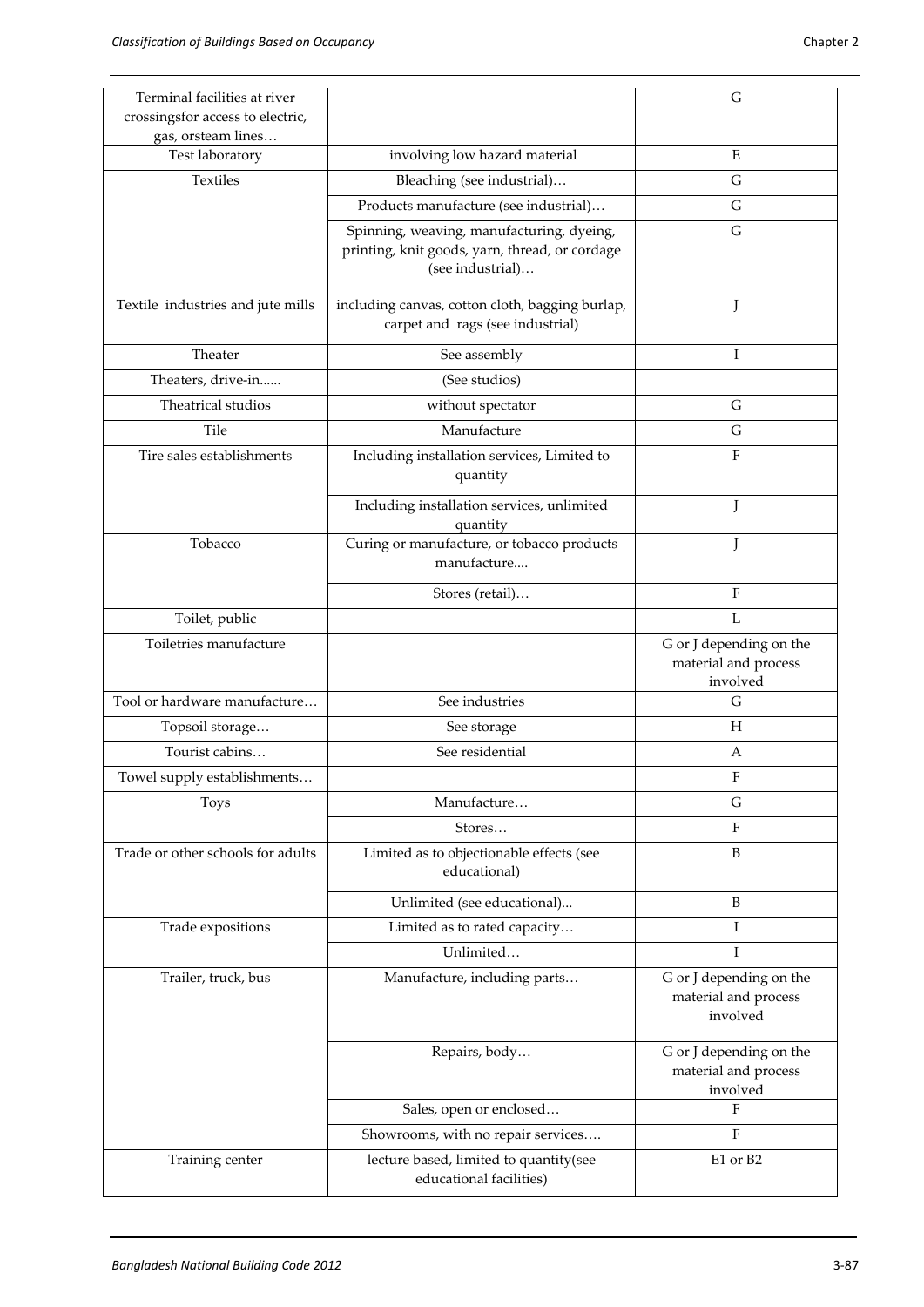| | | |
|---|---|---|
| Terminal facilities at river crossingsfor access to electric, gas, orsteam lines… | | G |
| Test laboratory | involving low hazard material | E |
| Textiles | Bleaching (see industrial)… | G |
| | Products manufacture (see industrial)… | G |
| | Spinning, weaving, manufacturing, dyeing, printing, knit goods, yarn, thread, or cordage (see industrial)… | G |
| Textile industries and jute mills | including canvas, cotton cloth, bagging burlap, carpet and rags (see industrial) | J |
| Theater | See assembly | I |
| Theaters, drive-in...... | (See studios) | |
| Theatrical studios | without spectator | G |
| Tile | Manufacture | G |
| Tire sales establishments | Including installation services, Limited to quantity | F |
| | Including installation services, unlimited quantity | J |
| Tobacco | Curing or manufacture, or tobacco products manufacture.... | J |
| | Stores (retail)… | F |
| Toilet, public | | L |
| Toiletries manufacture | | G or J depending on the material and process involved |
| Tool or hardware manufacture… | See industries | G |
| Topsoil storage… | See storage | H |
| Tourist cabins… | See residential | A |
| Towel supply establishments… | | F |
| Toys | Manufacture… | G |
| | Stores… | F |
| Trade or other schools for adults | Limited as to objectionable effects (see educational) | B |
| | Unlimited (see educational)... | B |
| Trade expositions | Limited as to rated capacity… | I |
| | Unlimited… | I |
| Trailer, truck, bus | Manufacture, including parts… | G or J depending on the material and process involved |
| | Repairs, body… | G or J depending on the material and process involved |
| | Sales, open or enclosed… | F |
| | Showrooms, with no repair services…. | F |
| Training center | lecture based, limited to quantity(see educational facilities) | E1 or B2 |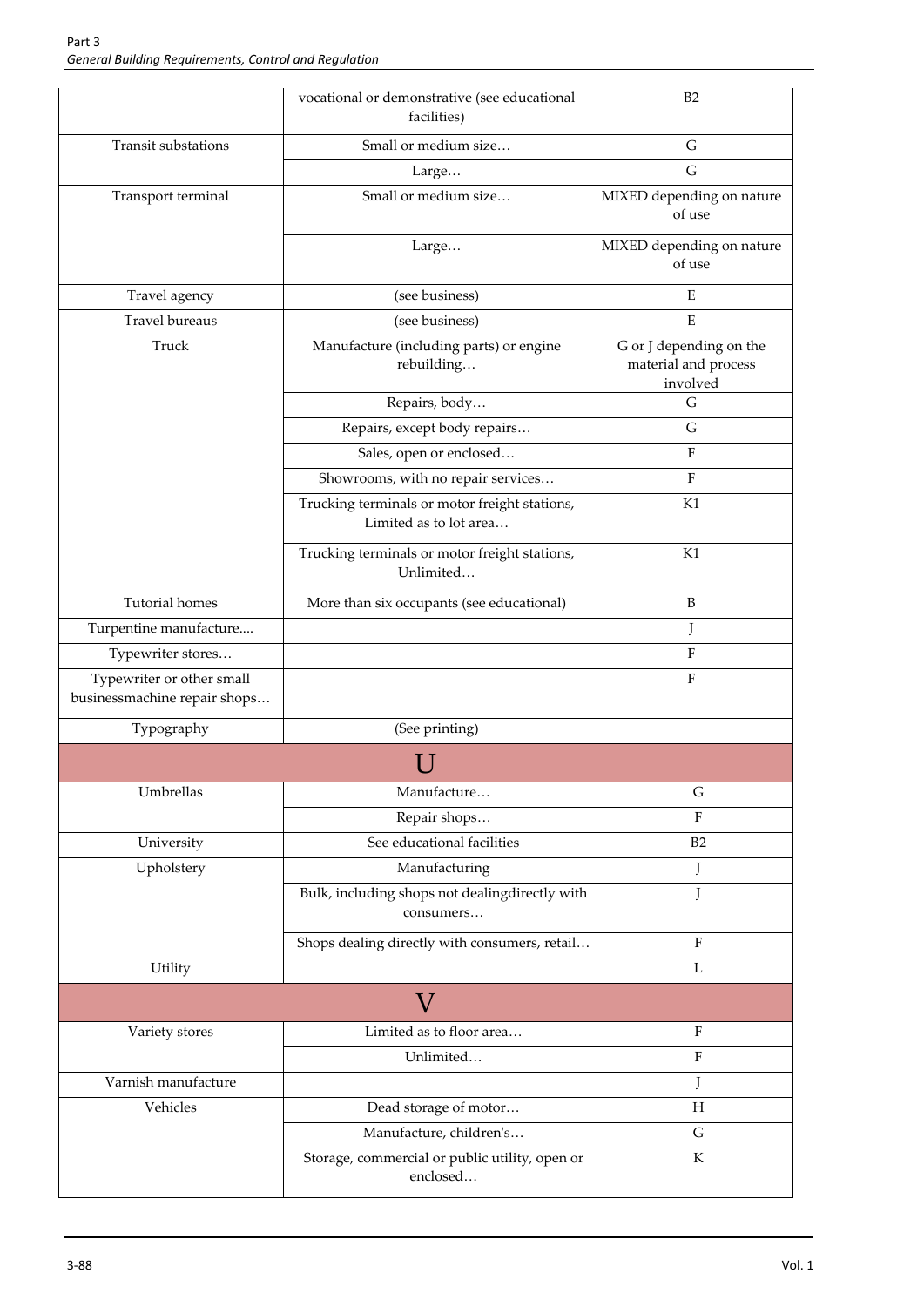| | | |
|---|---|---|
| | vocational or demonstrative (see educational facilities) | B2 |
| Transit substations | Small or medium size… | G |
| | Large… | G |
| Transport terminal | Small or medium size… | MIXED depending on nature of use |
| | Large… | MIXED depending on nature of use |
| Travel agency | (see business) | E |
| Travel bureaus | (see business) | E |
| Truck | Manufacture (including parts) or engine rebuilding… | G or J depending on the material and process involved |
| | Repairs, body… | G |
| | Repairs, except body repairs… | G |
| | Sales, open or enclosed… | F |
| | Showrooms, with no repair services… | F |
| | Trucking terminals or motor freight stations, Limited as to lot area… | K1 |
| | Trucking terminals or motor freight stations, Unlimited… | K1 |
| Tutorial homes | More than six occupants (see educational) | B |
| Turpentine manufacture.... | | J |
| Typewriter stores… | | F |
| Typewriter or other small businessmachine repair shops… | | F |
| Typography | (See printing) | |
| **U** | | |
| Umbrellas | Manufacture… | G |
| | Repair shops… | F |
| University | See educational facilities | B2 |
| Upholstery | Manufacturing | J |
| | Bulk, including shops not dealingdirectly with consumers… | J |
| | Shops dealing directly with consumers, retail… | F |
| Utility | | L |
| **V** | | |
| Variety stores | Limited as to floor area… | F |
| | Unlimited… | F |
| Varnish manufacture | | J |
| Vehicles | Dead storage of motor… | H |
| | Manufacture, children's… | G |
| | Storage, commercial or public utility, open or enclosed… | K |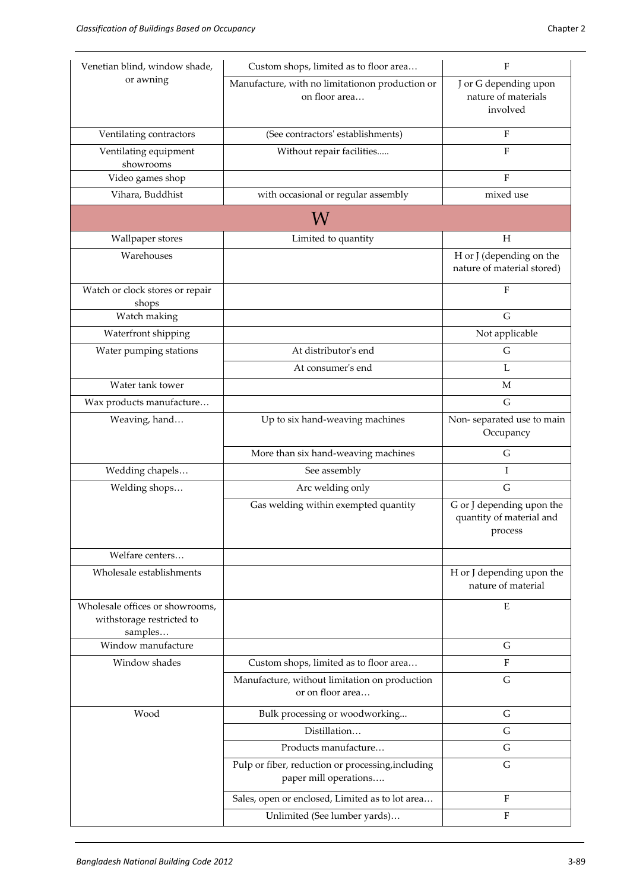| | | |
|---|---|---|
| Venetian blind, window shade, or awning | Custom shops, limited as to floor area… | F |
| | Manufacture, with no limitationon production or on floor area… | J or G depending upon nature of materials involved |
| Ventilating contractors | (See contractors' establishments) | F |
| Ventilating equipment showrooms | Without repair facilities..... | F |
| Video games shop | | F |
| Vihara, Buddhist | with occasional or regular assembly | mixed use |
| **W** | | |
| Wallpaper stores | Limited to quantity | H |
| Warehouses | | H or J (depending on the nature of material stored) |
| Watch or clock stores or repair shops | | F |
| Watch making | | G |
| Waterfront shipping | | Not applicable |
| Water pumping stations | At distributor's end | G |
| | At consumer's end | L |
| Water tank tower | | M |
| Wax products manufacture… | | G |
| Weaving, hand… | Up to six hand-weaving machines | Non- separated use to main Occupancy |
| | More than six hand-weaving machines | G |
| Wedding chapels… | See assembly | I |
| Welding shops… | Arc welding only | G |
| | Gas welding within exempted quantity | G or J depending upon the quantity of material and process |
| Welfare centers… | | |
| Wholesale establishments | | H or J depending upon the nature of material |
| Wholesale offices or showrooms, withstorage restricted to samples… | | E |
| Window manufacture | | G |
| Window shades | Custom shops, limited as to floor area… | F |
| | Manufacture, without limitation on production or on floor area… | G |
| Wood | Bulk processing or woodworking... | G |
| | Distillation… | G |
| | Products manufacture… | G |
| | Pulp or fiber, reduction or processing,including paper mill operations…. | G |
| | Sales, open or enclosed, Limited as to lot area… | F |
| | Unlimited (See lumber yards)… | F |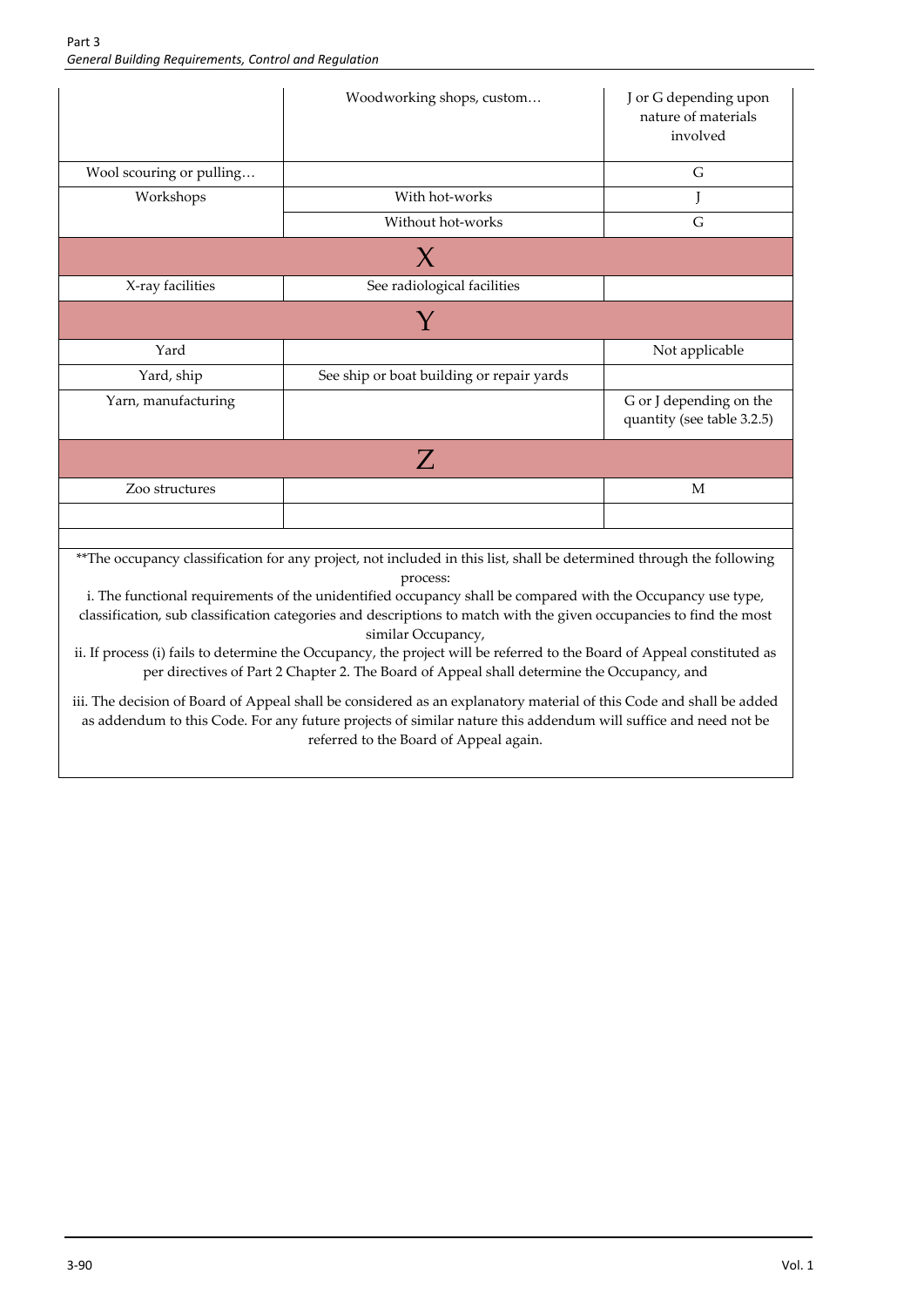| | | |
|---|---|---|
| | Woodworking shops, custom… | J or G depending upon nature of materials involved |
| Wool scouring or pulling… | | G |
| Workshops | With hot-works | J |
| | Without hot-works | G |
| **X** | | |
| X-ray facilities | See radiological facilities | |
| **Y** | | |
| Yard | | Not applicable |
| Yard, ship | See ship or boat building or repair yards | |
| Yarn, manufacturing | | G or J depending on the quantity (see table 3.2.5) |
| **Z** | | |
| Zoo structures | | M |
| | | |

**The occupancy classification for any project, not included in this list, shall be determined through the following process:

i. The functional requirements of the unidentified occupancy shall be compared with the Occupancy use type, classification, sub classification categories and descriptions to match with the given occupancies to find the most similar Occupancy,

ii. If process (i) fails to determine the Occupancy, the project will be referred to the Board of Appeal constituted as per directives of Part 2 Chapter 2. The Board of Appeal shall determine the Occupancy, and

iii. The decision of Board of Appeal shall be considered as an explanatory material of this Code and shall be added as addendum to this Code. For any future projects of similar nature this addendum will suffice and need not be referred to the Board of Appeal again.